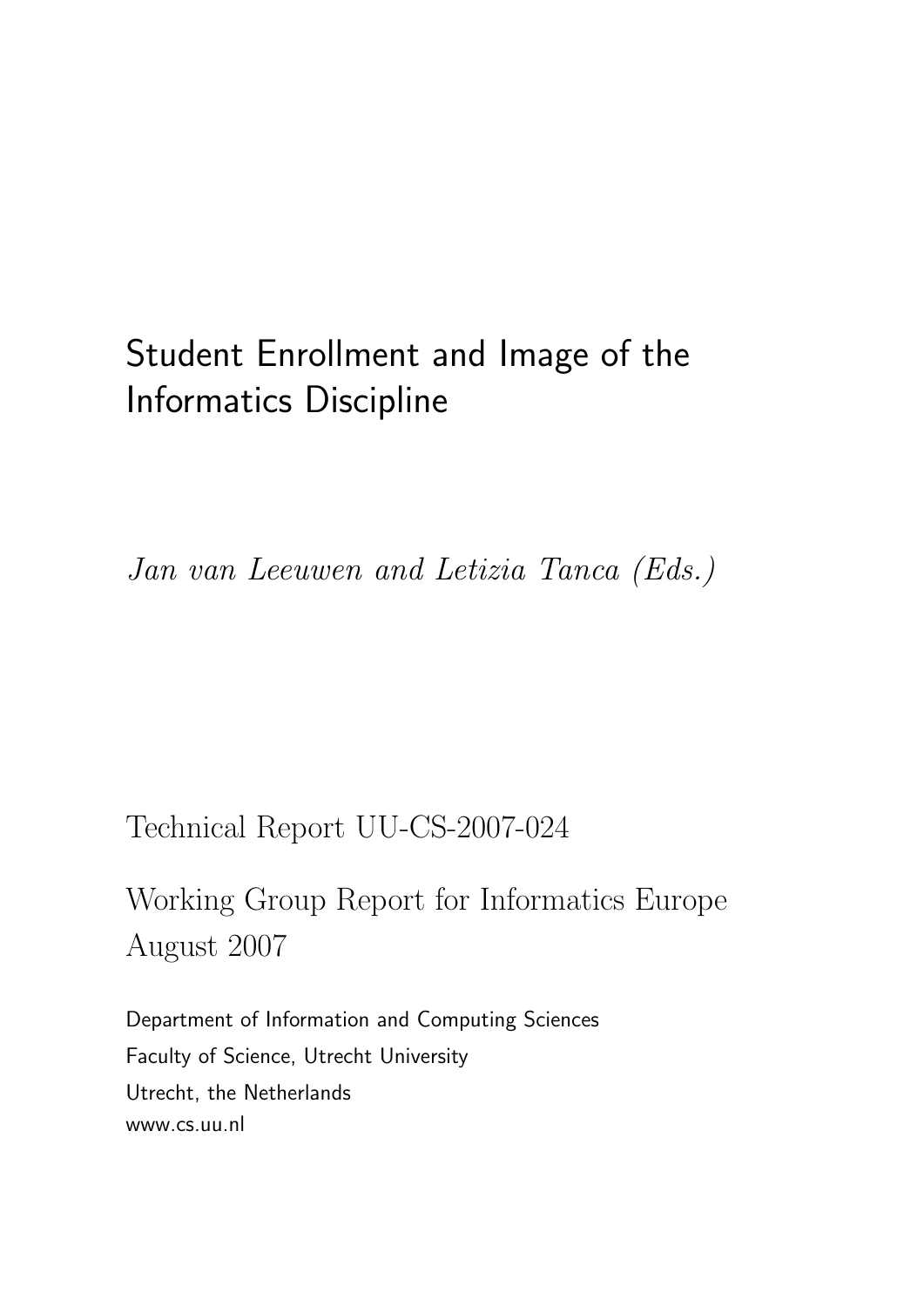# Student Enrollment and Image of the Informatics Discipline

*Jan van Leeuwen and Letizia Tanca (Eds.)*

Technical Report UU-CS-2007-024

Working Group Report for Informatics Europe
August 2007

Department of Information and Computing Sciences
Faculty of Science, Utrecht University
Utrecht, the Netherlands
www.cs.uu.nl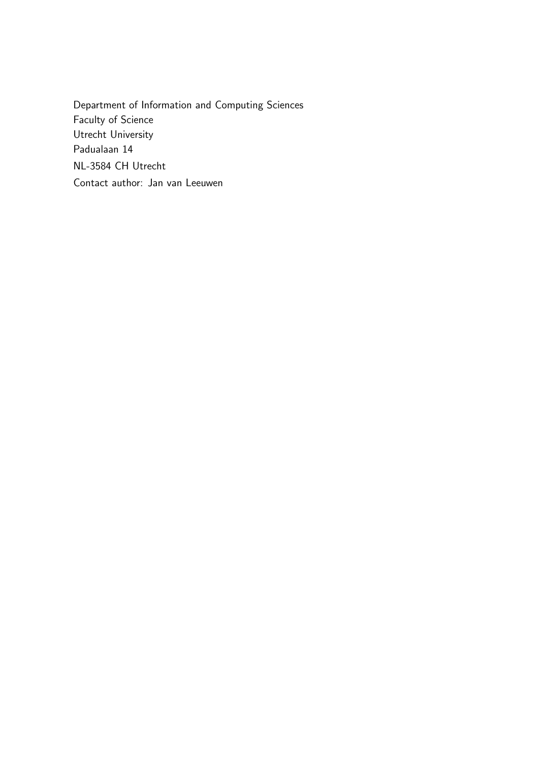Department of Information and Computing Sciences
Faculty of Science
Utrecht University
Padualaan 14
NL-3584 CH Utrecht
Contact author: Jan van Leeuwen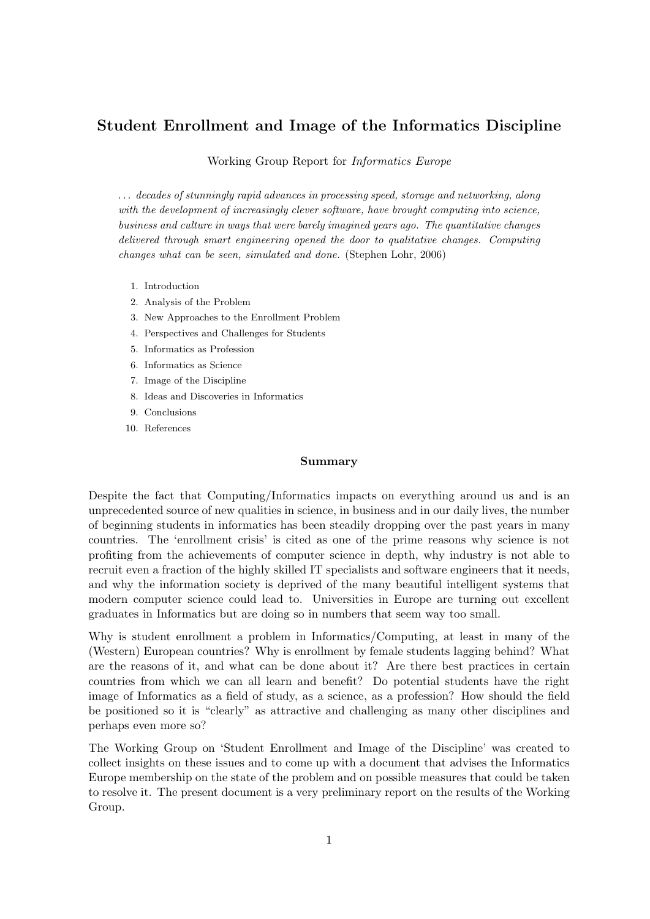# Student Enrollment and Image of the Informatics Discipline

Working Group Report for *Informatics Europe*

> *... decades of stunningly rapid advances in processing speed, storage and networking, along with the development of increasingly clever software, have brought computing into science, business and culture in ways that were barely imagined years ago. The quantitative changes delivered through smart engineering opened the door to qualitative changes. Computing changes what can be seen, simulated and done.* (Stephen Lohr, 2006)

1. Introduction
2. Analysis of the Problem
3. New Approaches to the Enrollment Problem
4. Perspectives and Challenges for Students
5. Informatics as Profession
6. Informatics as Science
7. Image of the Discipline
8. Ideas and Discoveries in Informatics
9. Conclusions
10. References

## Summary

Despite the fact that Computing/Informatics impacts on everything around us and is an unprecedented source of new qualities in science, in business and in our daily lives, the number of beginning students in informatics has been steadily dropping over the past years in many countries. The 'enrollment crisis' is cited as one of the prime reasons why science is not profiting from the achievements of computer science in depth, why industry is not able to recruit even a fraction of the highly skilled IT specialists and software engineers that it needs, and why the information society is deprived of the many beautiful intelligent systems that modern computer science could lead to. Universities in Europe are turning out excellent graduates in Informatics but are doing so in numbers that seem way too small.

Why is student enrollment a problem in Informatics/Computing, at least in many of the (Western) European countries? Why is enrollment by female students lagging behind? What are the reasons of it, and what can be done about it? Are there best practices in certain countries from which we can all learn and benefit? Do potential students have the right image of Informatics as a field of study, as a science, as a profession? How should the field be positioned so it is "clearly" as attractive and challenging as many other disciplines and perhaps even more so?

The Working Group on 'Student Enrollment and Image of the Discipline' was created to collect insights on these issues and to come up with a document that advises the Informatics Europe membership on the state of the problem and on possible measures that could be taken to resolve it. The present document is a very preliminary report on the results of the Working Group.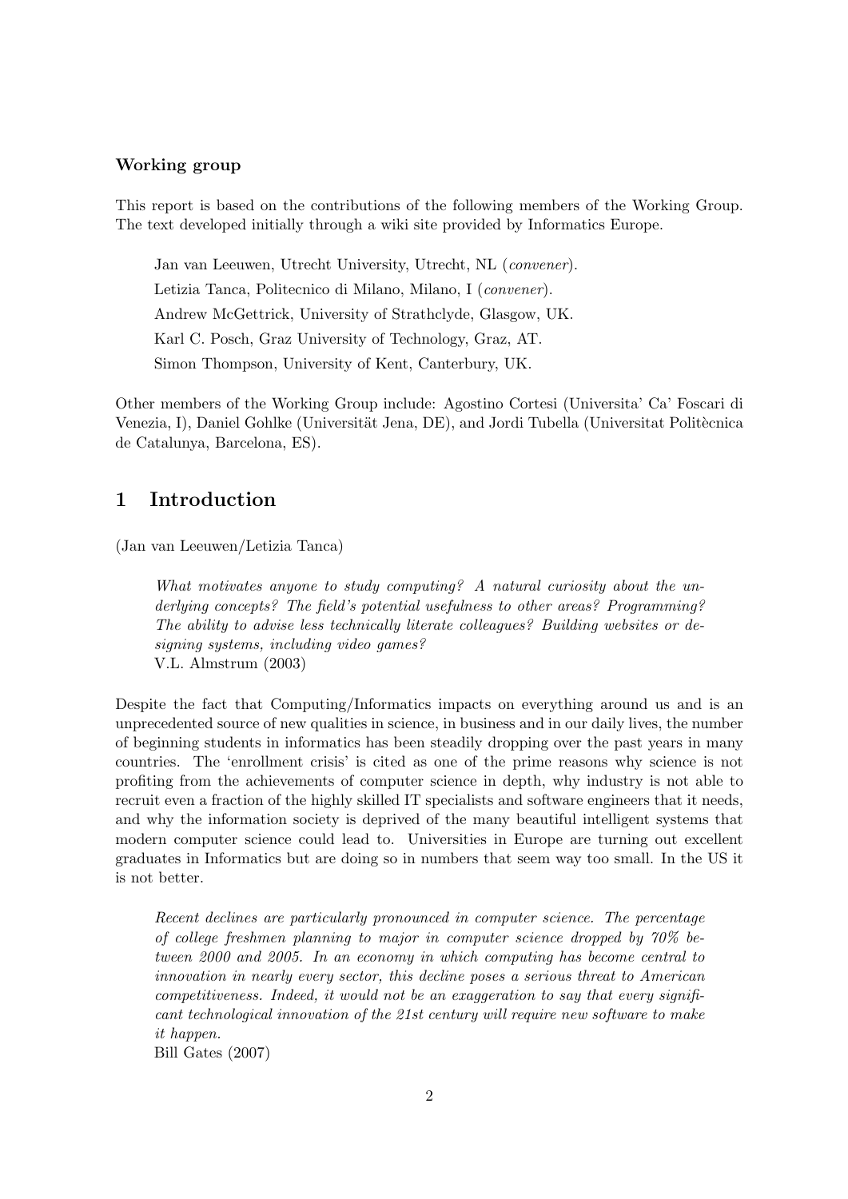### Working group

This report is based on the contributions of the following members of the Working Group. The text developed initially through a wiki site provided by Informatics Europe.

> Jan van Leeuwen, Utrecht University, Utrecht, NL (*convener*).
>
> Letizia Tanca, Politecnico di Milano, Milano, I (*convener*).
>
> Andrew McGettrick, University of Strathclyde, Glasgow, UK.
>
> Karl C. Posch, Graz University of Technology, Graz, AT.
>
> Simon Thompson, University of Kent, Canterbury, UK.

Other members of the Working Group include: Agostino Cortesi (Universita' Ca' Foscari di Venezia, I), Daniel Gohlke (Universität Jena, DE), and Jordi Tubella (Universitat Politècnica de Catalunya, Barcelona, ES).

## 1 Introduction

(Jan van Leeuwen/Letizia Tanca)

> *What motivates anyone to study computing? A natural curiosity about the underlying concepts? The field's potential usefulness to other areas? Programming? The ability to advise less technically literate colleagues? Building websites or designing systems, including video games?*
> V.L. Almstrum (2003)

Despite the fact that Computing/Informatics impacts on everything around us and is an unprecedented source of new qualities in science, in business and in our daily lives, the number of beginning students in informatics has been steadily dropping over the past years in many countries. The 'enrollment crisis' is cited as one of the prime reasons why science is not profiting from the achievements of computer science in depth, why industry is not able to recruit even a fraction of the highly skilled IT specialists and software engineers that it needs, and why the information society is deprived of the many beautiful intelligent systems that modern computer science could lead to. Universities in Europe are turning out excellent graduates in Informatics but are doing so in numbers that seem way too small. In the US it is not better.

> *Recent declines are particularly pronounced in computer science. The percentage of college freshmen planning to major in computer science dropped by 70% between 2000 and 2005. In an economy in which computing has become central to innovation in nearly every sector, this decline poses a serious threat to American competitiveness. Indeed, it would not be an exaggeration to say that every significant technological innovation of the 21st century will require new software to make it happen.*
> Bill Gates (2007)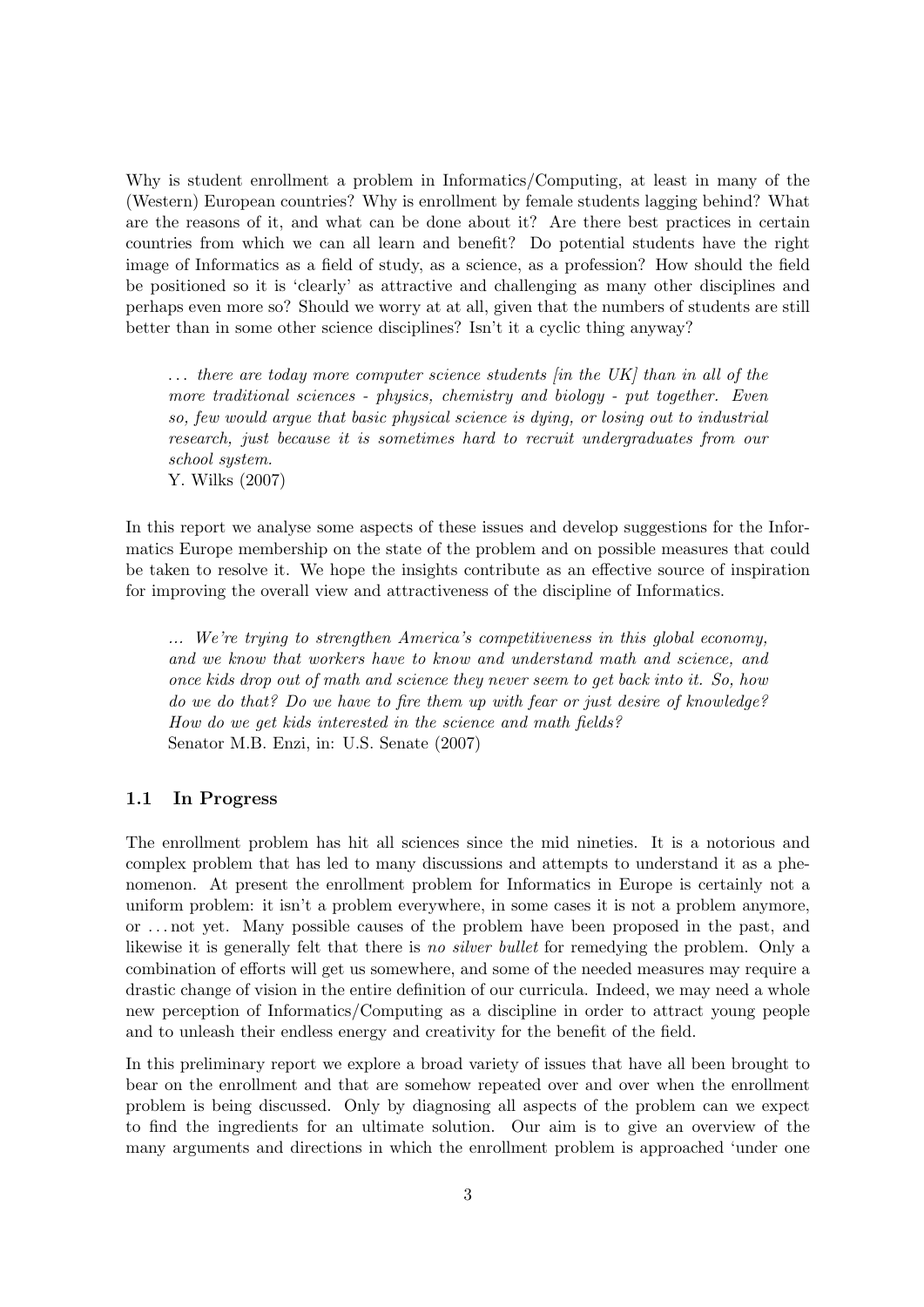Why is student enrollment a problem in Informatics/Computing, at least in many of the (Western) European countries? Why is enrollment by female students lagging behind? What are the reasons of it, and what can be done about it? Are there best practices in certain countries from which we can all learn and benefit? Do potential students have the right image of Informatics as a field of study, as a science, as a profession? How should the field be positioned so it is 'clearly' as attractive and challenging as many other disciplines and perhaps even more so? Should we worry at at all, given that the numbers of students are still better than in some other science disciplines? Isn't it a cyclic thing anyway?

> *... there are today more computer science students [in the UK] than in all of the more traditional sciences - physics, chemistry and biology - put together. Even so, few would argue that basic physical science is dying, or losing out to industrial research, just because it is sometimes hard to recruit undergraduates from our school system.*
> Y. Wilks (2007)

In this report we analyse some aspects of these issues and develop suggestions for the Informatics Europe membership on the state of the problem and on possible measures that could be taken to resolve it. We hope the insights contribute as an effective source of inspiration for improving the overall view and attractiveness of the discipline of Informatics.

> *... We're trying to strengthen America's competitiveness in this global economy, and we know that workers have to know and understand math and science, and once kids drop out of math and science they never seem to get back into it. So, how do we do that? Do we have to fire them up with fear or just desire of knowledge? How do we get kids interested in the science and math fields?*
> Senator M.B. Enzi, in: U.S. Senate (2007)

### 1.1 In Progress

The enrollment problem has hit all sciences since the mid nineties. It is a notorious and complex problem that has led to many discussions and attempts to understand it as a phenomenon. At present the enrollment problem for Informatics in Europe is certainly not a uniform problem: it isn't a problem everywhere, in some cases it is not a problem anymore, or ... not yet. Many possible causes of the problem have been proposed in the past, and likewise it is generally felt that there is *no silver bullet* for remedying the problem. Only a combination of efforts will get us somewhere, and some of the needed measures may require a drastic change of vision in the entire definition of our curricula. Indeed, we may need a whole new perception of Informatics/Computing as a discipline in order to attract young people and to unleash their endless energy and creativity for the benefit of the field.

In this preliminary report we explore a broad variety of issues that have all been brought to bear on the enrollment and that are somehow repeated over and over when the enrollment problem is being discussed. Only by diagnosing all aspects of the problem can we expect to find the ingredients for an ultimate solution. Our aim is to give an overview of the many arguments and directions in which the enrollment problem is approached 'under one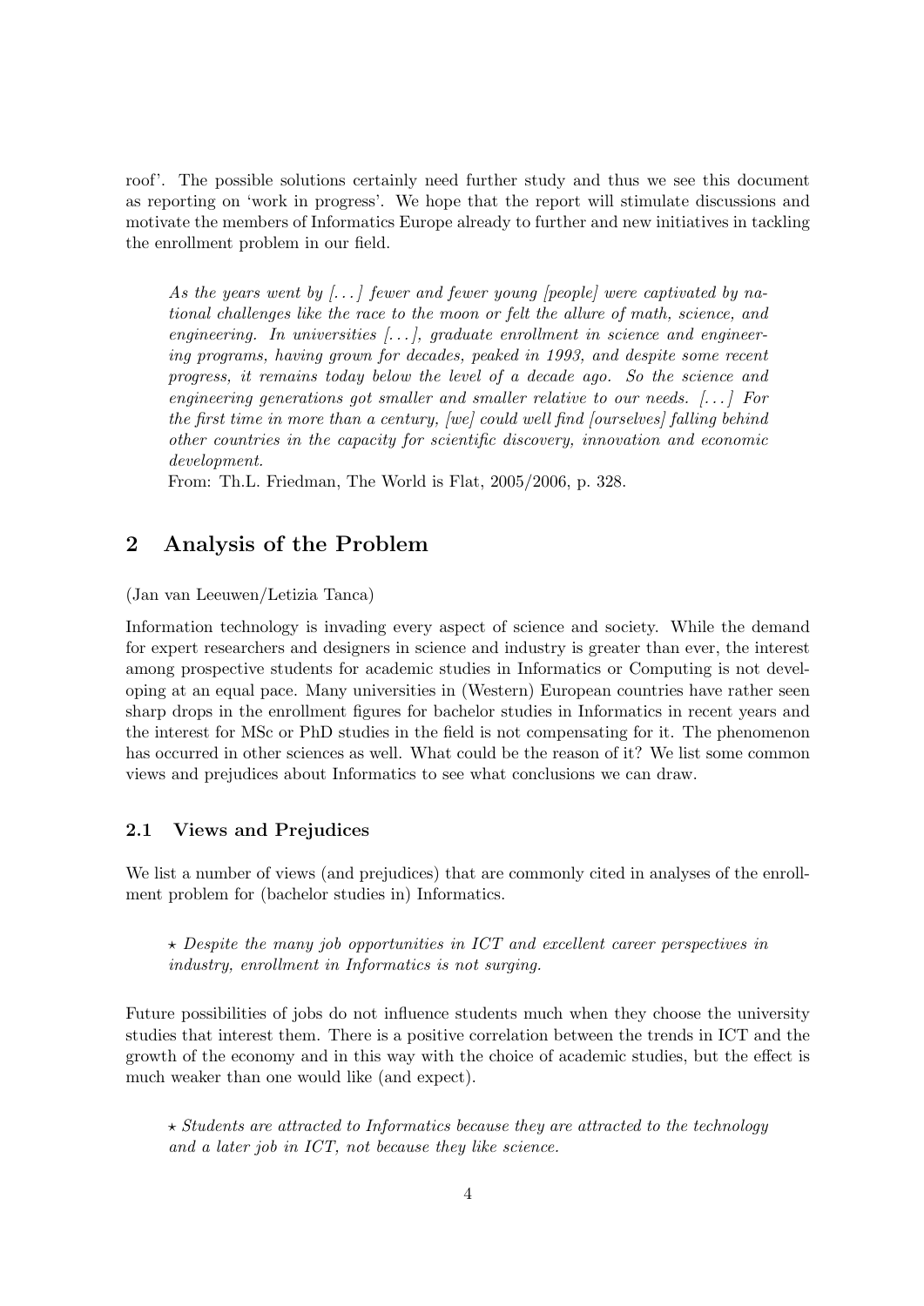roof'. The possible solutions certainly need further study and thus we see this document as reporting on 'work in progress'. We hope that the report will stimulate discussions and motivate the members of Informatics Europe already to further and new initiatives in tackling the enrollment problem in our field.

> *As the years went by [...] fewer and fewer young [people] were captivated by national challenges like the race to the moon or felt the allure of math, science, and engineering. In universities [...], graduate enrollment in science and engineering programs, having grown for decades, peaked in 1993, and despite some recent progress, it remains today below the level of a decade ago. So the science and engineering generations got smaller and smaller relative to our needs. [...] For the first time in more than a century, [we] could well find [ourselves] falling behind other countries in the capacity for scientific discovery, innovation and economic development.*
>
> From: Th.L. Friedman, The World is Flat, 2005/2006, p. 328.

## 2 Analysis of the Problem

(Jan van Leeuwen/Letizia Tanca)

Information technology is invading every aspect of science and society. While the demand for expert researchers and designers in science and industry is greater than ever, the interest among prospective students for academic studies in Informatics or Computing is not developing at an equal pace. Many universities in (Western) European countries have rather seen sharp drops in the enrollment figures for bachelor studies in Informatics in recent years and the interest for MSc or PhD studies in the field is not compensating for it. The phenomenon has occurred in other sciences as well. What could be the reason of it? We list some common views and prejudices about Informatics to see what conclusions we can draw.

### 2.1 Views and Prejudices

We list a number of views (and prejudices) that are commonly cited in analyses of the enrollment problem for (bachelor studies in) Informatics.

> ⋆ *Despite the many job opportunities in ICT and excellent career perspectives in industry, enrollment in Informatics is not surging.*

Future possibilities of jobs do not influence students much when they choose the university studies that interest them. There is a positive correlation between the trends in ICT and the growth of the economy and in this way with the choice of academic studies, but the effect is much weaker than one would like (and expect).

> ⋆ *Students are attracted to Informatics because they are attracted to the technology and a later job in ICT, not because they like science.*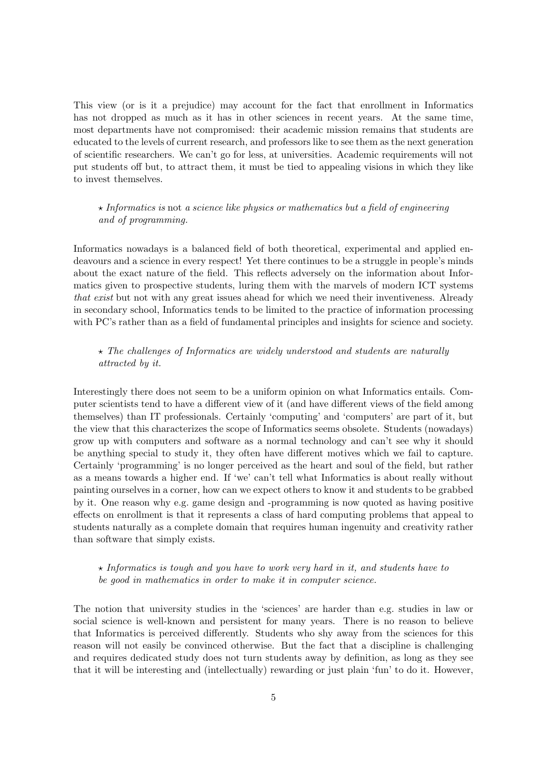This view (or is it a prejudice) may account for the fact that enrollment in Informatics has not dropped as much as it has in other sciences in recent years. At the same time, most departments have not compromised: their academic mission remains that students are educated to the levels of current research, and professors like to see them as the next generation of scientific researchers. We can't go for less, at universities. Academic requirements will not put students off but, to attract them, it must be tied to appealing visions in which they like to invest themselves.

> ⋆ *Informatics is* not *a science like physics or mathematics but a field of engineering and of programming.*

Informatics nowadays is a balanced field of both theoretical, experimental and applied endeavours and a science in every respect! Yet there continues to be a struggle in people's minds about the exact nature of the field. This reflects adversely on the information about Informatics given to prospective students, luring them with the marvels of modern ICT systems *that exist* but not with any great issues ahead for which we need their inventiveness. Already in secondary school, Informatics tends to be limited to the practice of information processing with PC's rather than as a field of fundamental principles and insights for science and society.

> ⋆ *The challenges of Informatics are widely understood and students are naturally attracted by it.*

Interestingly there does not seem to be a uniform opinion on what Informatics entails. Computer scientists tend to have a different view of it (and have different views of the field among themselves) than IT professionals. Certainly 'computing' and 'computers' are part of it, but the view that this characterizes the scope of Informatics seems obsolete. Students (nowadays) grow up with computers and software as a normal technology and can't see why it should be anything special to study it, they often have different motives which we fail to capture. Certainly 'programming' is no longer perceived as the heart and soul of the field, but rather as a means towards a higher end. If 'we' can't tell what Informatics is about really without painting ourselves in a corner, how can we expect others to know it and students to be grabbed by it. One reason why e.g. game design and -programming is now quoted as having positive effects on enrollment is that it represents a class of hard computing problems that appeal to students naturally as a complete domain that requires human ingenuity and creativity rather than software that simply exists.

> ⋆ *Informatics is tough and you have to work very hard in it, and students have to be good in mathematics in order to make it in computer science.*

The notion that university studies in the 'sciences' are harder than e.g. studies in law or social science is well-known and persistent for many years. There is no reason to believe that Informatics is perceived differently. Students who shy away from the sciences for this reason will not easily be convinced otherwise. But the fact that a discipline is challenging and requires dedicated study does not turn students away by definition, as long as they see that it will be interesting and (intellectually) rewarding or just plain 'fun' to do it. However,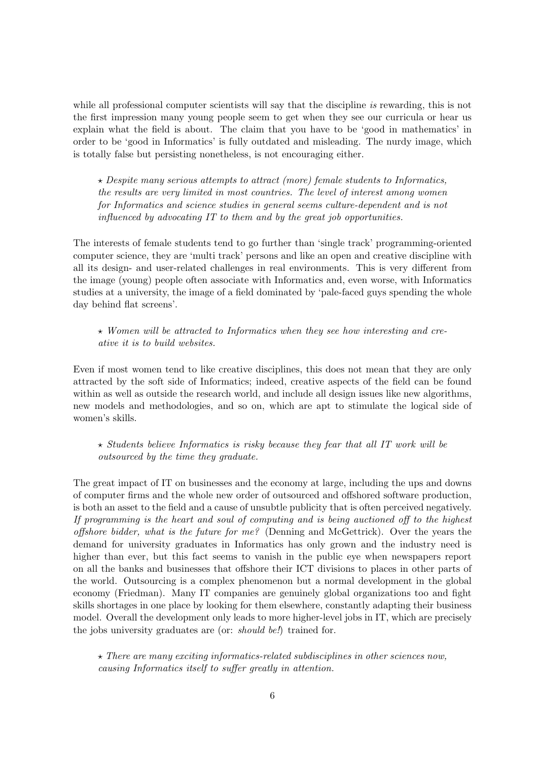while all professional computer scientists will say that the discipline *is* rewarding, this is not the first impression many young people seem to get when they see our curricula or hear us explain what the field is about. The claim that you have to be 'good in mathematics' in order to be 'good in Informatics' is fully outdated and misleading. The nurdy image, which is totally false but persisting nonetheless, is not encouraging either.

> ⋆ *Despite many serious attempts to attract (more) female students to Informatics, the results are very limited in most countries. The level of interest among women for Informatics and science studies in general seems culture-dependent and is not influenced by advocating IT to them and by the great job opportunities.*

The interests of female students tend to go further than 'single track' programming-oriented computer science, they are 'multi track' persons and like an open and creative discipline with all its design- and user-related challenges in real environments. This is very different from the image (young) people often associate with Informatics and, even worse, with Informatics studies at a university, the image of a field dominated by 'pale-faced guys spending the whole day behind flat screens'.

> ⋆ *Women will be attracted to Informatics when they see how interesting and creative it is to build websites.*

Even if most women tend to like creative disciplines, this does not mean that they are only attracted by the soft side of Informatics; indeed, creative aspects of the field can be found within as well as outside the research world, and include all design issues like new algorithms, new models and methodologies, and so on, which are apt to stimulate the logical side of women's skills.

> ⋆ *Students believe Informatics is risky because they fear that all IT work will be outsourced by the time they graduate.*

The great impact of IT on businesses and the economy at large, including the ups and downs of computer firms and the whole new order of outsourced and offshored software production, is both an asset to the field and a cause of unsubtle publicity that is often perceived negatively. *If programming is the heart and soul of computing and is being auctioned off to the highest offshore bidder, what is the future for me?* (Denning and McGettrick). Over the years the demand for university graduates in Informatics has only grown and the industry need is higher than ever, but this fact seems to vanish in the public eye when newspapers report on all the banks and businesses that offshore their ICT divisions to places in other parts of the world. Outsourcing is a complex phenomenon but a normal development in the global economy (Friedman). Many IT companies are genuinely global organizations too and fight skills shortages in one place by looking for them elsewhere, constantly adapting their business model. Overall the development only leads to more higher-level jobs in IT, which are precisely the jobs university graduates are (or: *should be!*) trained for.

> ⋆ *There are many exciting informatics-related subdisciplines in other sciences now, causing Informatics itself to suffer greatly in attention.*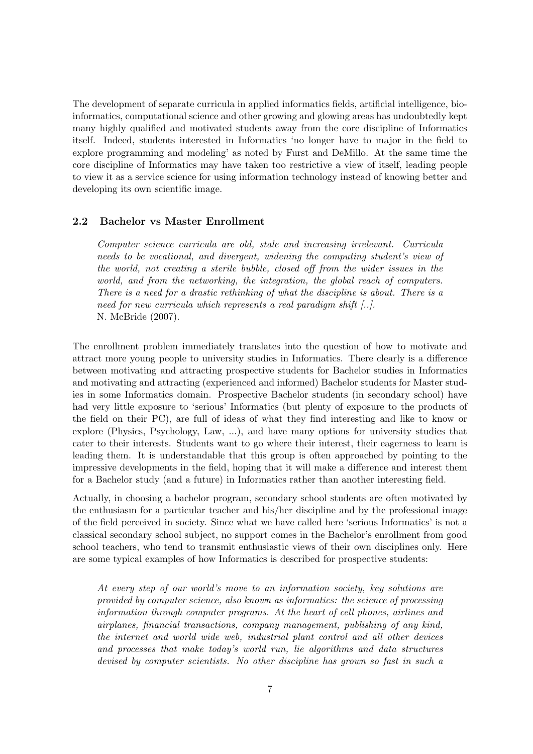The development of separate curricula in applied informatics fields, artificial intelligence, bio-informatics, computational science and other growing and glowing areas has undoubtedly kept many highly qualified and motivated students away from the core discipline of Informatics itself. Indeed, students interested in Informatics 'no longer have to major in the field to explore programming and modeling' as noted by Furst and DeMillo. At the same time the core discipline of Informatics may have taken too restrictive a view of itself, leading people to view it as a service science for using information technology instead of knowing better and developing its own scientific image.

### 2.2 Bachelor vs Master Enrollment

> *Computer science curricula are old, stale and increasing irrelevant. Curricula needs to be vocational, and divergent, widening the computing student's view of the world, not creating a sterile bubble, closed off from the wider issues in the world, and from the networking, the integration, the global reach of computers. There is a need for a drastic rethinking of what the discipline is about. There is a need for new curricula which represents a real paradigm shift [..].*
> N. McBride (2007).

The enrollment problem immediately translates into the question of how to motivate and attract more young people to university studies in Informatics. There clearly is a difference between motivating and attracting prospective students for Bachelor studies in Informatics and motivating and attracting (experienced and informed) Bachelor students for Master studies in some Informatics domain. Prospective Bachelor students (in secondary school) have had very little exposure to 'serious' Informatics (but plenty of exposure to the products of the field on their PC), are full of ideas of what they find interesting and like to know or explore (Physics, Psychology, Law, ...), and have many options for university studies that cater to their interests. Students want to go where their interest, their eagerness to learn is leading them. It is understandable that this group is often approached by pointing to the impressive developments in the field, hoping that it will make a difference and interest them for a Bachelor study (and a future) in Informatics rather than another interesting field.

Actually, in choosing a bachelor program, secondary school students are often motivated by the enthusiasm for a particular teacher and his/her discipline and by the professional image of the field perceived in society. Since what we have called here 'serious Informatics' is not a classical secondary school subject, no support comes in the Bachelor's enrollment from good school teachers, who tend to transmit enthusiastic views of their own disciplines only. Here are some typical examples of how Informatics is described for prospective students:

> *At every step of our world's move to an information society, key solutions are provided by computer science, also known as informatics: the science of processing information through computer programs. At the heart of cell phones, airlines and airplanes, financial transactions, company management, publishing of any kind, the internet and world wide web, industrial plant control and all other devices and processes that make today's world run, lie algorithms and data structures devised by computer scientists. No other discipline has grown so fast in such a*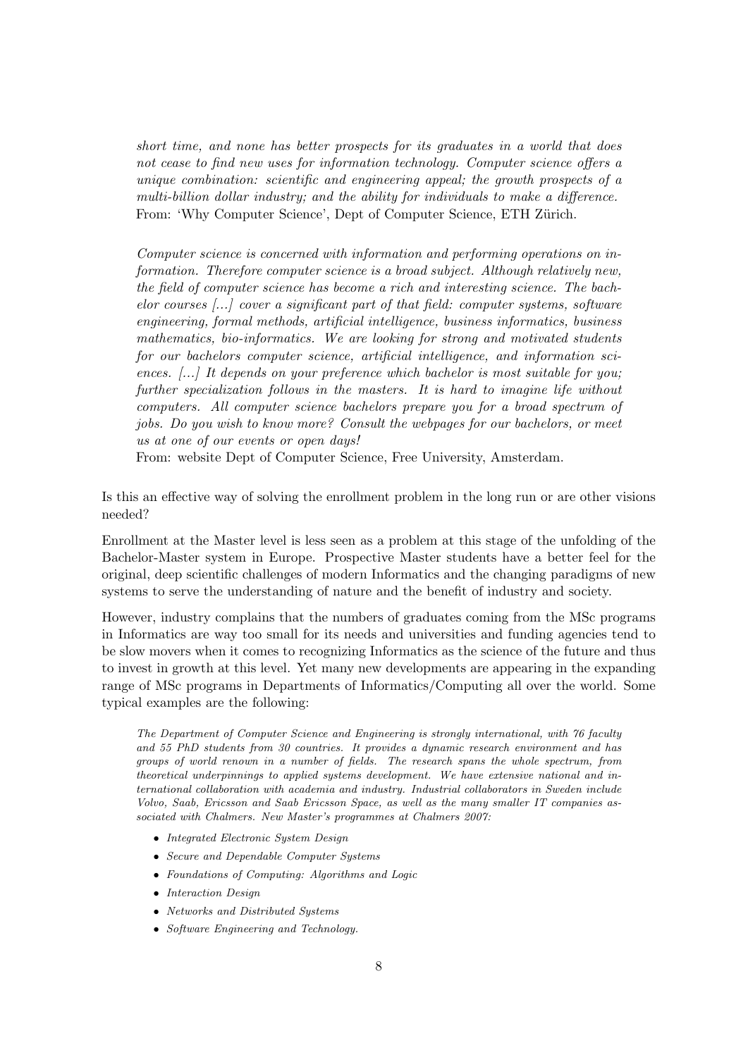*short time, and none has better prospects for its graduates in a world that does not cease to find new uses for information technology. Computer science offers a unique combination: scientific and engineering appeal; the growth prospects of a multi-billion dollar industry; and the ability for individuals to make a difference.*
From: 'Why Computer Science', Dept of Computer Science, ETH Zürich.

*Computer science is concerned with information and performing operations on information. Therefore computer science is a broad subject. Although relatively new, the field of computer science has become a rich and interesting science. The bachelor courses [...] cover a significant part of that field: computer systems, software engineering, formal methods, artificial intelligence, business informatics, business mathematics, bio-informatics. We are looking for strong and motivated students for our bachelors computer science, artificial intelligence, and information sciences. [...] It depends on your preference which bachelor is most suitable for you; further specialization follows in the masters. It is hard to imagine life without computers. All computer science bachelors prepare you for a broad spectrum of jobs. Do you wish to know more? Consult the webpages for our bachelors, or meet us at one of our events or open days!*
From: website Dept of Computer Science, Free University, Amsterdam.

Is this an effective way of solving the enrollment problem in the long run or are other visions needed?

Enrollment at the Master level is less seen as a problem at this stage of the unfolding of the Bachelor-Master system in Europe. Prospective Master students have a better feel for the original, deep scientific challenges of modern Informatics and the changing paradigms of new systems to serve the understanding of nature and the benefit of industry and society.

However, industry complains that the numbers of graduates coming from the MSc programs in Informatics are way too small for its needs and universities and funding agencies tend to be slow movers when it comes to recognizing Informatics as the science of the future and thus to invest in growth at this level. Yet many new developments are appearing in the expanding range of MSc programs in Departments of Informatics/Computing all over the world. Some typical examples are the following:

*The Department of Computer Science and Engineering is strongly international, with 76 faculty and 55 PhD students from 30 countries. It provides a dynamic research environment and has groups of world renown in a number of fields. The research spans the whole spectrum, from theoretical underpinnings to applied systems development. We have extensive national and international collaboration with academia and industry. Industrial collaborators in Sweden include Volvo, Saab, Ericsson and Saab Ericsson Space, as well as the many smaller IT companies associated with Chalmers. New Master's programmes at Chalmers 2007:*

- *Integrated Electronic System Design*
- *Secure and Dependable Computer Systems*
- *Foundations of Computing: Algorithms and Logic*
- *Interaction Design*
- *Networks and Distributed Systems*
- *Software Engineering and Technology.*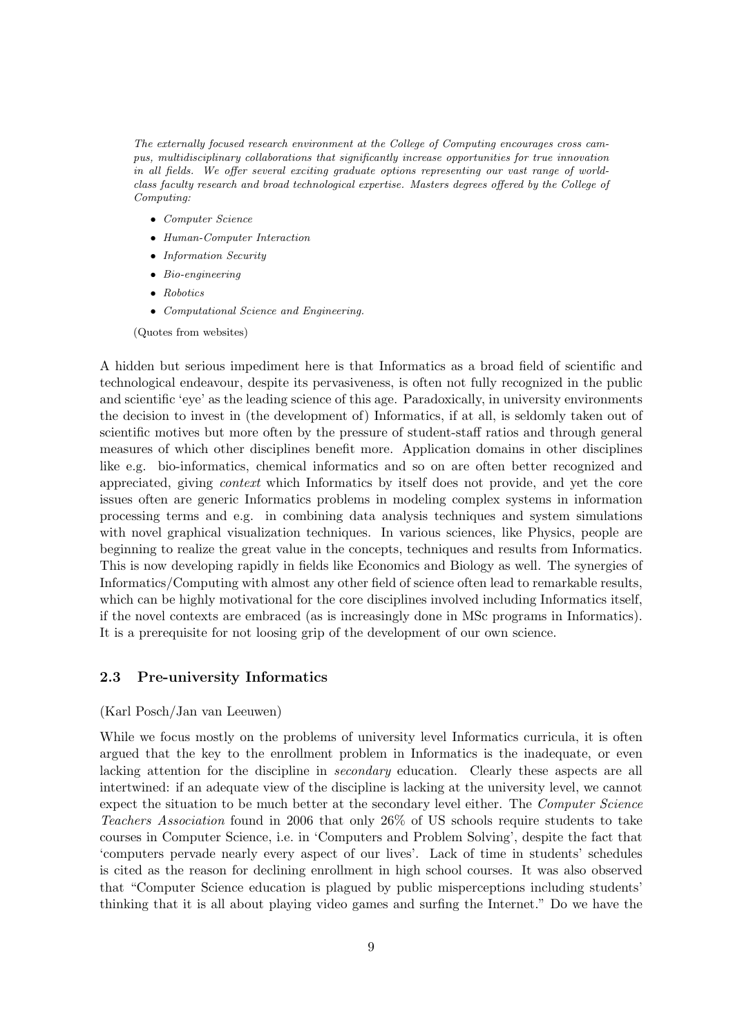*The externally focused research environment at the College of Computing encourages cross campus, multidisciplinary collaborations that significantly increase opportunities for true innovation in all fields. We offer several exciting graduate options representing our vast range of world-class faculty research and broad technological expertise. Masters degrees offered by the College of Computing:*

- *Computer Science*
- *Human-Computer Interaction*
- *Information Security*
- *Bio-engineering*
- *Robotics*
- *Computational Science and Engineering.*

(Quotes from websites)

A hidden but serious impediment here is that Informatics as a broad field of scientific and technological endeavour, despite its pervasiveness, is often not fully recognized in the public and scientific 'eye' as the leading science of this age. Paradoxically, in university environments the decision to invest in (the development of) Informatics, if at all, is seldomly taken out of scientific motives but more often by the pressure of student-staff ratios and through general measures of which other disciplines benefit more. Application domains in other disciplines like e.g. bio-informatics, chemical informatics and so on are often better recognized and appreciated, giving *context* which Informatics by itself does not provide, and yet the core issues often are generic Informatics problems in modeling complex systems in information processing terms and e.g. in combining data analysis techniques and system simulations with novel graphical visualization techniques. In various sciences, like Physics, people are beginning to realize the great value in the concepts, techniques and results from Informatics. This is now developing rapidly in fields like Economics and Biology as well. The synergies of Informatics/Computing with almost any other field of science often lead to remarkable results, which can be highly motivational for the core disciplines involved including Informatics itself, if the novel contexts are embraced (as is increasingly done in MSc programs in Informatics). It is a prerequisite for not loosing grip of the development of our own science.

### 2.3 Pre-university Informatics

(Karl Posch/Jan van Leeuwen)

While we focus mostly on the problems of university level Informatics curricula, it is often argued that the key to the enrollment problem in Informatics is the inadequate, or even lacking attention for the discipline in *secondary* education. Clearly these aspects are all intertwined: if an adequate view of the discipline is lacking at the university level, we cannot expect the situation to be much better at the secondary level either. The *Computer Science Teachers Association* found in 2006 that only 26% of US schools require students to take courses in Computer Science, i.e. in 'Computers and Problem Solving', despite the fact that 'computers pervade nearly every aspect of our lives'. Lack of time in students' schedules is cited as the reason for declining enrollment in high school courses. It was also observed that "Computer Science education is plagued by public misperceptions including students' thinking that it is all about playing video games and surfing the Internet." Do we have the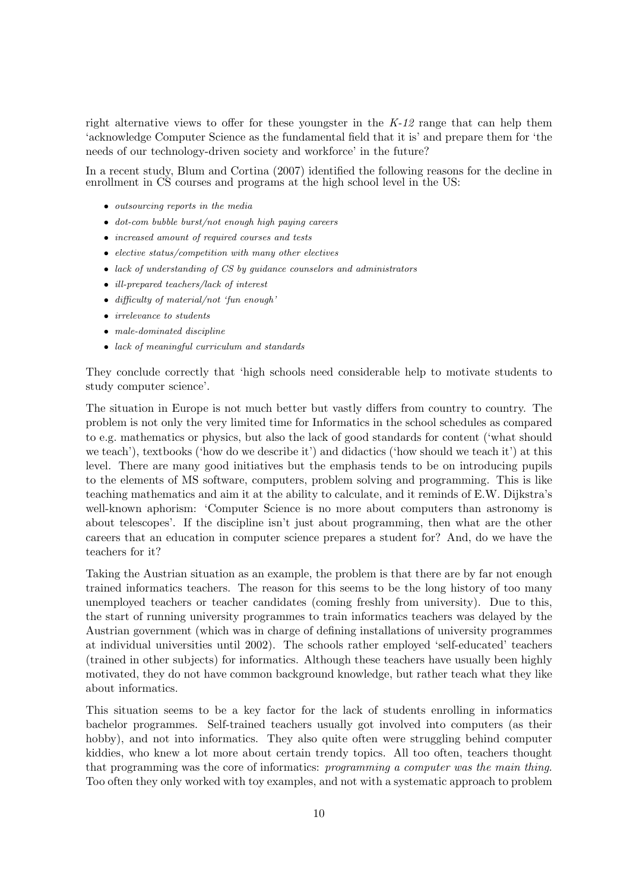right alternative views to offer for these youngster in the *K-12* range that can help them 'acknowledge Computer Science as the fundamental field that it is' and prepare them for 'the needs of our technology-driven society and workforce' in the future?

In a recent study, Blum and Cortina (2007) identified the following reasons for the decline in enrollment in CS courses and programs at the high school level in the US:

- *outsourcing reports in the media*
- *dot-com bubble burst/not enough high paying careers*
- *increased amount of required courses and tests*
- *elective status/competition with many other electives*
- *lack of understanding of CS by guidance counselors and administrators*
- *ill-prepared teachers/lack of interest*
- *difficulty of material/not 'fun enough'*
- *irrelevance to students*
- *male-dominated discipline*
- *lack of meaningful curriculum and standards*

They conclude correctly that 'high schools need considerable help to motivate students to study computer science'.

The situation in Europe is not much better but vastly differs from country to country. The problem is not only the very limited time for Informatics in the school schedules as compared to e.g. mathematics or physics, but also the lack of good standards for content ('what should we teach'), textbooks ('how do we describe it') and didactics ('how should we teach it') at this level. There are many good initiatives but the emphasis tends to be on introducing pupils to the elements of MS software, computers, problem solving and programming. This is like teaching mathematics and aim it at the ability to calculate, and it reminds of E.W. Dijkstra's well-known aphorism: 'Computer Science is no more about computers than astronomy is about telescopes'. If the discipline isn't just about programming, then what are the other careers that an education in computer science prepares a student for? And, do we have the teachers for it?

Taking the Austrian situation as an example, the problem is that there are by far not enough trained informatics teachers. The reason for this seems to be the long history of too many unemployed teachers or teacher candidates (coming freshly from university). Due to this, the start of running university programmes to train informatics teachers was delayed by the Austrian government (which was in charge of defining installations of university programmes at individual universities until 2002). The schools rather employed 'self-educated' teachers (trained in other subjects) for informatics. Although these teachers have usually been highly motivated, they do not have common background knowledge, but rather teach what they like about informatics.

This situation seems to be a key factor for the lack of students enrolling in informatics bachelor programmes. Self-trained teachers usually got involved into computers (as their hobby), and not into informatics. They also quite often were struggling behind computer kiddies, who knew a lot more about certain trendy topics. All too often, teachers thought that programming was the core of informatics: *programming a computer was the main thing*. Too often they only worked with toy examples, and not with a systematic approach to problem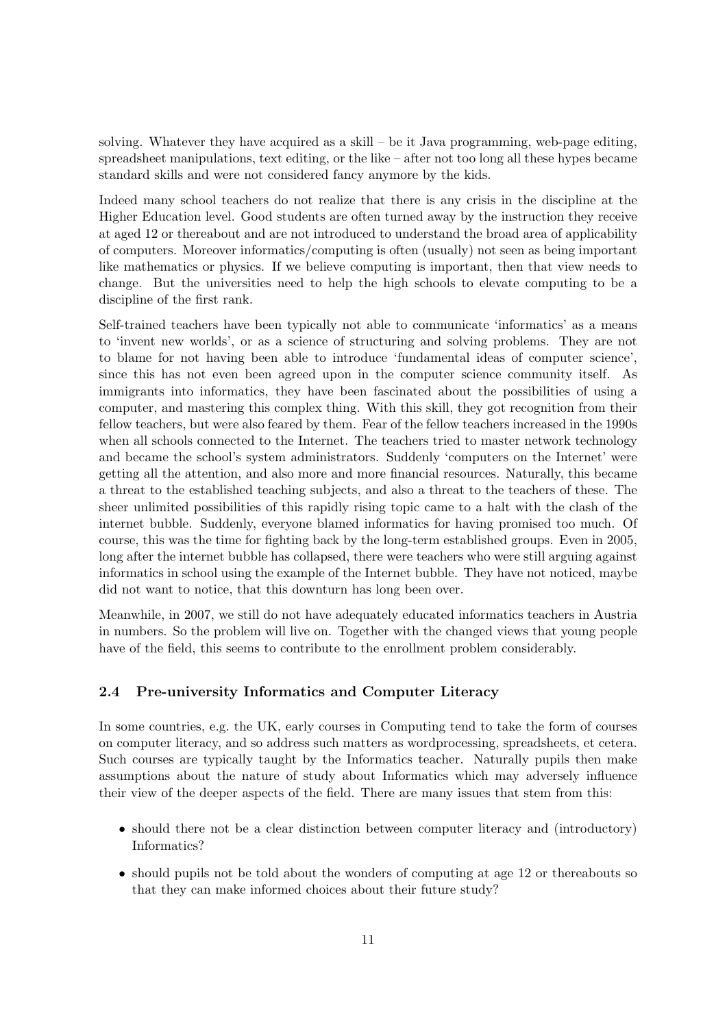solving. Whatever they have acquired as a skill – be it Java programming, web-page editing, spreadsheet manipulations, text editing, or the like – after not too long all these hypes became standard skills and were not considered fancy anymore by the kids.

Indeed many school teachers do not realize that there is any crisis in the discipline at the Higher Education level. Good students are often turned away by the instruction they receive at aged 12 or thereabout and are not introduced to understand the broad area of applicability of computers. Moreover informatics/computing is often (usually) not seen as being important like mathematics or physics. If we believe computing is important, then that view needs to change. But the universities need to help the high schools to elevate computing to be a discipline of the first rank.

Self-trained teachers have been typically not able to communicate 'informatics' as a means to 'invent new worlds', or as a science of structuring and solving problems. They are not to blame for not having been able to introduce 'fundamental ideas of computer science', since this has not even been agreed upon in the computer science community itself. As immigrants into informatics, they have been fascinated about the possibilities of using a computer, and mastering this complex thing. With this skill, they got recognition from their fellow teachers, but were also feared by them. Fear of the fellow teachers increased in the 1990s when all schools connected to the Internet. The teachers tried to master network technology and became the school's system administrators. Suddenly 'computers on the Internet' were getting all the attention, and also more and more financial resources. Naturally, this became a threat to the established teaching subjects, and also a threat to the teachers of these. The sheer unlimited possibilities of this rapidly rising topic came to a halt with the clash of the internet bubble. Suddenly, everyone blamed informatics for having promised too much. Of course, this was the time for fighting back by the long-term established groups. Even in 2005, long after the internet bubble has collapsed, there were teachers who were still arguing against informatics in school using the example of the Internet bubble. They have not noticed, maybe did not want to notice, that this downturn has long been over.

Meanwhile, in 2007, we still do not have adequately educated informatics teachers in Austria in numbers. So the problem will live on. Together with the changed views that young people have of the field, this seems to contribute to the enrollment problem considerably.

### 2.4 Pre-university Informatics and Computer Literacy

In some countries, e.g. the UK, early courses in Computing tend to take the form of courses on computer literacy, and so address such matters as wordprocessing, spreadsheets, et cetera. Such courses are typically taught by the Informatics teacher. Naturally pupils then make assumptions about the nature of study about Informatics which may adversely influence their view of the deeper aspects of the field. There are many issues that stem from this:

- should there not be a clear distinction between computer literacy and (introductory) Informatics?
- should pupils not be told about the wonders of computing at age 12 or thereabouts so that they can make informed choices about their future study?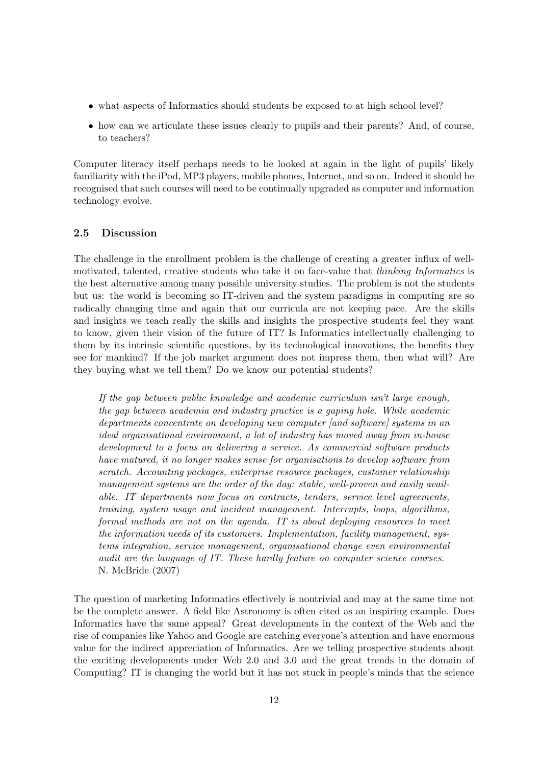- what aspects of Informatics should students be exposed to at high school level?
- how can we articulate these issues clearly to pupils and their parents? And, of course, to teachers?

Computer literacy itself perhaps needs to be looked at again in the light of pupils' likely familiarity with the iPod, MP3 players, mobile phones, Internet, and so on. Indeed it should be recognised that such courses will need to be continually upgraded as computer and information technology evolve.

### 2.5 Discussion

The challenge in the enrollment problem is the challenge of creating a greater influx of well-motivated, talented, creative students who take it on face-value that *thinking Informatics* is the best alternative among many possible university studies. The problem is not the students but us: the world is becoming so IT-driven and the system paradigms in computing are so radically changing time and again that our curricula are not keeping pace. Are the skills and insights we teach really the skills and insights the prospective students feel they want to know, given their vision of the future of IT? Is Informatics intellectually challenging to them by its intrinsic scientific questions, by its technological innovations, the benefits they see for mankind? If the job market argument does not impress them, then what will? Are they buying what we tell them? Do we know our potential students?

> *If the gap between public knowledge and academic curriculum isn't large enough, the gap between academia and industry practice is a gaping hole. While academic departments concentrate on developing new computer [and software] systems in an ideal organisational environment, a lot of industry has moved away from in-house development to a focus on delivering a service. As commercial software products have matured, it no longer makes sense for organisations to develop software from scratch. Accounting packages, enterprise resource packages, customer relationship management systems are the order of the day: stable, well-proven and easily available. IT departments now focus on contracts, tenders, service level agreements, training, system usage and incident management. Interrupts, loops, algorithms, formal methods are not on the agenda. IT is about deploying resources to meet the information needs of its customers. Implementation, facility management, systems integration, service management, organisational change even environmental audit are the language of IT. These hardly feature on computer science courses.*
> N. McBride (2007)

The question of marketing Informatics effectively is nontrivial and may at the same time not be the complete answer. A field like Astronomy is often cited as an inspiring example. Does Informatics have the same appeal? Great developments in the context of the Web and the rise of companies like Yahoo and Google are catching everyone's attention and have enormous value for the indirect appreciation of Informatics. Are we telling prospective students about the exciting developments under Web 2.0 and 3.0 and the great trends in the domain of Computing? IT is changing the world but it has not stuck in people's minds that the science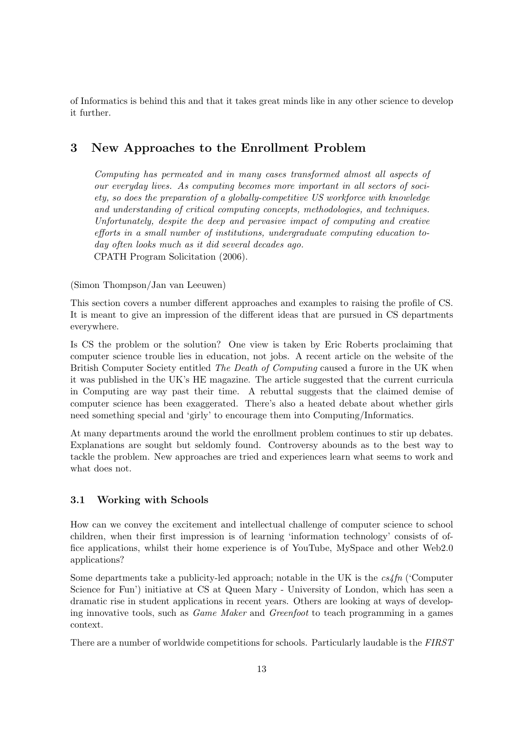of Informatics is behind this and that it takes great minds like in any other science to develop it further.

## 3 New Approaches to the Enrollment Problem

> *Computing has permeated and in many cases transformed almost all aspects of our everyday lives. As computing becomes more important in all sectors of society, so does the preparation of a globally-competitive US workforce with knowledge and understanding of critical computing concepts, methodologies, and techniques. Unfortunately, despite the deep and pervasive impact of computing and creative efforts in a small number of institutions, undergraduate computing education today often looks much as it did several decades ago.*
> CPATH Program Solicitation (2006).

(Simon Thompson/Jan van Leeuwen)

This section covers a number different approaches and examples to raising the profile of CS. It is meant to give an impression of the different ideas that are pursued in CS departments everywhere.

Is CS the problem or the solution? One view is taken by Eric Roberts proclaiming that computer science trouble lies in education, not jobs. A recent article on the website of the British Computer Society entitled *The Death of Computing* caused a furore in the UK when it was published in the UK's HE magazine. The article suggested that the current curricula in Computing are way past their time. A rebuttal suggests that the claimed demise of computer science has been exaggerated. There's also a heated debate about whether girls need something special and 'girly' to encourage them into Computing/Informatics.

At many departments around the world the enrollment problem continues to stir up debates. Explanations are sought but seldomly found. Controversy abounds as to the best way to tackle the problem. New approaches are tried and experiences learn what seems to work and what does not.

### 3.1 Working with Schools

How can we convey the excitement and intellectual challenge of computer science to school children, when their first impression is of learning 'information technology' consists of office applications, whilst their home experience is of YouTube, MySpace and other Web2.0 applications?

Some departments take a publicity-led approach; notable in the UK is the *cs4fn* ('Computer Science for Fun') initiative at CS at Queen Mary - University of London, which has seen a dramatic rise in student applications in recent years. Others are looking at ways of developing innovative tools, such as *Game Maker* and *Greenfoot* to teach programming in a games context.

There are a number of worldwide competitions for schools. Particularly laudable is the *FIRST*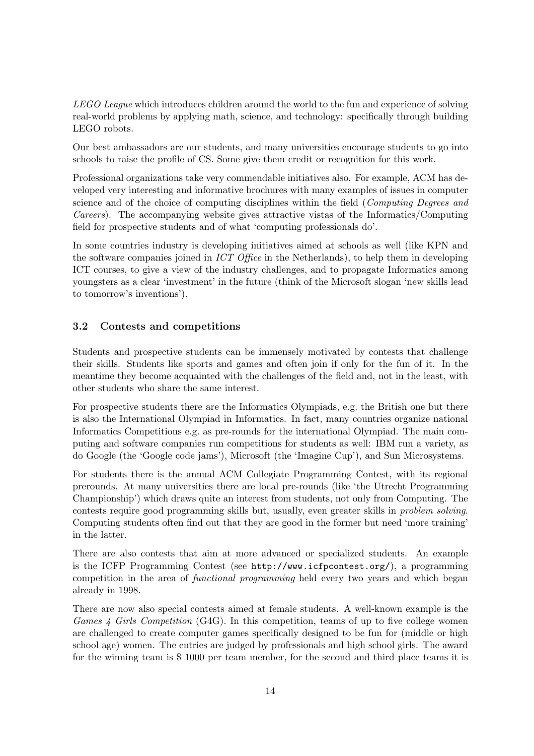*LEGO League* which introduces children around the world to the fun and experience of solving real-world problems by applying math, science, and technology: specifically through building LEGO robots.

Our best ambassadors are our students, and many universities encourage students to go into schools to raise the profile of CS. Some give them credit or recognition for this work.

Professional organizations take very commendable initiatives also. For example, ACM has developed very interesting and informative brochures with many examples of issues in computer science and of the choice of computing disciplines within the field (*Computing Degrees and Careers*). The accompanying website gives attractive vistas of the Informatics/Computing field for prospective students and of what 'computing professionals do'.

In some countries industry is developing initiatives aimed at schools as well (like KPN and the software companies joined in *ICT Office* in the Netherlands), to help them in developing ICT courses, to give a view of the industry challenges, and to propagate Informatics among youngsters as a clear 'investment' in the future (think of the Microsoft slogan 'new skills lead to tomorrow's inventions').

### 3.2 Contests and competitions

Students and prospective students can be immensely motivated by contests that challenge their skills. Students like sports and games and often join if only for the fun of it. In the meantime they become acquainted with the challenges of the field and, not in the least, with other students who share the same interest.

For prospective students there are the Informatics Olympiads, e.g. the British one but there is also the International Olympiad in Informatics. In fact, many countries organize national Informatics Competitions e.g. as pre-rounds for the international Olympiad. The main computing and software companies run competitions for students as well: IBM run a variety, as do Google (the 'Google code jams'), Microsoft (the 'Imagine Cup'), and Sun Microsystems.

For students there is the annual ACM Collegiate Programming Contest, with its regional prerounds. At many universities there are local pre-rounds (like 'the Utrecht Programming Championship') which draws quite an interest from students, not only from Computing. The contests require good programming skills but, usually, even greater skills in *problem solving*. Computing students often find out that they are good in the former but need 'more training' in the latter.

There are also contests that aim at more advanced or specialized students. An example is the ICFP Programming Contest (see `http://www.icfpcontest.org/`), a programming competition in the area of *functional programming* held every two years and which began already in 1998.

There are now also special contests aimed at female students. A well-known example is the *Games 4 Girls Competition* (G4G). In this competition, teams of up to five college women are challenged to create computer games specifically designed to be fun for (middle or high school age) women. The entries are judged by professionals and high school girls. The award for the winning team is $ 1000 per team member, for the second and third place teams it is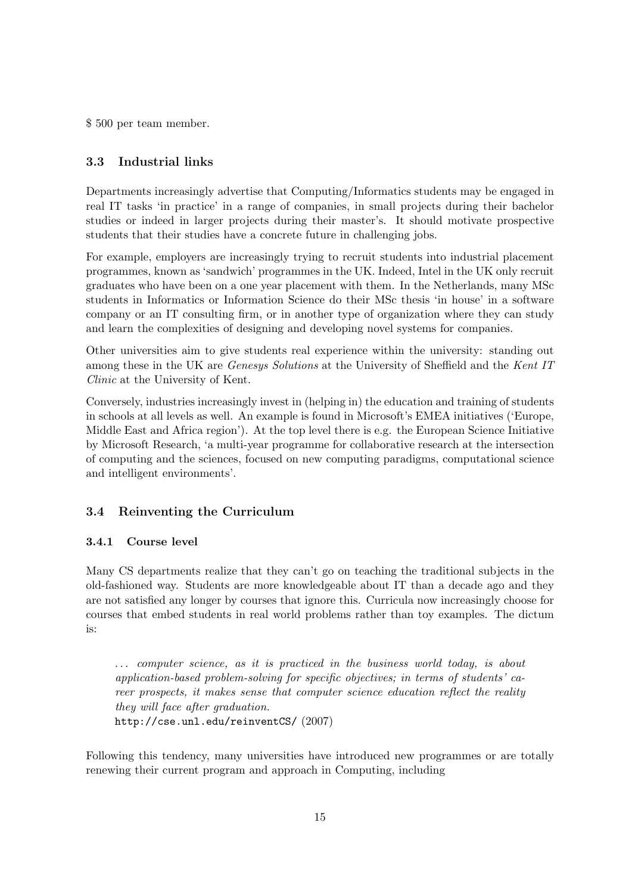$ 500 per team member.

### 3.3 Industrial links

Departments increasingly advertise that Computing/Informatics students may be engaged in real IT tasks 'in practice' in a range of companies, in small projects during their bachelor studies or indeed in larger projects during their master's. It should motivate prospective students that their studies have a concrete future in challenging jobs.

For example, employers are increasingly trying to recruit students into industrial placement programmes, known as 'sandwich' programmes in the UK. Indeed, Intel in the UK only recruit graduates who have been on a one year placement with them. In the Netherlands, many MSc students in Informatics or Information Science do their MSc thesis 'in house' in a software company or an IT consulting firm, or in another type of organization where they can study and learn the complexities of designing and developing novel systems for companies.

Other universities aim to give students real experience within the university: standing out among these in the UK are *Genesys Solutions* at the University of Sheffield and the *Kent IT Clinic* at the University of Kent.

Conversely, industries increasingly invest in (helping in) the education and training of students in schools at all levels as well. An example is found in Microsoft's EMEA initiatives ('Europe, Middle East and Africa region'). At the top level there is e.g. the European Science Initiative by Microsoft Research, 'a multi-year programme for collaborative research at the intersection of computing and the sciences, focused on new computing paradigms, computational science and intelligent environments'.

### 3.4 Reinventing the Curriculum

#### 3.4.1 Course level

Many CS departments realize that they can't go on teaching the traditional subjects in the old-fashioned way. Students are more knowledgeable about IT than a decade ago and they are not satisfied any longer by courses that ignore this. Curricula now increasingly choose for courses that embed students in real world problems rather than toy examples. The dictum is:

> *... computer science, as it is practiced in the business world today, is about application-based problem-solving for specific objectives; in terms of students' career prospects, it makes sense that computer science education reflect the reality they will face after graduation.*
> `http://cse.unl.edu/reinventCS/` (2007)

Following this tendency, many universities have introduced new programmes or are totally renewing their current program and approach in Computing, including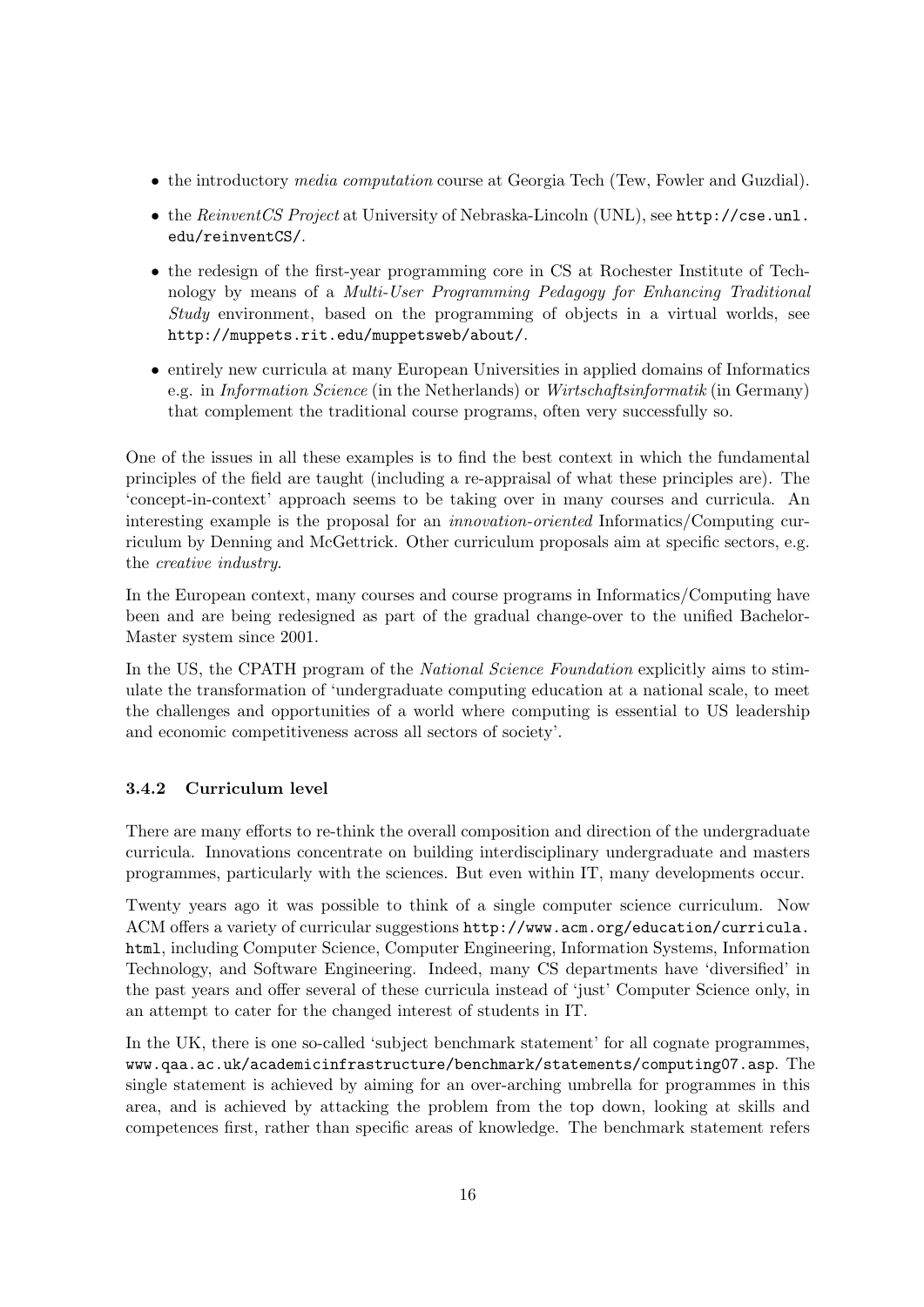- the introductory *media computation* course at Georgia Tech (Tew, Fowler and Guzdial).
- the *ReinventCS Project* at University of Nebraska-Lincoln (UNL), see `http://cse.unl.edu/reinventCS/`.
- the redesign of the first-year programming core in CS at Rochester Institute of Technology by means of a *Multi-User Programming Pedagogy for Enhancing Traditional Study* environment, based on the programming of objects in a virtual worlds, see `http://muppets.rit.edu/muppetsweb/about/`.
- entirely new curricula at many European Universities in applied domains of Informatics e.g. in *Information Science* (in the Netherlands) or *Wirtschaftsinformatik* (in Germany) that complement the traditional course programs, often very successfully so.

One of the issues in all these examples is to find the best context in which the fundamental principles of the field are taught (including a re-appraisal of what these principles are). The 'concept-in-context' approach seems to be taking over in many courses and curricula. An interesting example is the proposal for an *innovation-oriented* Informatics/Computing curriculum by Denning and McGettrick. Other curriculum proposals aim at specific sectors, e.g. the *creative industry*.

In the European context, many courses and course programs in Informatics/Computing have been and are being redesigned as part of the gradual change-over to the unified Bachelor-Master system since 2001.

In the US, the CPATH program of the *National Science Foundation* explicitly aims to stimulate the transformation of 'undergraduate computing education at a national scale, to meet the challenges and opportunities of a world where computing is essential to US leadership and economic competitiveness across all sectors of society'.

### 3.4.2 Curriculum level

There are many efforts to re-think the overall composition and direction of the undergraduate curricula. Innovations concentrate on building interdisciplinary undergraduate and masters programmes, particularly with the sciences. But even within IT, many developments occur.

Twenty years ago it was possible to think of a single computer science curriculum. Now ACM offers a variety of curricular suggestions `http://www.acm.org/education/curricula.html`, including Computer Science, Computer Engineering, Information Systems, Information Technology, and Software Engineering. Indeed, many CS departments have 'diversified' in the past years and offer several of these curricula instead of 'just' Computer Science only, in an attempt to cater for the changed interest of students in IT.

In the UK, there is one so-called 'subject benchmark statement' for all cognate programmes, `www.qaa.ac.uk/academicinfrastructure/benchmark/statements/computing07.asp`. The single statement is achieved by aiming for an over-arching umbrella for programmes in this area, and is achieved by attacking the problem from the top down, looking at skills and competences first, rather than specific areas of knowledge. The benchmark statement refers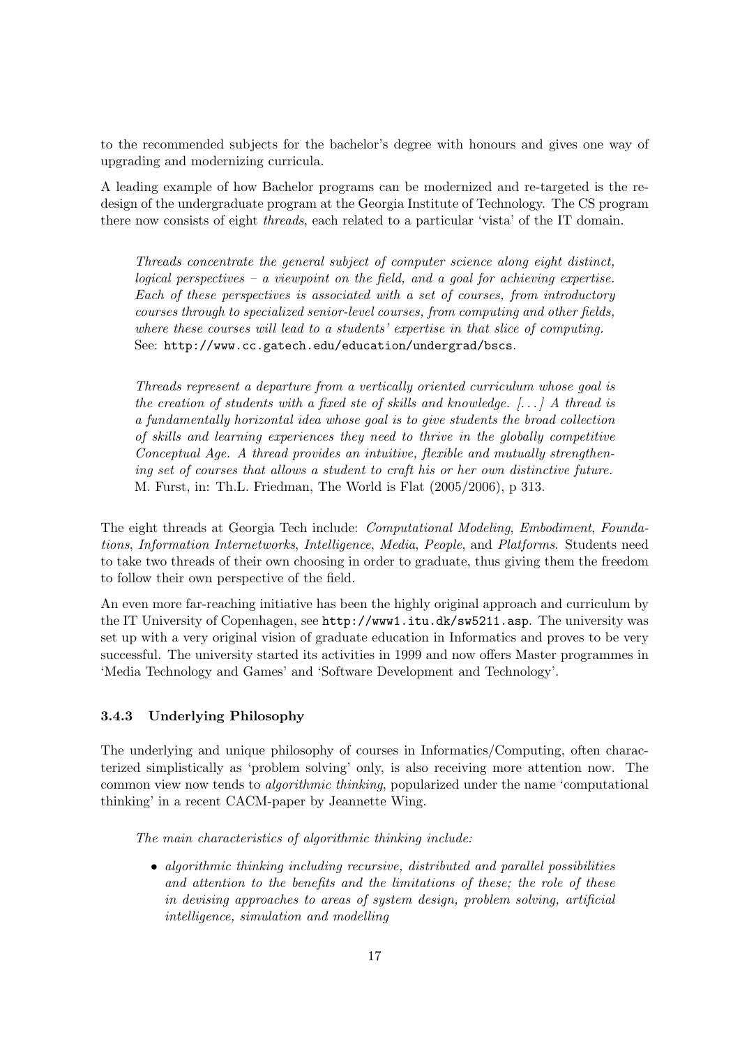to the recommended subjects for the bachelor's degree with honours and gives one way of upgrading and modernizing curricula.

A leading example of how Bachelor programs can be modernized and re-targeted is the redesign of the undergraduate program at the Georgia Institute of Technology. The CS program there now consists of eight *threads*, each related to a particular 'vista' of the IT domain.

> *Threads concentrate the general subject of computer science along eight distinct, logical perspectives – a viewpoint on the field, and a goal for achieving expertise. Each of these perspectives is associated with a set of courses, from introductory courses through to specialized senior-level courses, from computing and other fields, where these courses will lead to a students' expertise in that slice of computing.*
> See: `http://www.cc.gatech.edu/education/undergrad/bscs`.

> *Threads represent a departure from a vertically oriented curriculum whose goal is the creation of students with a fixed ste of skills and knowledge. [...] A thread is a fundamentally horizontal idea whose goal is to give students the broad collection of skills and learning experiences they need to thrive in the globally competitive Conceptual Age. A thread provides an intuitive, flexible and mutually strengthening set of courses that allows a student to craft his or her own distinctive future.*
> M. Furst, in: Th.L. Friedman, The World is Flat (2005/2006), p 313.

The eight threads at Georgia Tech include: *Computational Modeling*, *Embodiment*, *Foundations*, *Information Internetworks*, *Intelligence*, *Media*, *People*, and *Platforms*. Students need to take two threads of their own choosing in order to graduate, thus giving them the freedom to follow their own perspective of the field.

An even more far-reaching initiative has been the highly original approach and curriculum by the IT University of Copenhagen, see `http://www1.itu.dk/sw5211.asp`. The university was set up with a very original vision of graduate education in Informatics and proves to be very successful. The university started its activities in 1999 and now offers Master programmes in 'Media Technology and Games' and 'Software Development and Technology'.

### 3.4.3 Underlying Philosophy

The underlying and unique philosophy of courses in Informatics/Computing, often characterized simplistically as 'problem solving' only, is also receiving more attention now. The common view now tends to *algorithmic thinking*, popularized under the name 'computational thinking' in a recent CACM-paper by Jeannette Wing.

> *The main characteristics of algorithmic thinking include:*
>
> - *algorithmic thinking including recursive, distributed and parallel possibilities and attention to the benefits and the limitations of these; the role of these in devising approaches to areas of system design, problem solving, artificial intelligence, simulation and modelling*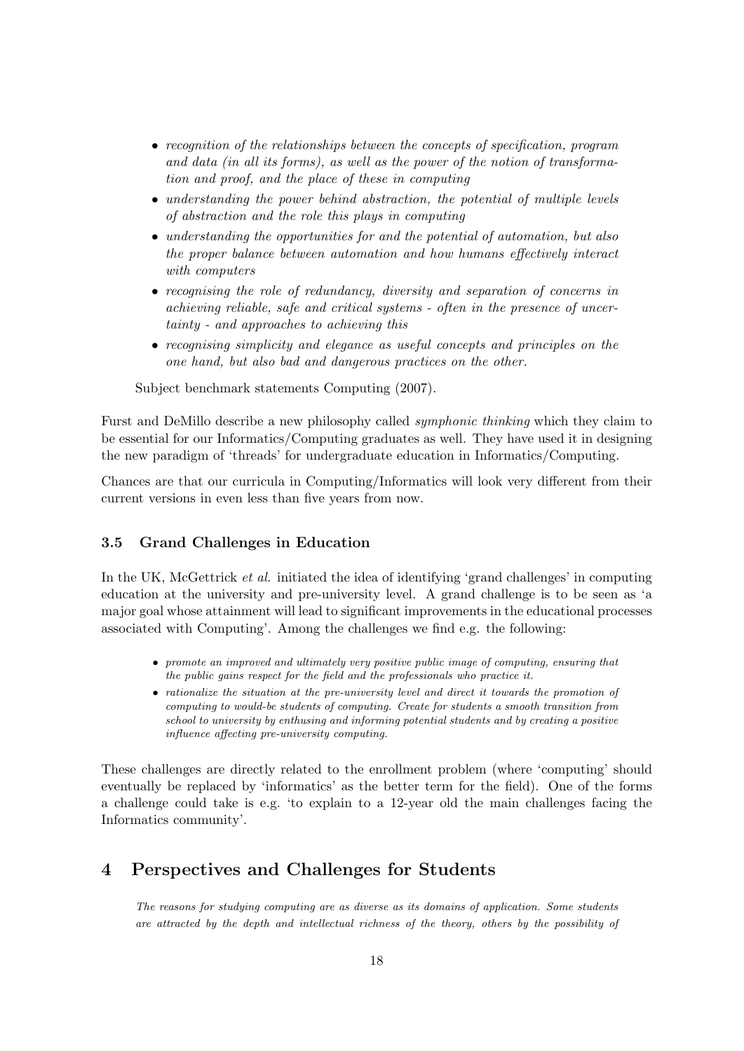- *recognition of the relationships between the concepts of specification, program and data (in all its forms), as well as the power of the notion of transformation and proof, and the place of these in computing*
- *understanding the power behind abstraction, the potential of multiple levels of abstraction and the role this plays in computing*
- *understanding the opportunities for and the potential of automation, but also the proper balance between automation and how humans effectively interact with computers*
- *recognising the role of redundancy, diversity and separation of concerns in achieving reliable, safe and critical systems - often in the presence of uncertainty - and approaches to achieving this*
- *recognising simplicity and elegance as useful concepts and principles on the one hand, but also bad and dangerous practices on the other.*

Subject benchmark statements Computing (2007).

Furst and DeMillo describe a new philosophy called *symphonic thinking* which they claim to be essential for our Informatics/Computing graduates as well. They have used it in designing the new paradigm of 'threads' for undergraduate education in Informatics/Computing.

Chances are that our curricula in Computing/Informatics will look very different from their current versions in even less than five years from now.

### 3.5 Grand Challenges in Education

In the UK, McGettrick *et al.* initiated the idea of identifying 'grand challenges' in computing education at the university and pre-university level. A grand challenge is to be seen as 'a major goal whose attainment will lead to significant improvements in the educational processes associated with Computing'. Among the challenges we find e.g. the following:

- *promote an improved and ultimately very positive public image of computing, ensuring that the public gains respect for the field and the professionals who practice it.*
- *rationalize the situation at the pre-university level and direct it towards the promotion of computing to would-be students of computing. Create for students a smooth transition from school to university by enthusing and informing potential students and by creating a positive influence affecting pre-university computing.*

These challenges are directly related to the enrollment problem (where 'computing' should eventually be replaced by 'informatics' as the better term for the field). One of the forms a challenge could take is e.g. 'to explain to a 12-year old the main challenges facing the Informatics community'.

## 4 Perspectives and Challenges for Students

*The reasons for studying computing are as diverse as its domains of application. Some students are attracted by the depth and intellectual richness of the theory, others by the possibility of*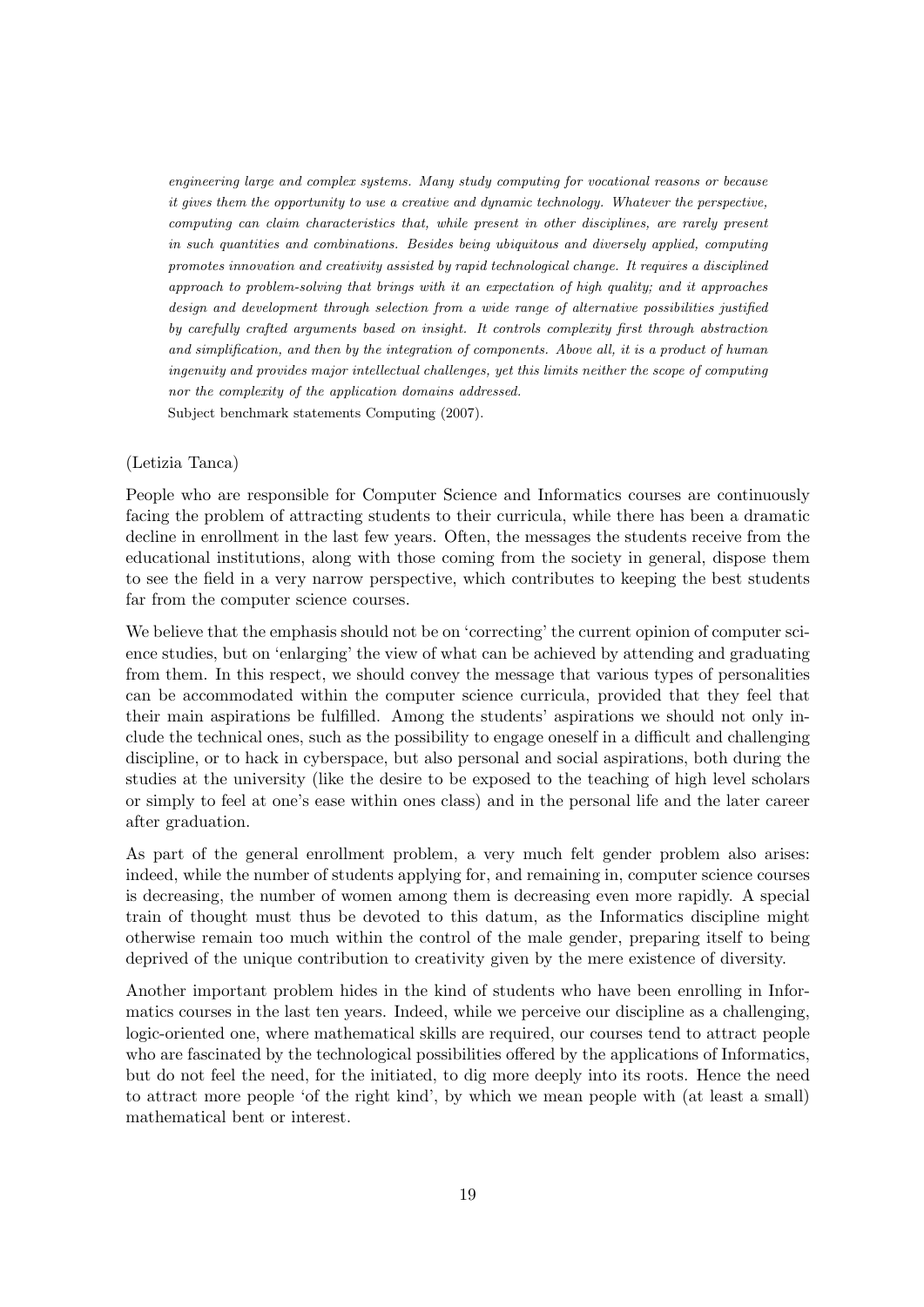*engineering large and complex systems. Many study computing for vocational reasons or because it gives them the opportunity to use a creative and dynamic technology. Whatever the perspective, computing can claim characteristics that, while present in other disciplines, are rarely present in such quantities and combinations. Besides being ubiquitous and diversely applied, computing promotes innovation and creativity assisted by rapid technological change. It requires a disciplined approach to problem-solving that brings with it an expectation of high quality; and it approaches design and development through selection from a wide range of alternative possibilities justified by carefully crafted arguments based on insight. It controls complexity first through abstraction and simplification, and then by the integration of components. Above all, it is a product of human ingenuity and provides major intellectual challenges, yet this limits neither the scope of computing nor the complexity of the application domains addressed.*

Subject benchmark statements Computing (2007).

(Letizia Tanca)

People who are responsible for Computer Science and Informatics courses are continuously facing the problem of attracting students to their curricula, while there has been a dramatic decline in enrollment in the last few years. Often, the messages the students receive from the educational institutions, along with those coming from the society in general, dispose them to see the field in a very narrow perspective, which contributes to keeping the best students far from the computer science courses.

We believe that the emphasis should not be on 'correcting' the current opinion of computer science studies, but on 'enlarging' the view of what can be achieved by attending and graduating from them. In this respect, we should convey the message that various types of personalities can be accommodated within the computer science curricula, provided that they feel that their main aspirations be fulfilled. Among the students' aspirations we should not only include the technical ones, such as the possibility to engage oneself in a difficult and challenging discipline, or to hack in cyberspace, but also personal and social aspirations, both during the studies at the university (like the desire to be exposed to the teaching of high level scholars or simply to feel at one's ease within ones class) and in the personal life and the later career after graduation.

As part of the general enrollment problem, a very much felt gender problem also arises: indeed, while the number of students applying for, and remaining in, computer science courses is decreasing, the number of women among them is decreasing even more rapidly. A special train of thought must thus be devoted to this datum, as the Informatics discipline might otherwise remain too much within the control of the male gender, preparing itself to being deprived of the unique contribution to creativity given by the mere existence of diversity.

Another important problem hides in the kind of students who have been enrolling in Informatics courses in the last ten years. Indeed, while we perceive our discipline as a challenging, logic-oriented one, where mathematical skills are required, our courses tend to attract people who are fascinated by the technological possibilities offered by the applications of Informatics, but do not feel the need, for the initiated, to dig more deeply into its roots. Hence the need to attract more people 'of the right kind', by which we mean people with (at least a small) mathematical bent or interest.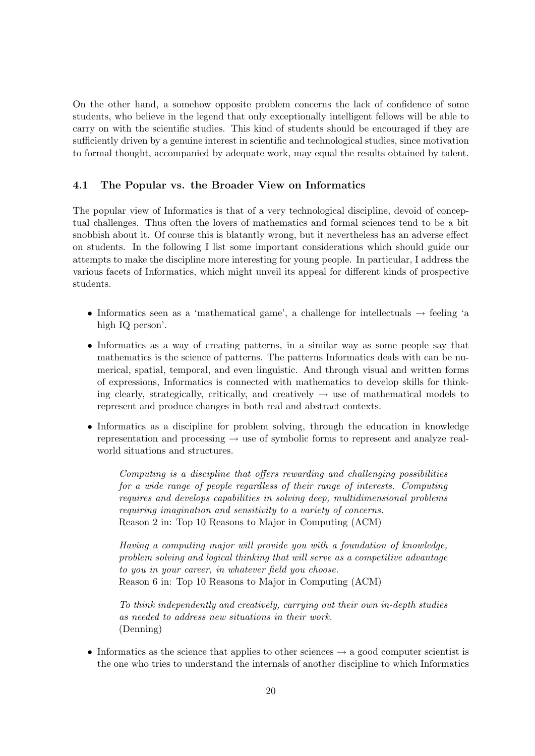On the other hand, a somehow opposite problem concerns the lack of confidence of some students, who believe in the legend that only exceptionally intelligent fellows will be able to carry on with the scientific studies. This kind of students should be encouraged if they are sufficiently driven by a genuine interest in scientific and technological studies, since motivation to formal thought, accompanied by adequate work, may equal the results obtained by talent.

### 4.1 The Popular vs. the Broader View on Informatics

The popular view of Informatics is that of a very technological discipline, devoid of conceptual challenges. Thus often the lovers of mathematics and formal sciences tend to be a bit snobbish about it. Of course this is blatantly wrong, but it nevertheless has an adverse effect on students. In the following I list some important considerations which should guide our attempts to make the discipline more interesting for young people. In particular, I address the various facets of Informatics, which might unveil its appeal for different kinds of prospective students.

- Informatics seen as a 'mathematical game', a challenge for intellectuals → feeling 'a high IQ person'.
- Informatics as a way of creating patterns, in a similar way as some people say that mathematics is the science of patterns. The patterns Informatics deals with can be numerical, spatial, temporal, and even linguistic. And through visual and written forms of expressions, Informatics is connected with mathematics to develop skills for thinking clearly, strategically, critically, and creatively → use of mathematical models to represent and produce changes in both real and abstract contexts.
- Informatics as a discipline for problem solving, through the education in knowledge representation and processing → use of symbolic forms to represent and analyze real-world situations and structures.

  > *Computing is a discipline that offers rewarding and challenging possibilities for a wide range of people regardless of their range of interests. Computing requires and develops capabilities in solving deep, multidimensional problems requiring imagination and sensitivity to a variety of concerns.*
  > Reason 2 in: Top 10 Reasons to Major in Computing (ACM)

  > *Having a computing major will provide you with a foundation of knowledge, problem solving and logical thinking that will serve as a competitive advantage to you in your career, in whatever field you choose.*
  > Reason 6 in: Top 10 Reasons to Major in Computing (ACM)

  > *To think independently and creatively, carrying out their own in-depth studies as needed to address new situations in their work.*
  > (Denning)

- Informatics as the science that applies to other sciences → a good computer scientist is the one who tries to understand the internals of another discipline to which Informatics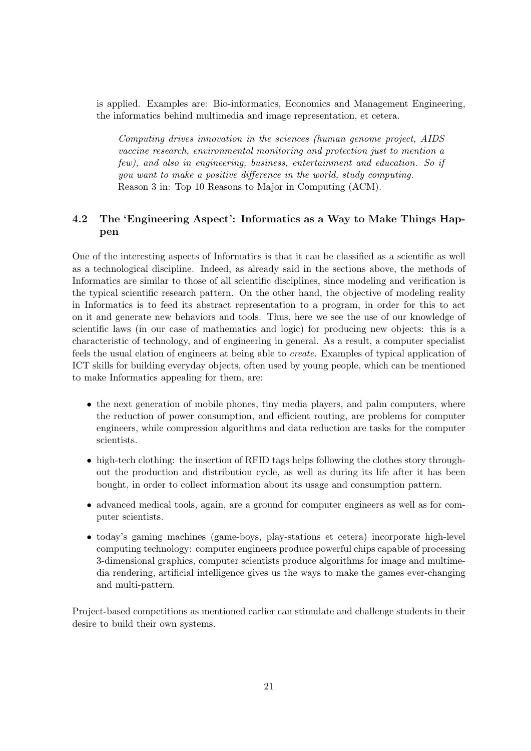is applied. Examples are: Bio-informatics, Economics and Management Engineering, the informatics behind multimedia and image representation, et cetera.

> *Computing drives innovation in the sciences (human genome project, AIDS vaccine research, environmental monitoring and protection just to mention a few), and also in engineering, business, entertainment and education. So if you want to make a positive difference in the world, study computing.*
> Reason 3 in: Top 10 Reasons to Major in Computing (ACM).

### 4.2 The 'Engineering Aspect': Informatics as a Way to Make Things Happen

One of the interesting aspects of Informatics is that it can be classified as a scientific as well as a technological discipline. Indeed, as already said in the sections above, the methods of Informatics are similar to those of all scientific disciplines, since modeling and verification is the typical scientific research pattern. On the other hand, the objective of modeling reality in Informatics is to feed its abstract representation to a program, in order for this to act on it and generate new behaviors and tools. Thus, here we see the use of our knowledge of scientific laws (in our case of mathematics and logic) for producing new objects: this is a characteristic of technology, and of engineering in general. As a result, a computer specialist feels the usual elation of engineers at being able to *create*. Examples of typical application of ICT skills for building everyday objects, often used by young people, which can be mentioned to make Informatics appealing for them, are:

- the next generation of mobile phones, tiny media players, and palm computers, where the reduction of power consumption, and efficient routing, are problems for computer engineers, while compression algorithms and data reduction are tasks for the computer scientists.
- high-tech clothing: the insertion of RFID tags helps following the clothes story throughout the production and distribution cycle, as well as during its life after it has been bought, in order to collect information about its usage and consumption pattern.
- advanced medical tools, again, are a ground for computer engineers as well as for computer scientists.
- today's gaming machines (game-boys, play-stations et cetera) incorporate high-level computing technology: computer engineers produce powerful chips capable of processing 3-dimensional graphics, computer scientists produce algorithms for image and multimedia rendering, artificial intelligence gives us the ways to make the games ever-changing and multi-pattern.

Project-based competitions as mentioned earlier can stimulate and challenge students in their desire to build their own systems.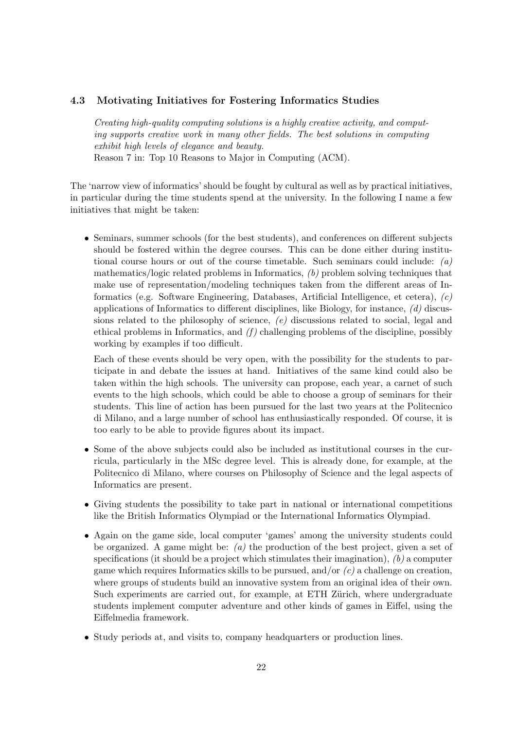### 4.3 Motivating Initiatives for Fostering Informatics Studies

*Creating high-quality computing solutions is a highly creative activity, and computing supports creative work in many other fields. The best solutions in computing exhibit high levels of elegance and beauty.*
Reason 7 in: Top 10 Reasons to Major in Computing (ACM).

The 'narrow view of informatics' should be fought by cultural as well as by practical initiatives, in particular during the time students spend at the university. In the following I name a few initiatives that might be taken:

- Seminars, summer schools (for the best students), and conferences on different subjects should be fostered within the degree courses. This can be done either during institutional course hours or out of the course timetable. Such seminars could include: *(a)* mathematics/logic related problems in Informatics, *(b)* problem solving techniques that make use of representation/modeling techniques taken from the different areas of Informatics (e.g. Software Engineering, Databases, Artificial Intelligence, et cetera), *(c)* applications of Informatics to different disciplines, like Biology, for instance, *(d)* discussions related to the philosophy of science, *(e)* discussions related to social, legal and ethical problems in Informatics, and *(f)* challenging problems of the discipline, possibly working by examples if too difficult.

  Each of these events should be very open, with the possibility for the students to participate in and debate the issues at hand. Initiatives of the same kind could also be taken within the high schools. The university can propose, each year, a carnet of such events to the high schools, which could be able to choose a group of seminars for their students. This line of action has been pursued for the last two years at the Politecnico di Milano, and a large number of school has enthusiastically responded. Of course, it is too early to be able to provide figures about its impact.

- Some of the above subjects could also be included as institutional courses in the curricula, particularly in the MSc degree level. This is already done, for example, at the Politecnico di Milano, where courses on Philosophy of Science and the legal aspects of Informatics are present.

- Giving students the possibility to take part in national or international competitions like the British Informatics Olympiad or the International Informatics Olympiad.

- Again on the game side, local computer 'games' among the university students could be organized. A game might be: *(a)* the production of the best project, given a set of specifications (it should be a project which stimulates their imagination), *(b)* a computer game which requires Informatics skills to be pursued, and/or *(c)* a challenge on creation, where groups of students build an innovative system from an original idea of their own. Such experiments are carried out, for example, at ETH Zürich, where undergraduate students implement computer adventure and other kinds of games in Eiffel, using the Eiffelmedia framework.

- Study periods at, and visits to, company headquarters or production lines.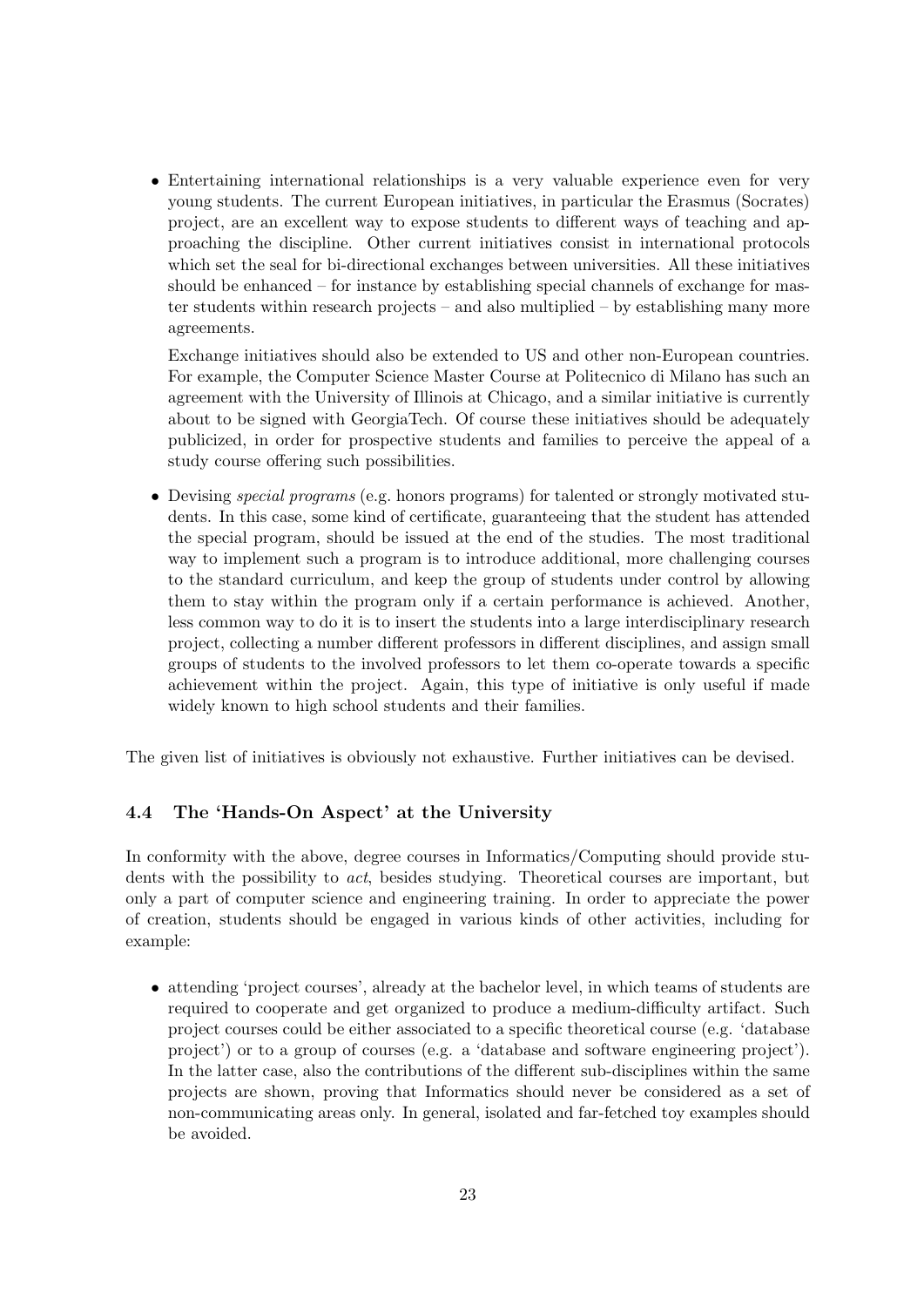- Entertaining international relationships is a very valuable experience even for very young students. The current European initiatives, in particular the Erasmus (Socrates) project, are an excellent way to expose students to different ways of teaching and approaching the discipline. Other current initiatives consist in international protocols which set the seal for bi-directional exchanges between universities. All these initiatives should be enhanced – for instance by establishing special channels of exchange for master students within research projects – and also multiplied – by establishing many more agreements.

  Exchange initiatives should also be extended to US and other non-European countries. For example, the Computer Science Master Course at Politecnico di Milano has such an agreement with the University of Illinois at Chicago, and a similar initiative is currently about to be signed with GeorgiaTech. Of course these initiatives should be adequately publicized, in order for prospective students and families to perceive the appeal of a study course offering such possibilities.

- Devising *special programs* (e.g. honors programs) for talented or strongly motivated students. In this case, some kind of certificate, guaranteeing that the student has attended the special program, should be issued at the end of the studies. The most traditional way to implement such a program is to introduce additional, more challenging courses to the standard curriculum, and keep the group of students under control by allowing them to stay within the program only if a certain performance is achieved. Another, less common way to do it is to insert the students into a large interdisciplinary research project, collecting a number different professors in different disciplines, and assign small groups of students to the involved professors to let them co-operate towards a specific achievement within the project. Again, this type of initiative is only useful if made widely known to high school students and their families.

The given list of initiatives is obviously not exhaustive. Further initiatives can be devised.

### 4.4 The 'Hands-On Aspect' at the University

In conformity with the above, degree courses in Informatics/Computing should provide students with the possibility to *act*, besides studying. Theoretical courses are important, but only a part of computer science and engineering training. In order to appreciate the power of creation, students should be engaged in various kinds of other activities, including for example:

- attending 'project courses', already at the bachelor level, in which teams of students are required to cooperate and get organized to produce a medium-difficulty artifact. Such project courses could be either associated to a specific theoretical course (e.g. 'database project') or to a group of courses (e.g. a 'database and software engineering project'). In the latter case, also the contributions of the different sub-disciplines within the same projects are shown, proving that Informatics should never be considered as a set of non-communicating areas only. In general, isolated and far-fetched toy examples should be avoided.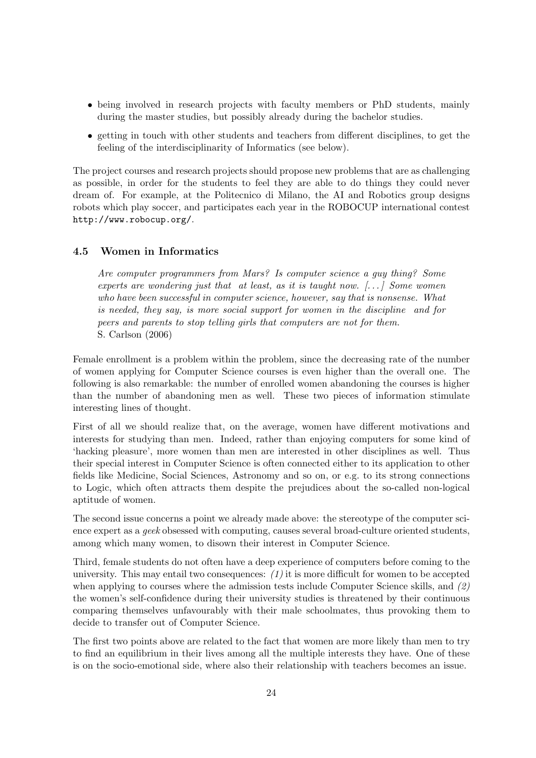- being involved in research projects with faculty members or PhD students, mainly during the master studies, but possibly already during the bachelor studies.
- getting in touch with other students and teachers from different disciplines, to get the feeling of the interdisciplinarity of Informatics (see below).

The project courses and research projects should propose new problems that are as challenging as possible, in order for the students to feel they are able to do things they could never dream of. For example, at the Politecnico di Milano, the AI and Robotics group designs robots which play soccer, and participates each year in the ROBOCUP international contest `http://www.robocup.org/`.

### 4.5 Women in Informatics

> *Are computer programmers from Mars? Is computer science a guy thing? Some experts are wondering just that at least, as it is taught now. [...] Some women who have been successful in computer science, however, say that is nonsense. What is needed, they say, is more social support for women in the discipline and for peers and parents to stop telling girls that computers are not for them.*
> S. Carlson (2006)

Female enrollment is a problem within the problem, since the decreasing rate of the number of women applying for Computer Science courses is even higher than the overall one. The following is also remarkable: the number of enrolled women abandoning the courses is higher than the number of abandoning men as well. These two pieces of information stimulate interesting lines of thought.

First of all we should realize that, on the average, women have different motivations and interests for studying than men. Indeed, rather than enjoying computers for some kind of 'hacking pleasure', more women than men are interested in other disciplines as well. Thus their special interest in Computer Science is often connected either to its application to other fields like Medicine, Social Sciences, Astronomy and so on, or e.g. to its strong connections to Logic, which often attracts them despite the prejudices about the so-called non-logical aptitude of women.

The second issue concerns a point we already made above: the stereotype of the computer science expert as a *geek* obsessed with computing, causes several broad-culture oriented students, among which many women, to disown their interest in Computer Science.

Third, female students do not often have a deep experience of computers before coming to the university. This may entail two consequences: *(1)* it is more difficult for women to be accepted when applying to courses where the admission tests include Computer Science skills, and *(2)* the women's self-confidence during their university studies is threatened by their continuous comparing themselves unfavourably with their male schoolmates, thus provoking them to decide to transfer out of Computer Science.

The first two points above are related to the fact that women are more likely than men to try to find an equilibrium in their lives among all the multiple interests they have. One of these is on the socio-emotional side, where also their relationship with teachers becomes an issue.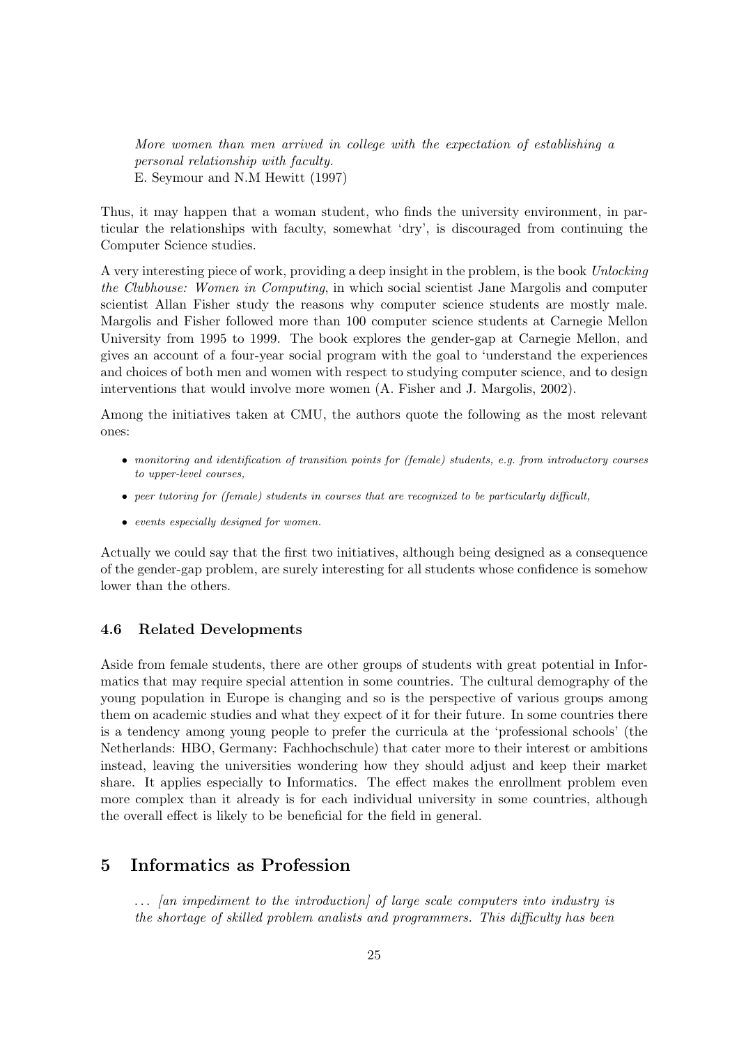*More women than men arrived in college with the expectation of establishing a personal relationship with faculty.*
E. Seymour and N.M Hewitt (1997)

Thus, it may happen that a woman student, who finds the university environment, in particular the relationships with faculty, somewhat 'dry', is discouraged from continuing the Computer Science studies.

A very interesting piece of work, providing a deep insight in the problem, is the book *Unlocking the Clubhouse: Women in Computing*, in which social scientist Jane Margolis and computer scientist Allan Fisher study the reasons why computer science students are mostly male. Margolis and Fisher followed more than 100 computer science students at Carnegie Mellon University from 1995 to 1999. The book explores the gender-gap at Carnegie Mellon, and gives an account of a four-year social program with the goal to 'understand the experiences and choices of both men and women with respect to studying computer science, and to design interventions that would involve more women (A. Fisher and J. Margolis, 2002).

Among the initiatives taken at CMU, the authors quote the following as the most relevant ones:

- *monitoring and identification of transition points for (female) students, e.g. from introductory courses to upper-level courses,*
- *peer tutoring for (female) students in courses that are recognized to be particularly difficult,*
- *events especially designed for women.*

Actually we could say that the first two initiatives, although being designed as a consequence of the gender-gap problem, are surely interesting for all students whose confidence is somehow lower than the others.

### 4.6 Related Developments

Aside from female students, there are other groups of students with great potential in Informatics that may require special attention in some countries. The cultural demography of the young population in Europe is changing and so is the perspective of various groups among them on academic studies and what they expect of it for their future. In some countries there is a tendency among young people to prefer the curricula at the 'professional schools' (the Netherlands: HBO, Germany: Fachhochschule) that cater more to their interest or ambitions instead, leaving the universities wondering how they should adjust and keep their market share. It applies especially to Informatics. The effect makes the enrollment problem even more complex than it already is for each individual university in some countries, although the overall effect is likely to be beneficial for the field in general.

## 5 Informatics as Profession

*... [an impediment to the introduction] of large scale computers into industry is the shortage of skilled problem analists and programmers. This difficulty has been*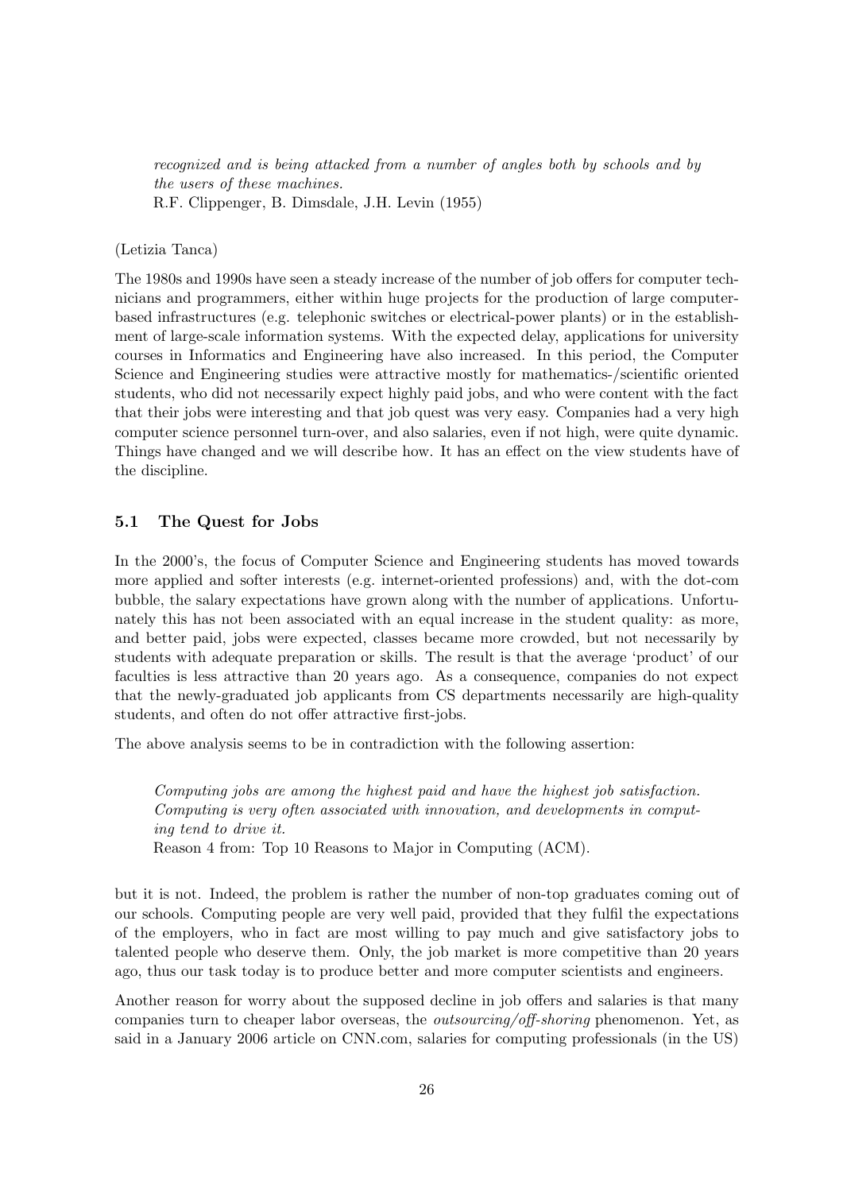*recognized and is being attacked from a number of angles both by schools and by the users of these machines.*
R.F. Clippenger, B. Dimsdale, J.H. Levin (1955)

(Letizia Tanca)

The 1980s and 1990s have seen a steady increase of the number of job offers for computer technicians and programmers, either within huge projects for the production of large computer-based infrastructures (e.g. telephonic switches or electrical-power plants) or in the establishment of large-scale information systems. With the expected delay, applications for university courses in Informatics and Engineering have also increased. In this period, the Computer Science and Engineering studies were attractive mostly for mathematics-/scientific oriented students, who did not necessarily expect highly paid jobs, and who were content with the fact that their jobs were interesting and that job quest was very easy. Companies had a very high computer science personnel turn-over, and also salaries, even if not high, were quite dynamic. Things have changed and we will describe how. It has an effect on the view students have of the discipline.

### 5.1 The Quest for Jobs

In the 2000's, the focus of Computer Science and Engineering students has moved towards more applied and softer interests (e.g. internet-oriented professions) and, with the dot-com bubble, the salary expectations have grown along with the number of applications. Unfortunately this has not been associated with an equal increase in the student quality: as more, and better paid, jobs were expected, classes became more crowded, but not necessarily by students with adequate preparation or skills. The result is that the average 'product' of our faculties is less attractive than 20 years ago. As a consequence, companies do not expect that the newly-graduated job applicants from CS departments necessarily are high-quality students, and often do not offer attractive first-jobs.

The above analysis seems to be in contradiction with the following assertion:

*Computing jobs are among the highest paid and have the highest job satisfaction. Computing is very often associated with innovation, and developments in computing tend to drive it.*
Reason 4 from: Top 10 Reasons to Major in Computing (ACM).

but it is not. Indeed, the problem is rather the number of non-top graduates coming out of our schools. Computing people are very well paid, provided that they fulfil the expectations of the employers, who in fact are most willing to pay much and give satisfactory jobs to talented people who deserve them. Only, the job market is more competitive than 20 years ago, thus our task today is to produce better and more computer scientists and engineers.

Another reason for worry about the supposed decline in job offers and salaries is that many companies turn to cheaper labor overseas, the *outsourcing/off-shoring* phenomenon. Yet, as said in a January 2006 article on CNN.com, salaries for computing professionals (in the US)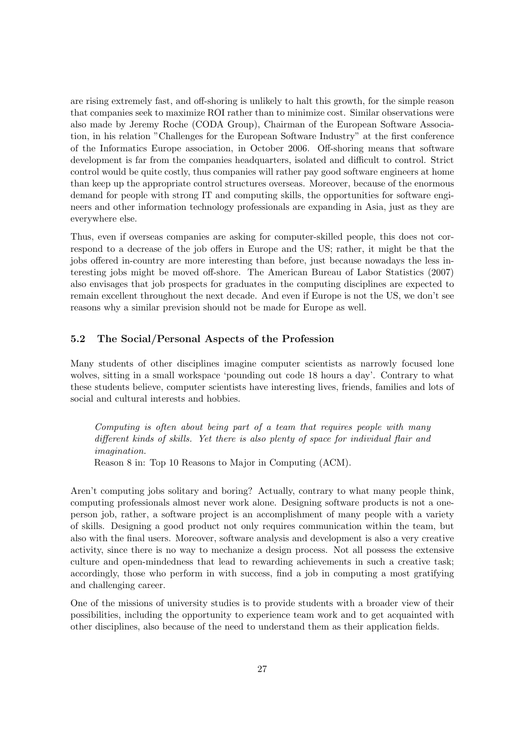are rising extremely fast, and off-shoring is unlikely to halt this growth, for the simple reason that companies seek to maximize ROI rather than to minimize cost. Similar observations were also made by Jeremy Roche (CODA Group), Chairman of the European Software Association, in his relation "Challenges for the European Software Industry" at the first conference of the Informatics Europe association, in October 2006. Off-shoring means that software development is far from the companies headquarters, isolated and difficult to control. Strict control would be quite costly, thus companies will rather pay good software engineers at home than keep up the appropriate control structures overseas. Moreover, because of the enormous demand for people with strong IT and computing skills, the opportunities for software engineers and other information technology professionals are expanding in Asia, just as they are everywhere else.

Thus, even if overseas companies are asking for computer-skilled people, this does not correspond to a decrease of the job offers in Europe and the US; rather, it might be that the jobs offered in-country are more interesting than before, just because nowadays the less interesting jobs might be moved off-shore. The American Bureau of Labor Statistics (2007) also envisages that job prospects for graduates in the computing disciplines are expected to remain excellent throughout the next decade. And even if Europe is not the US, we don't see reasons why a similar prevision should not be made for Europe as well.

### 5.2 The Social/Personal Aspects of the Profession

Many students of other disciplines imagine computer scientists as narrowly focused lone wolves, sitting in a small workspace 'pounding out code 18 hours a day'. Contrary to what these students believe, computer scientists have interesting lives, friends, families and lots of social and cultural interests and hobbies.

> *Computing is often about being part of a team that requires people with many different kinds of skills. Yet there is also plenty of space for individual flair and imagination.*
> Reason 8 in: Top 10 Reasons to Major in Computing (ACM).

Aren't computing jobs solitary and boring? Actually, contrary to what many people think, computing professionals almost never work alone. Designing software products is not a one-person job, rather, a software project is an accomplishment of many people with a variety of skills. Designing a good product not only requires communication within the team, but also with the final users. Moreover, software analysis and development is also a very creative activity, since there is no way to mechanize a design process. Not all possess the extensive culture and open-mindedness that lead to rewarding achievements in such a creative task; accordingly, those who perform in with success, find a job in computing a most gratifying and challenging career.

One of the missions of university studies is to provide students with a broader view of their possibilities, including the opportunity to experience team work and to get acquainted with other disciplines, also because of the need to understand them as their application fields.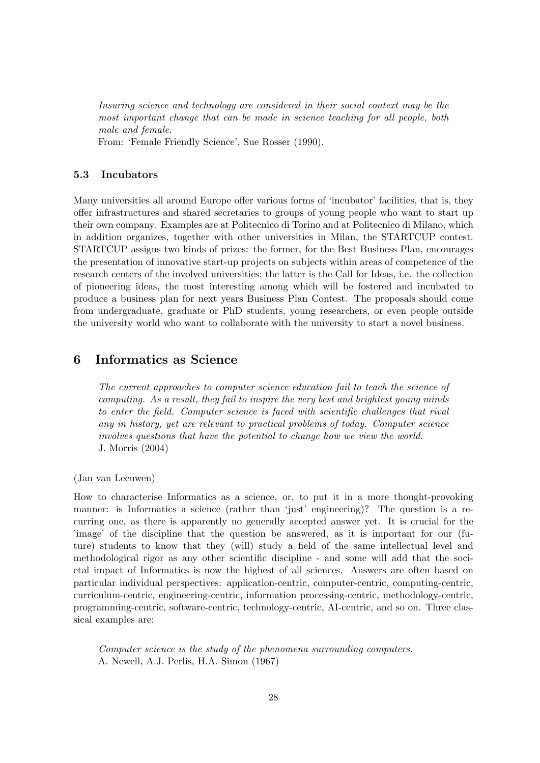*Insuring science and technology are considered in their social context may be the most important change that can be made in science teaching for all people, both male and female.*
From: 'Female Friendly Science', Sue Rosser (1990).

### 5.3 Incubators

Many universities all around Europe offer various forms of 'incubator' facilities, that is, they offer infrastructures and shared secretaries to groups of young people who want to start up their own company. Examples are at Politecnico di Torino and at Politecnico di Milano, which in addition organizes, together with other universities in Milan, the STARTCUP contest. STARTCUP assigns two kinds of prizes: the former, for the Best Business Plan, encourages the presentation of innovative start-up projects on subjects within areas of competence of the research centers of the involved universities; the latter is the Call for Ideas, i.e. the collection of pioneering ideas, the most interesting among which will be fostered and incubated to produce a business plan for next years Business Plan Contest. The proposals should come from undergraduate, graduate or PhD students, young researchers, or even people outside the university world who want to collaborate with the university to start a novel business.

## 6 Informatics as Science

*The current approaches to computer science education fail to teach the science of computing. As a result, they fail to inspire the very best and brightest young minds to enter the field. Computer science is faced with scientific challenges that rival any in history, yet are relevant to practical problems of today. Computer science involves questions that have the potential to change how we view the world.*
J. Morris (2004)

(Jan van Leeuwen)

How to characterise Informatics as a science, or, to put it in a more thought-provoking manner: is Informatics a science (rather than 'just' engineering)? The question is a recurring one, as there is apparently no generally accepted answer yet. It is crucial for the 'image' of the discipline that the question be answered, as it is important for our (future) students to know that they (will) study a field of the same intellectual level and methodological rigor as any other scientific discipline - and some will add that the societal impact of Informatics is now the highest of all sciences. Answers are often based on particular individual perspectives: application-centric, computer-centric, computing-centric, curriculum-centric, engineering-centric, information processing-centric, methodology-centric, programming-centric, software-centric, technology-centric, AI-centric, and so on. Three classical examples are:

*Computer science is the study of the phenomena surrounding computers.*
A. Newell, A.J. Perlis, H.A. Simon (1967)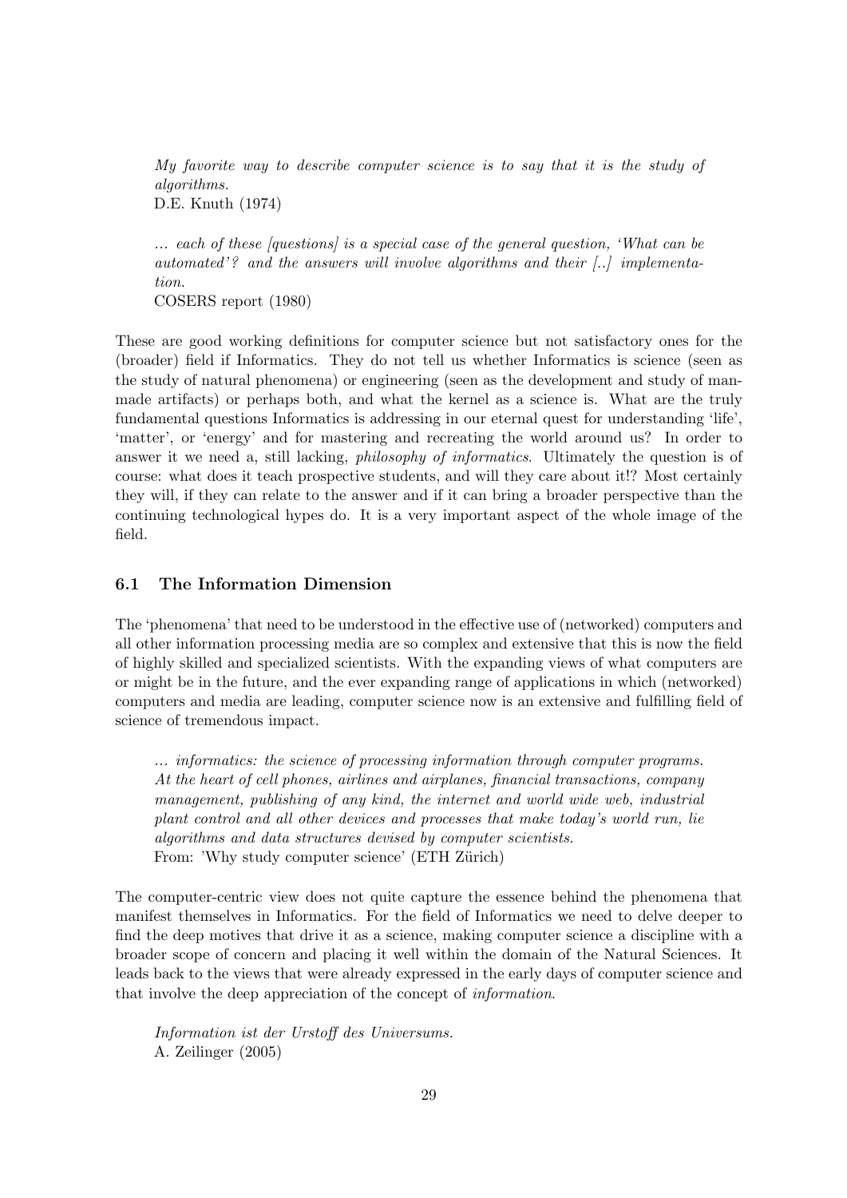*My favorite way to describe computer science is to say that it is the study of algorithms.*
D.E. Knuth (1974)

*... each of these [questions] is a special case of the general question, 'What can be automated'? and the answers will involve algorithms and their [..] implementation.*
COSERS report (1980)

These are good working definitions for computer science but not satisfactory ones for the (broader) field if Informatics. They do not tell us whether Informatics is science (seen as the study of natural phenomena) or engineering (seen as the development and study of man-made artifacts) or perhaps both, and what the kernel as a science is. What are the truly fundamental questions Informatics is addressing in our eternal quest for understanding 'life', 'matter', or 'energy' and for mastering and recreating the world around us? In order to answer it we need a, still lacking, *philosophy of informatics*. Ultimately the question is of course: what does it teach prospective students, and will they care about it!? Most certainly they will, if they can relate to the answer and if it can bring a broader perspective than the continuing technological hypes do. It is a very important aspect of the whole image of the field.

### 6.1 The Information Dimension

The 'phenomena' that need to be understood in the effective use of (networked) computers and all other information processing media are so complex and extensive that this is now the field of highly skilled and specialized scientists. With the expanding views of what computers are or might be in the future, and the ever expanding range of applications in which (networked) computers and media are leading, computer science now is an extensive and fulfilling field of science of tremendous impact.

*... informatics: the science of processing information through computer programs. At the heart of cell phones, airlines and airplanes, financial transactions, company management, publishing of any kind, the internet and world wide web, industrial plant control and all other devices and processes that make today's world run, lie algorithms and data structures devised by computer scientists.*
From: 'Why study computer science' (ETH Zürich)

The computer-centric view does not quite capture the essence behind the phenomena that manifest themselves in Informatics. For the field of Informatics we need to delve deeper to find the deep motives that drive it as a science, making computer science a discipline with a broader scope of concern and placing it well within the domain of the Natural Sciences. It leads back to the views that were already expressed in the early days of computer science and that involve the deep appreciation of the concept of *information*.

*Information ist der Urstoff des Universums.*
A. Zeilinger (2005)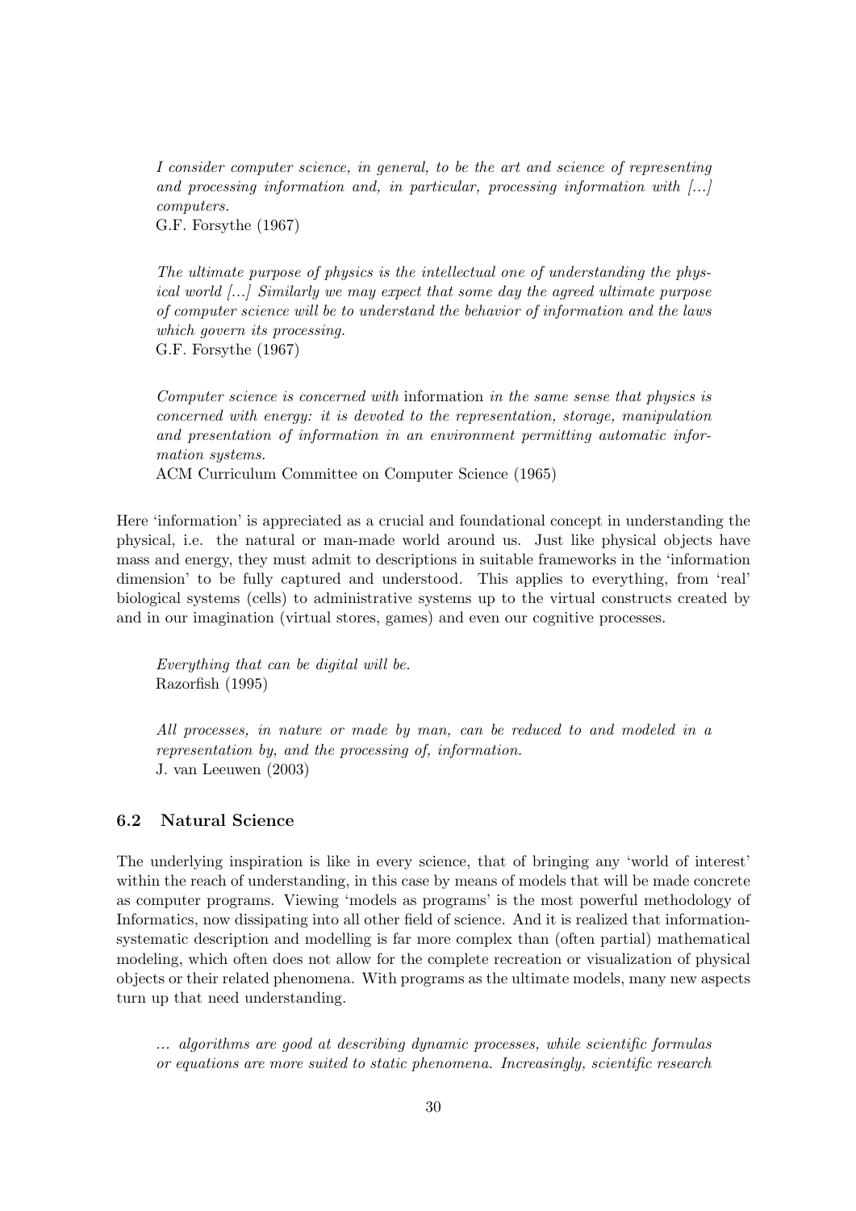*I consider computer science, in general, to be the art and science of representing and processing information and, in particular, processing information with [...] computers.*
G.F. Forsythe (1967)

*The ultimate purpose of physics is the intellectual one of understanding the physical world [...] Similarly we may expect that some day the agreed ultimate purpose of computer science will be to understand the behavior of information and the laws which govern its processing.*
G.F. Forsythe (1967)

*Computer science is concerned with* information *in the same sense that physics is concerned with energy: it is devoted to the representation, storage, manipulation and presentation of information in an environment permitting automatic information systems.*
ACM Curriculum Committee on Computer Science (1965)

Here 'information' is appreciated as a crucial and foundational concept in understanding the physical, i.e. the natural or man-made world around us. Just like physical objects have mass and energy, they must admit to descriptions in suitable frameworks in the 'information dimension' to be fully captured and understood. This applies to everything, from 'real' biological systems (cells) to administrative systems up to the virtual constructs created by and in our imagination (virtual stores, games) and even our cognitive processes.

*Everything that can be digital will be.*
Razorfish (1995)

*All processes, in nature or made by man, can be reduced to and modeled in a representation by, and the processing of, information.*
J. van Leeuwen (2003)

### 6.2 Natural Science

The underlying inspiration is like in every science, that of bringing any 'world of interest' within the reach of understanding, in this case by means of models that will be made concrete as computer programs. Viewing 'models as programs' is the most powerful methodology of Informatics, now dissipating into all other field of science. And it is realized that information-systematic description and modelling is far more complex than (often partial) mathematical modeling, which often does not allow for the complete recreation or visualization of physical objects or their related phenomena. With programs as the ultimate models, many new aspects turn up that need understanding.

*... algorithms are good at describing dynamic processes, while scientific formulas or equations are more suited to static phenomena. Increasingly, scientific research*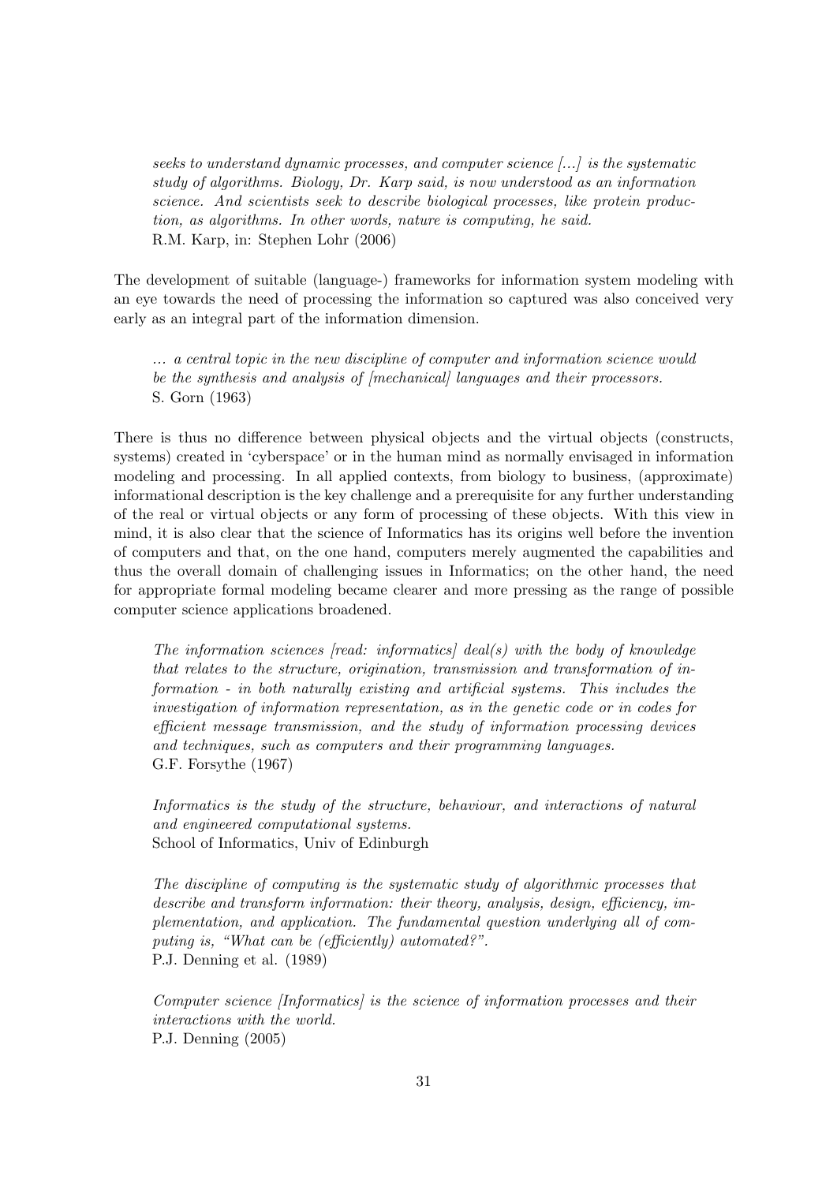*seeks to understand dynamic processes, and computer science [...] is the systematic study of algorithms. Biology, Dr. Karp said, is now understood as an information science. And scientists seek to describe biological processes, like protein production, as algorithms. In other words, nature is computing, he said.*
R.M. Karp, in: Stephen Lohr (2006)

The development of suitable (language-) frameworks for information system modeling with an eye towards the need of processing the information so captured was also conceived very early as an integral part of the information dimension.

*... a central topic in the new discipline of computer and information science would be the synthesis and analysis of [mechanical] languages and their processors.*
S. Gorn (1963)

There is thus no difference between physical objects and the virtual objects (constructs, systems) created in 'cyberspace' or in the human mind as normally envisaged in information modeling and processing. In all applied contexts, from biology to business, (approximate) informational description is the key challenge and a prerequisite for any further understanding of the real or virtual objects or any form of processing of these objects. With this view in mind, it is also clear that the science of Informatics has its origins well before the invention of computers and that, on the one hand, computers merely augmented the capabilities and thus the overall domain of challenging issues in Informatics; on the other hand, the need for appropriate formal modeling became clearer and more pressing as the range of possible computer science applications broadened.

*The information sciences [read: informatics] deal(s) with the body of knowledge that relates to the structure, origination, transmission and transformation of information - in both naturally existing and artificial systems. This includes the investigation of information representation, as in the genetic code or in codes for efficient message transmission, and the study of information processing devices and techniques, such as computers and their programming languages.*
G.F. Forsythe (1967)

*Informatics is the study of the structure, behaviour, and interactions of natural and engineered computational systems.*
School of Informatics, Univ of Edinburgh

*The discipline of computing is the systematic study of algorithmic processes that describe and transform information: their theory, analysis, design, efficiency, implementation, and application. The fundamental question underlying all of computing is, "What can be (efficiently) automated?".*
P.J. Denning et al. (1989)

*Computer science [Informatics] is the science of information processes and their interactions with the world.*
P.J. Denning (2005)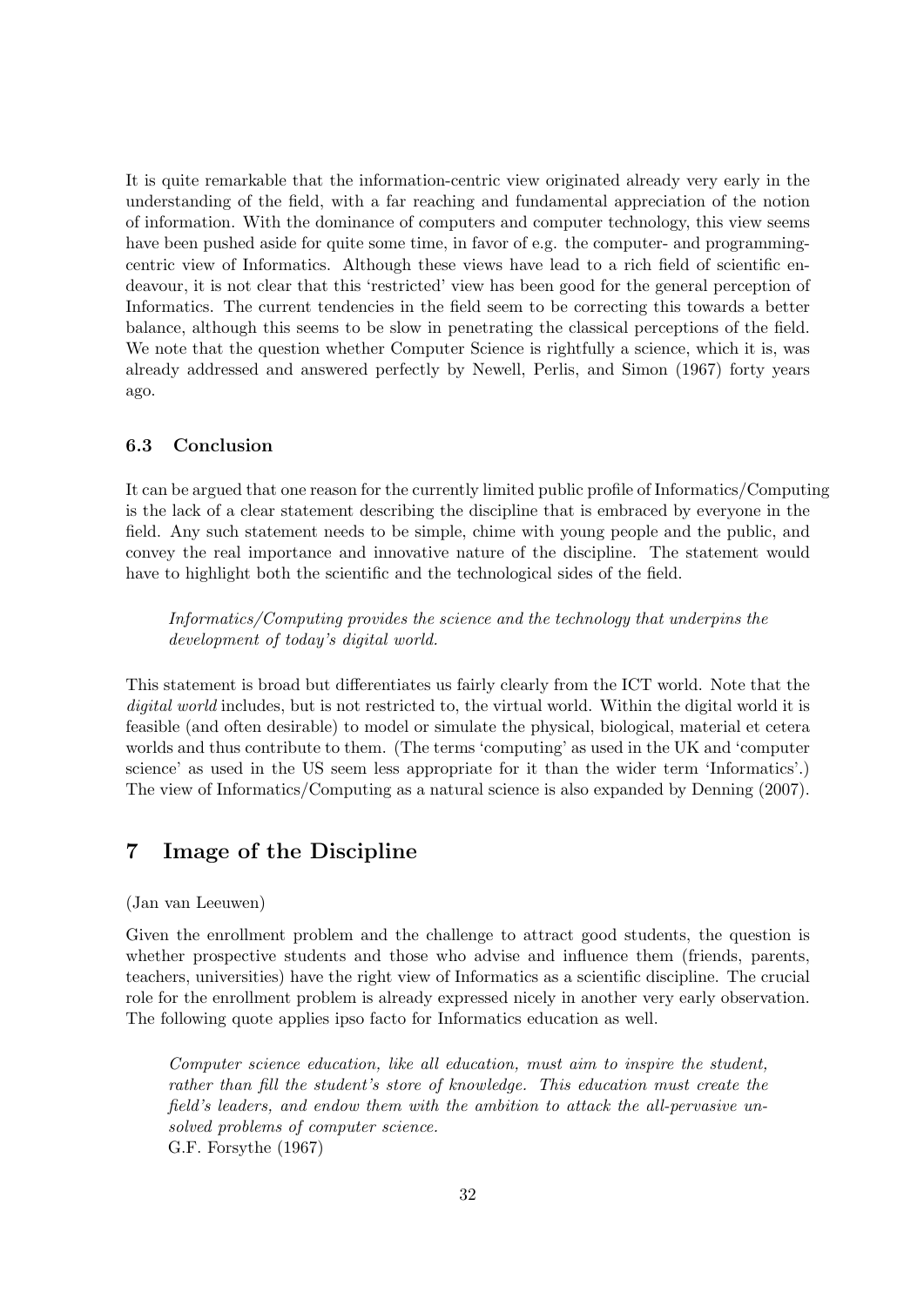It is quite remarkable that the information-centric view originated already very early in the understanding of the field, with a far reaching and fundamental appreciation of the notion of information. With the dominance of computers and computer technology, this view seems have been pushed aside for quite some time, in favor of e.g. the computer- and programming-centric view of Informatics. Although these views have lead to a rich field of scientific endeavour, it is not clear that this 'restricted' view has been good for the general perception of Informatics. The current tendencies in the field seem to be correcting this towards a better balance, although this seems to be slow in penetrating the classical perceptions of the field. We note that the question whether Computer Science is rightfully a science, which it is, was already addressed and answered perfectly by Newell, Perlis, and Simon (1967) forty years ago.

### 6.3 Conclusion

It can be argued that one reason for the currently limited public profile of Informatics/Computing is the lack of a clear statement describing the discipline that is embraced by everyone in the field. Any such statement needs to be simple, chime with young people and the public, and convey the real importance and innovative nature of the discipline. The statement would have to highlight both the scientific and the technological sides of the field.

> *Informatics/Computing provides the science and the technology that underpins the development of today's digital world.*

This statement is broad but differentiates us fairly clearly from the ICT world. Note that the *digital world* includes, but is not restricted to, the virtual world. Within the digital world it is feasible (and often desirable) to model or simulate the physical, biological, material et cetera worlds and thus contribute to them. (The terms 'computing' as used in the UK and 'computer science' as used in the US seem less appropriate for it than the wider term 'Informatics'.) The view of Informatics/Computing as a natural science is also expanded by Denning (2007).

## 7 Image of the Discipline

(Jan van Leeuwen)

Given the enrollment problem and the challenge to attract good students, the question is whether prospective students and those who advise and influence them (friends, parents, teachers, universities) have the right view of Informatics as a scientific discipline. The crucial role for the enrollment problem is already expressed nicely in another very early observation. The following quote applies ipso facto for Informatics education as well.

> *Computer science education, like all education, must aim to inspire the student, rather than fill the student's store of knowledge. This education must create the field's leaders, and endow them with the ambition to attack the all-pervasive unsolved problems of computer science.*
> G.F. Forsythe (1967)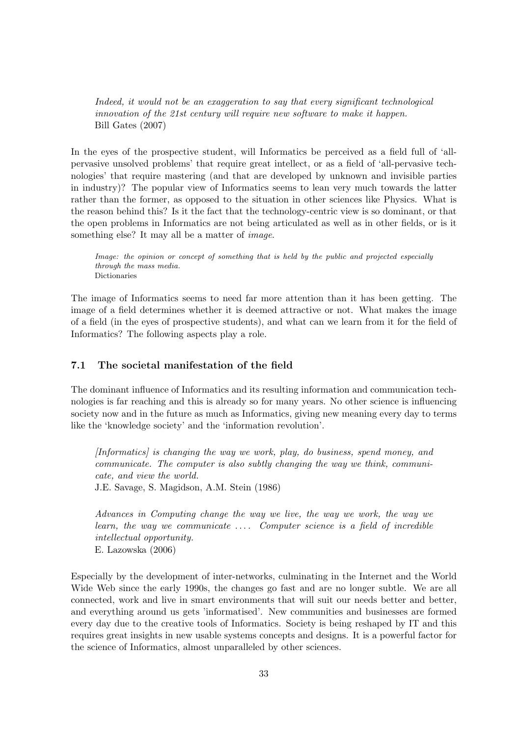> *Indeed, it would not be an exaggeration to say that every significant technological innovation of the 21st century will require new software to make it happen.*
> Bill Gates (2007)

In the eyes of the prospective student, will Informatics be perceived as a field full of 'all-pervasive unsolved problems' that require great intellect, or as a field of 'all-pervasive technologies' that require mastering (and that are developed by unknown and invisible parties in industry)? The popular view of Informatics seems to lean very much towards the latter rather than the former, as opposed to the situation in other sciences like Physics. What is the reason behind this? Is it the fact that the technology-centric view is so dominant, or that the open problems in Informatics are not being articulated as well as in other fields, or is it something else? It may all be a matter of *image*.

> *Image: the opinion or concept of something that is held by the public and projected especially through the mass media.*
> Dictionaries

The image of Informatics seems to need far more attention than it has been getting. The image of a field determines whether it is deemed attractive or not. What makes the image of a field (in the eyes of prospective students), and what can we learn from it for the field of Informatics? The following aspects play a role.

### 7.1 The societal manifestation of the field

The dominant influence of Informatics and its resulting information and communication technologies is far reaching and this is already so for many years. No other science is influencing society now and in the future as much as Informatics, giving new meaning every day to terms like the 'knowledge society' and the 'information revolution'.

> *[Informatics] is changing the way we work, play, do business, spend money, and communicate. The computer is also subtly changing the way we think, communicate, and view the world.*
> J.E. Savage, S. Magidson, A.M. Stein (1986)

> *Advances in Computing change the way we live, the way we work, the way we learn, the way we communicate .... Computer science is a field of incredible intellectual opportunity.*
> E. Lazowska (2006)

Especially by the development of inter-networks, culminating in the Internet and the World Wide Web since the early 1990s, the changes go fast and are no longer subtle. We are all connected, work and live in smart environments that will suit our needs better and better, and everything around us gets 'informatised'. New communities and businesses are formed every day due to the creative tools of Informatics. Society is being reshaped by IT and this requires great insights in new usable systems concepts and designs. It is a powerful factor for the science of Informatics, almost unparalleled by other sciences.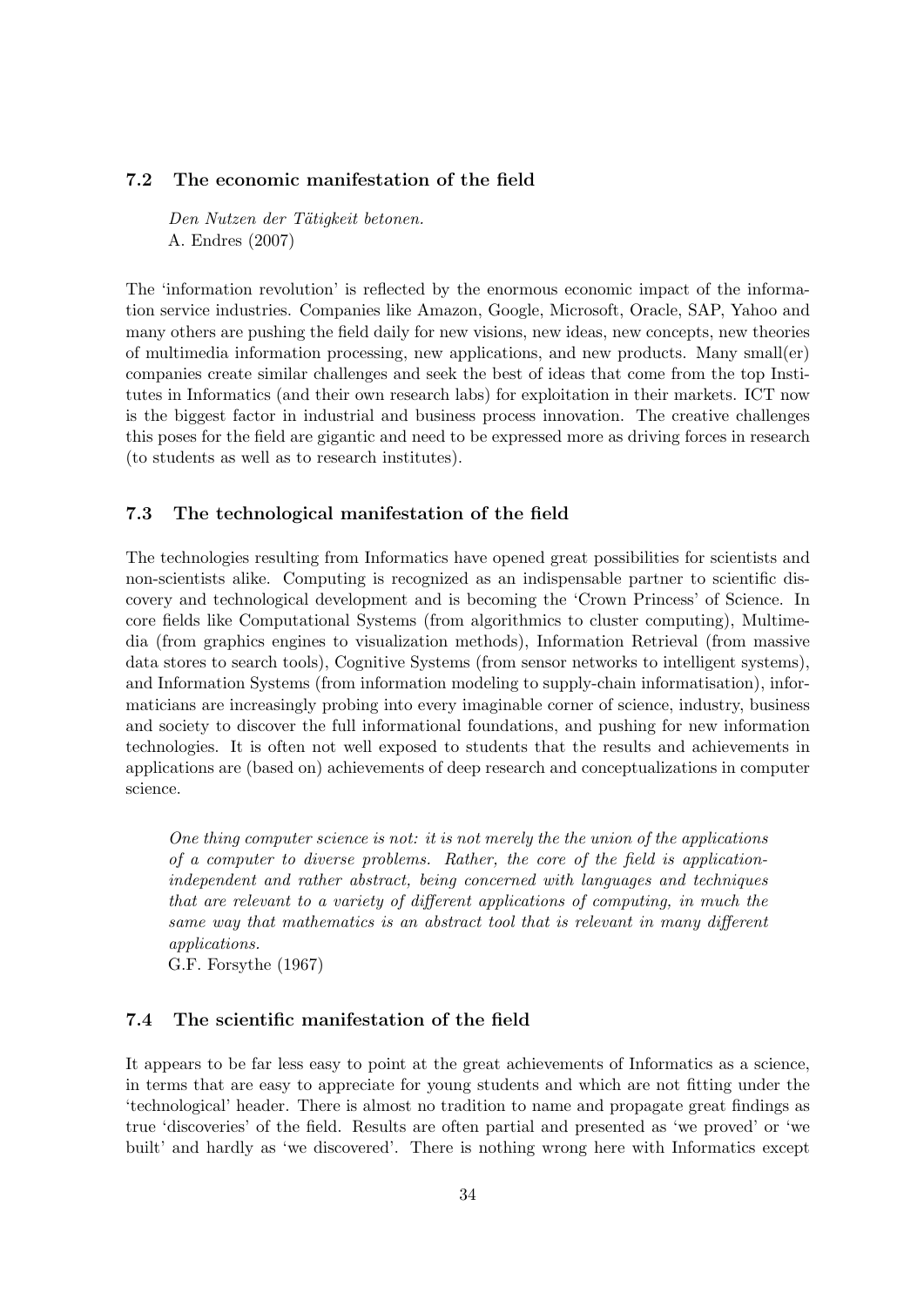### 7.2 The economic manifestation of the field

> *Den Nutzen der Tätigkeit betonen.*
> A. Endres (2007)

The 'information revolution' is reflected by the enormous economic impact of the information service industries. Companies like Amazon, Google, Microsoft, Oracle, SAP, Yahoo and many others are pushing the field daily for new visions, new ideas, new concepts, new theories of multimedia information processing, new applications, and new products. Many small(er) companies create similar challenges and seek the best of ideas that come from the top Institutes in Informatics (and their own research labs) for exploitation in their markets. ICT now is the biggest factor in industrial and business process innovation. The creative challenges this poses for the field are gigantic and need to be expressed more as driving forces in research (to students as well as to research institutes).

### 7.3 The technological manifestation of the field

The technologies resulting from Informatics have opened great possibilities for scientists and non-scientists alike. Computing is recognized as an indispensable partner to scientific discovery and technological development and is becoming the 'Crown Princess' of Science. In core fields like Computational Systems (from algorithmics to cluster computing), Multimedia (from graphics engines to visualization methods), Information Retrieval (from massive data stores to search tools), Cognitive Systems (from sensor networks to intelligent systems), and Information Systems (from information modeling to supply-chain informatisation), informaticians are increasingly probing into every imaginable corner of science, industry, business and society to discover the full informational foundations, and pushing for new information technologies. It is often not well exposed to students that the results and achievements in applications are (based on) achievements of deep research and conceptualizations in computer science.

> *One thing computer science is not: it is not merely the the union of the applications of a computer to diverse problems. Rather, the core of the field is application-independent and rather abstract, being concerned with languages and techniques that are relevant to a variety of different applications of computing, in much the same way that mathematics is an abstract tool that is relevant in many different applications.*
> G.F. Forsythe (1967)

### 7.4 The scientific manifestation of the field

It appears to be far less easy to point at the great achievements of Informatics as a science, in terms that are easy to appreciate for young students and which are not fitting under the 'technological' header. There is almost no tradition to name and propagate great findings as true 'discoveries' of the field. Results are often partial and presented as 'we proved' or 'we built' and hardly as 'we discovered'. There is nothing wrong here with Informatics except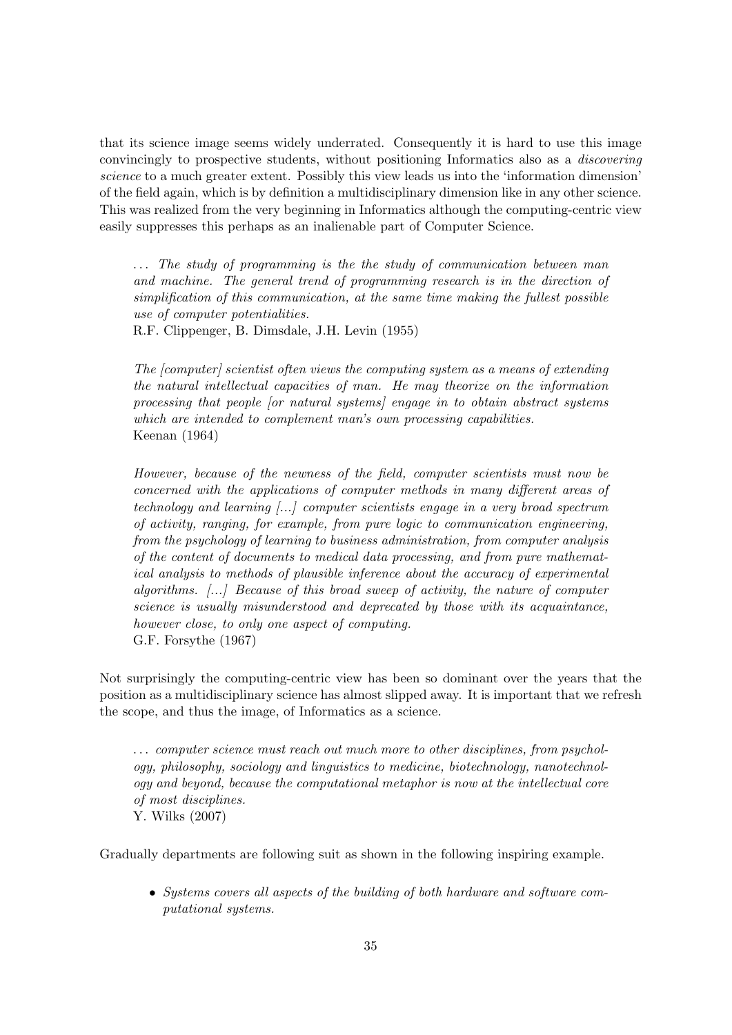that its science image seems widely underrated. Consequently it is hard to use this image convincingly to prospective students, without positioning Informatics also as a *discovering science* to a much greater extent. Possibly this view leads us into the 'information dimension' of the field again, which is by definition a multidisciplinary dimension like in any other science. This was realized from the very beginning in Informatics although the computing-centric view easily suppresses this perhaps as an inalienable part of Computer Science.

> ... *The study of programming is the the study of communication between man and machine. The general trend of programming research is in the direction of simplification of this communication, at the same time making the fullest possible use of computer potentialities.*
> R.F. Clippenger, B. Dimsdale, J.H. Levin (1955)

> *The [computer] scientist often views the computing system as a means of extending the natural intellectual capacities of man. He may theorize on the information processing that people [or natural systems] engage in to obtain abstract systems which are intended to complement man's own processing capabilities.*
> Keenan (1964)

> *However, because of the newness of the field, computer scientists must now be concerned with the applications of computer methods in many different areas of technology and learning [...] computer scientists engage in a very broad spectrum of activity, ranging, for example, from pure logic to communication engineering, from the psychology of learning to business administration, from computer analysis of the content of documents to medical data processing, and from pure mathematical analysis to methods of plausible inference about the accuracy of experimental algorithms. [...] Because of this broad sweep of activity, the nature of computer science is usually misunderstood and deprecated by those with its acquaintance, however close, to only one aspect of computing.*
> G.F. Forsythe (1967)

Not surprisingly the computing-centric view has been so dominant over the years that the position as a multidisciplinary science has almost slipped away. It is important that we refresh the scope, and thus the image, of Informatics as a science.

> ... *computer science must reach out much more to other disciplines, from psychology, philosophy, sociology and linguistics to medicine, biotechnology, nanotechnology and beyond, because the computational metaphor is now at the intellectual core of most disciplines.*
> Y. Wilks (2007)

Gradually departments are following suit as shown in the following inspiring example.

- *Systems covers all aspects of the building of both hardware and software computational systems.*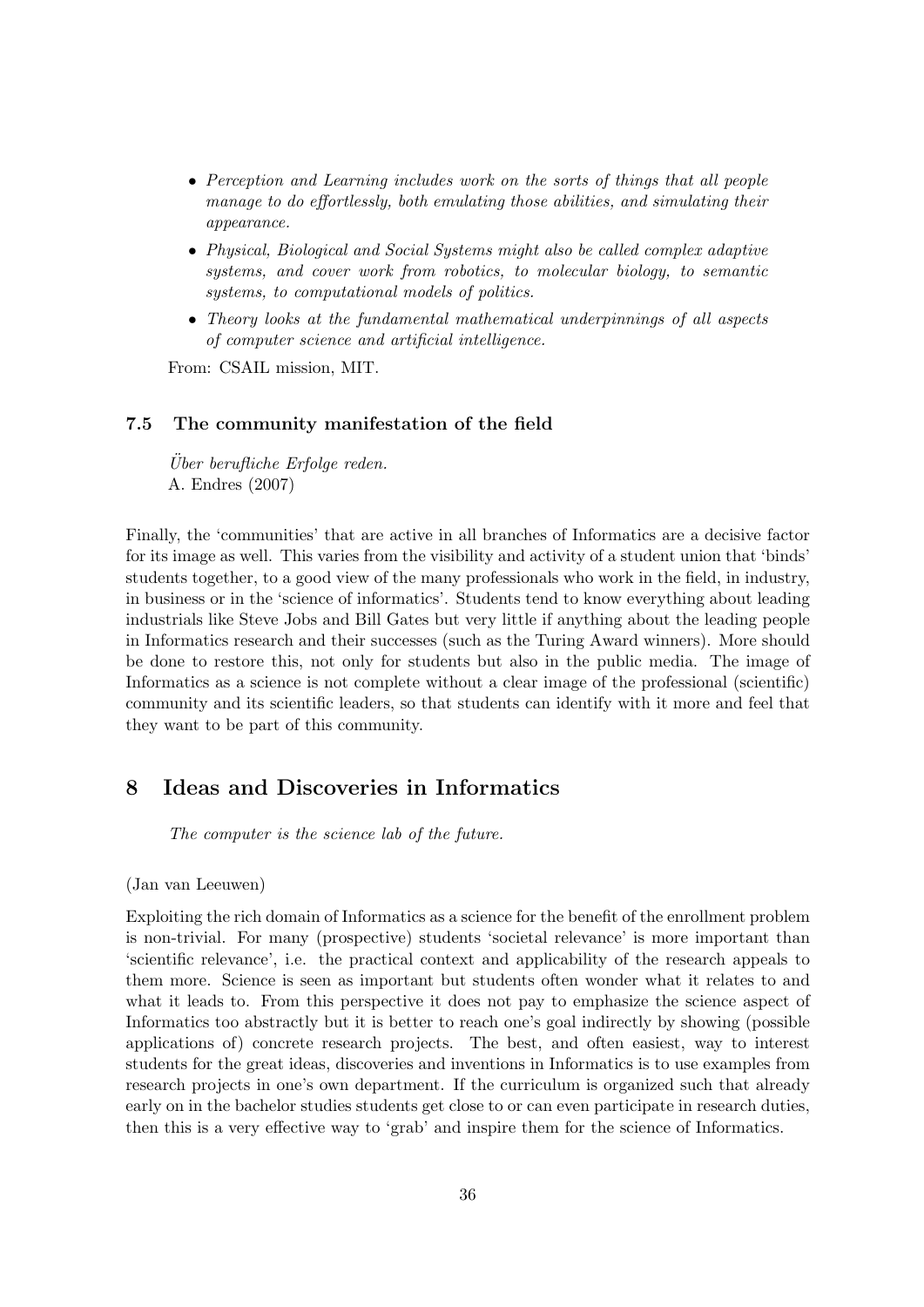- *Perception and Learning includes work on the sorts of things that all people manage to do effortlessly, both emulating those abilities, and simulating their appearance.*
- *Physical, Biological and Social Systems might also be called complex adaptive systems, and cover work from robotics, to molecular biology, to semantic systems, to computational models of politics.*
- *Theory looks at the fundamental mathematical underpinnings of all aspects of computer science and artificial intelligence.*

From: CSAIL mission, MIT.

### 7.5 The community manifestation of the field

*Über berufliche Erfolge reden.*
A. Endres (2007)

Finally, the 'communities' that are active in all branches of Informatics are a decisive factor for its image as well. This varies from the visibility and activity of a student union that 'binds' students together, to a good view of the many professionals who work in the field, in industry, in business or in the 'science of informatics'. Students tend to know everything about leading industrials like Steve Jobs and Bill Gates but very little if anything about the leading people in Informatics research and their successes (such as the Turing Award winners). More should be done to restore this, not only for students but also in the public media. The image of Informatics as a science is not complete without a clear image of the professional (scientific) community and its scientific leaders, so that students can identify with it more and feel that they want to be part of this community.

## 8 Ideas and Discoveries in Informatics

*The computer is the science lab of the future.*

(Jan van Leeuwen)

Exploiting the rich domain of Informatics as a science for the benefit of the enrollment problem is non-trivial. For many (prospective) students 'societal relevance' is more important than 'scientific relevance', i.e. the practical context and applicability of the research appeals to them more. Science is seen as important but students often wonder what it relates to and what it leads to. From this perspective it does not pay to emphasize the science aspect of Informatics too abstractly but it is better to reach one's goal indirectly by showing (possible applications of) concrete research projects. The best, and often easiest, way to interest students for the great ideas, discoveries and inventions in Informatics is to use examples from research projects in one's own department. If the curriculum is organized such that already early on in the bachelor studies students get close to or can even participate in research duties, then this is a very effective way to 'grab' and inspire them for the science of Informatics.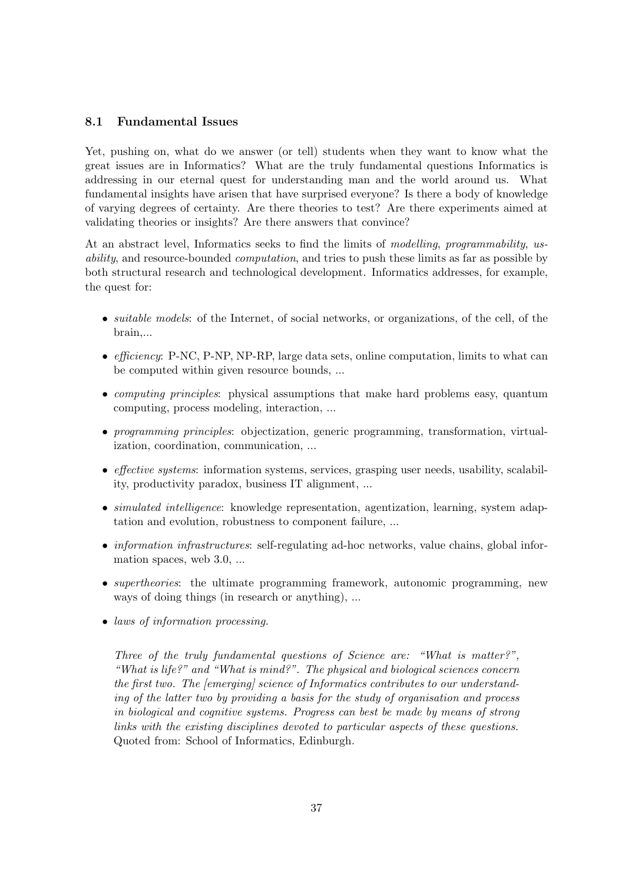### 8.1 Fundamental Issues

Yet, pushing on, what do we answer (or tell) students when they want to know what the great issues are in Informatics? What are the truly fundamental questions Informatics is addressing in our eternal quest for understanding man and the world around us. What fundamental insights have arisen that have surprised everyone? Is there a body of knowledge of varying degrees of certainty. Are there theories to test? Are there experiments aimed at validating theories or insights? Are there answers that convince?

At an abstract level, Informatics seeks to find the limits of *modelling*, *programmability*, *usability*, and resource-bounded *computation*, and tries to push these limits as far as possible by both structural research and technological development. Informatics addresses, for example, the quest for:

- *suitable models*: of the Internet, of social networks, or organizations, of the cell, of the brain,...
- *efficiency*: P-NC, P-NP, NP-RP, large data sets, online computation, limits to what can be computed within given resource bounds, ...
- *computing principles*: physical assumptions that make hard problems easy, quantum computing, process modeling, interaction, ...
- *programming principles*: objectization, generic programming, transformation, virtualization, coordination, communication, ...
- *effective systems*: information systems, services, grasping user needs, usability, scalability, productivity paradox, business IT alignment, ...
- *simulated intelligence*: knowledge representation, agentization, learning, system adaptation and evolution, robustness to component failure, ...
- *information infrastructures*: self-regulating ad-hoc networks, value chains, global information spaces, web 3.0, ...
- *supertheories*: the ultimate programming framework, autonomic programming, new ways of doing things (in research or anything), ...
- *laws of information processing.*

*Three of the truly fundamental questions of Science are: "What is matter?", "What is life?" and "What is mind?". The physical and biological sciences concern the first two. The [emerging] science of Informatics contributes to our understanding of the latter two by providing a basis for the study of organisation and process in biological and cognitive systems. Progress can best be made by means of strong links with the existing disciplines devoted to particular aspects of these questions.* Quoted from: School of Informatics, Edinburgh.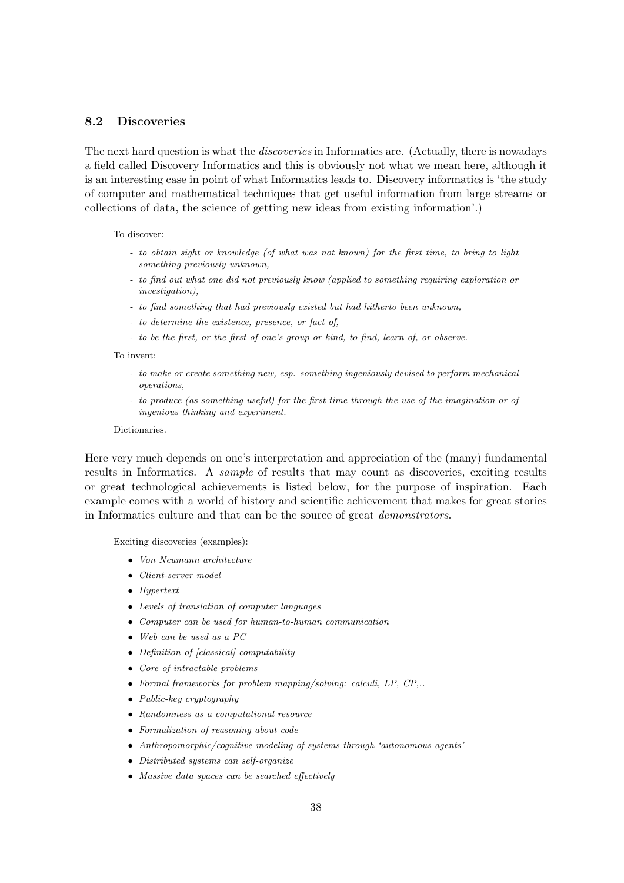### 8.2 Discoveries

The next hard question is what the *discoveries* in Informatics are. (Actually, there is nowadays a field called Discovery Informatics and this is obviously not what we mean here, although it is an interesting case in point of what Informatics leads to. Discovery informatics is 'the study of computer and mathematical techniques that get useful information from large streams or collections of data, the science of getting new ideas from existing information'.)

To discover:

- *to obtain sight or knowledge (of what was not known) for the first time, to bring to light something previously unknown,*
- *to find out what one did not previously know (applied to something requiring exploration or investigation),*
- *to find something that had previously existed but had hitherto been unknown,*
- *to determine the existence, presence, or fact of,*
- *to be the first, or the first of one's group or kind, to find, learn of, or observe.*

To invent:

- *to make or create something new, esp. something ingeniously devised to perform mechanical operations,*
- *to produce (as something useful) for the first time through the use of the imagination or of ingenious thinking and experiment.*

Dictionaries.

Here very much depends on one's interpretation and appreciation of the (many) fundamental results in Informatics. A *sample* of results that may count as discoveries, exciting results or great technological achievements is listed below, for the purpose of inspiration. Each example comes with a world of history and scientific achievement that makes for great stories in Informatics culture and that can be the source of great *demonstrators*.

Exciting discoveries (examples):

- *Von Neumann architecture*
- *Client-server model*
- *Hypertext*
- *Levels of translation of computer languages*
- *Computer can be used for human-to-human communication*
- *Web can be used as a PC*
- *Definition of [classical] computability*
- *Core of intractable problems*
- *Formal frameworks for problem mapping/solving: calculi, LP, CP,..*
- *Public-key cryptography*
- *Randomness as a computational resource*
- *Formalization of reasoning about code*
- *Anthropomorphic/cognitive modeling of systems through 'autonomous agents'*
- *Distributed systems can self-organize*
- *Massive data spaces can be searched effectively*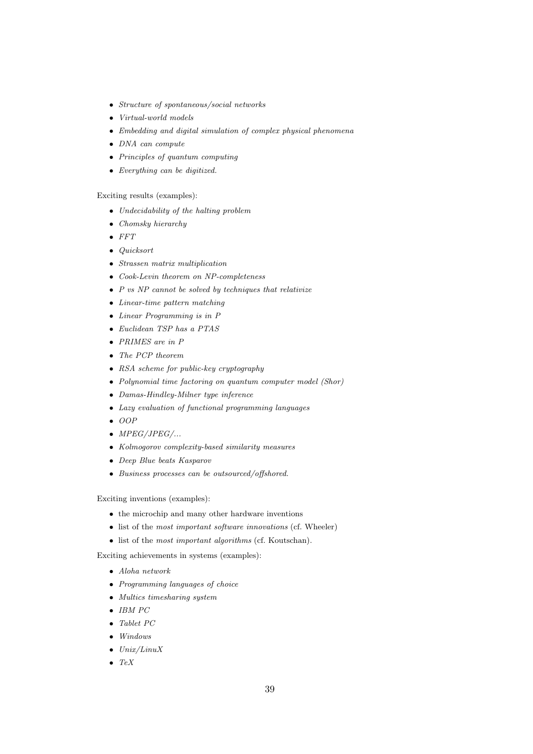- *Structure of spontaneous/social networks*
- *Virtual-world models*
- *Embedding and digital simulation of complex physical phenomena*
- *DNA can compute*
- *Principles of quantum computing*
- *Everything can be digitized.*

Exciting results (examples):

- *Undecidability of the halting problem*
- *Chomsky hierarchy*
- *FFT*
- *Quicksort*
- *Strassen matrix multiplication*
- *Cook-Levin theorem on NP-completeness*
- *P vs NP cannot be solved by techniques that relativize*
- *Linear-time pattern matching*
- *Linear Programming is in P*
- *Euclidean TSP has a PTAS*
- *PRIMES are in P*
- *The PCP theorem*
- *RSA scheme for public-key cryptography*
- *Polynomial time factoring on quantum computer model (Shor)*
- *Damas-Hindley-Milner type inference*
- *Lazy evaluation of functional programming languages*
- *OOP*
- *MPEG/JPEG/...*
- *Kolmogorov complexity-based similarity measures*
- *Deep Blue beats Kasparov*
- *Business processes can be outsourced/offshored.*

Exciting inventions (examples):

- the microchip and many other hardware inventions
- list of the *most important software innovations* (cf. Wheeler)
- list of the *most important algorithms* (cf. Koutschan).

Exciting achievements in systems (examples):

- *Aloha network*
- *Programming languages of choice*
- *Multics timesharing system*
- *IBM PC*
- *Tablet PC*
- *Windows*
- *Unix/LinuX*
- *TeX*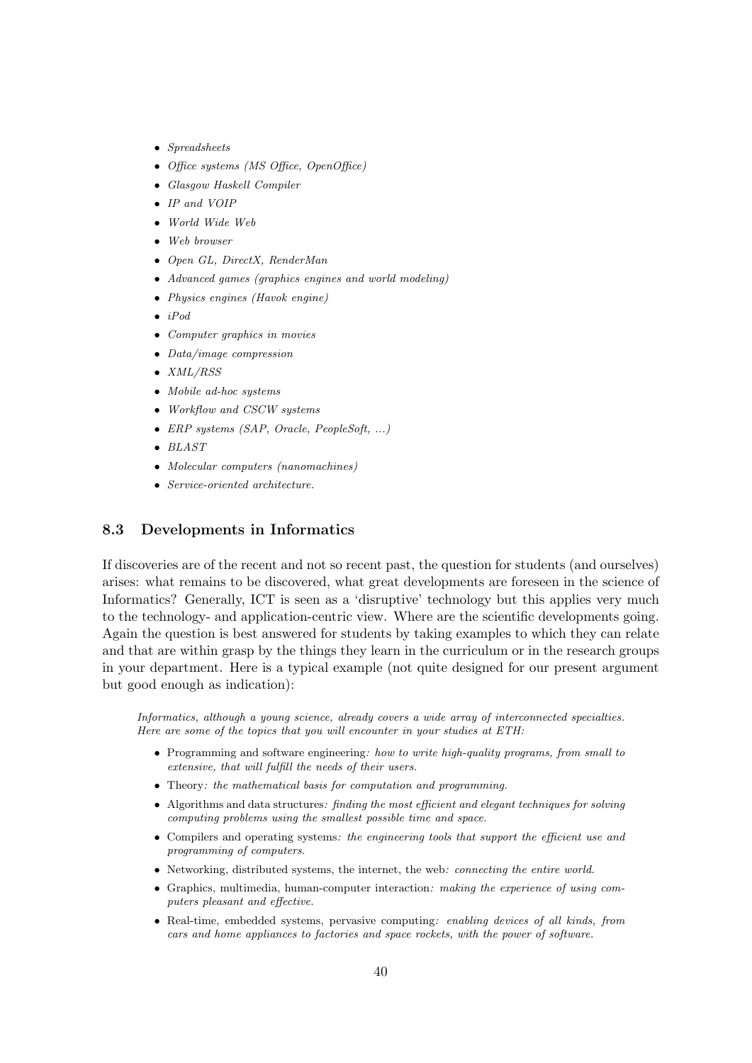- *Spreadsheets*
- *Office systems (MS Office, OpenOffice)*
- *Glasgow Haskell Compiler*
- *IP and VOIP*
- *World Wide Web*
- *Web browser*
- *Open GL, DirectX, RenderMan*
- *Advanced games (graphics engines and world modeling)*
- *Physics engines (Havok engine)*
- *iPod*
- *Computer graphics in movies*
- *Data/image compression*
- *XML/RSS*
- *Mobile ad-hoc systems*
- *Workflow and CSCW systems*
- *ERP systems (SAP, Oracle, PeopleSoft, ...)*
- *BLAST*
- *Molecular computers (nanomachines)*
- *Service-oriented architecture.*

### 8.3 Developments in Informatics

If discoveries are of the recent and not so recent past, the question for students (and ourselves) arises: what remains to be discovered, what great developments are foreseen in the science of Informatics? Generally, ICT is seen as a 'disruptive' technology but this applies very much to the technology- and application-centric view. Where are the scientific developments going. Again the question is best answered for students by taking examples to which they can relate and that are within grasp by the things they learn in the curriculum or in the research groups in your department. Here is a typical example (not quite designed for our present argument but good enough as indication):

> *Informatics, although a young science, already covers a wide array of interconnected specialties. Here are some of the topics that you will encounter in your studies at ETH:*
>
> - Programming and software engineering*: how to write high-quality programs, from small to extensive, that will fulfill the needs of their users.*
> - Theory*: the mathematical basis for computation and programming.*
> - Algorithms and data structures*: finding the most efficient and elegant techniques for solving computing problems using the smallest possible time and space.*
> - Compilers and operating systems*: the engineering tools that support the efficient use and programming of computers.*
> - Networking, distributed systems, the internet, the web*: connecting the entire world.*
> - Graphics, multimedia, human-computer interaction*: making the experience of using computers pleasant and effective.*
> - Real-time, embedded systems, pervasive computing*: enabling devices of all kinds, from cars and home appliances to factories and space rockets, with the power of software.*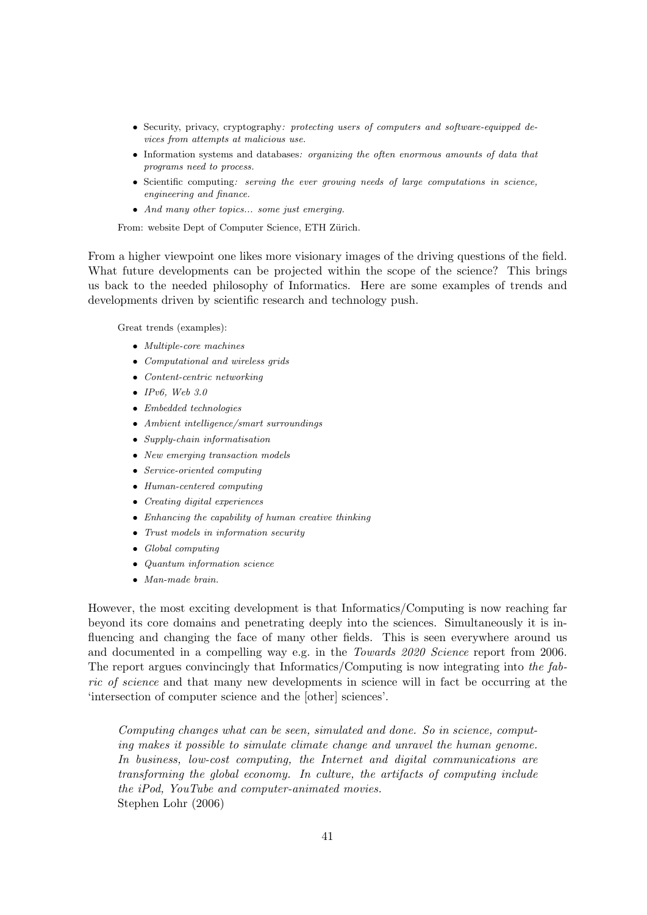- Security, privacy, cryptography*: protecting users of computers and software-equipped devices from attempts at malicious use.*
- Information systems and databases*: organizing the often enormous amounts of data that programs need to process.*
- Scientific computing*: serving the ever growing needs of large computations in science, engineering and finance.*
- *And many other topics... some just emerging.*

From: website Dept of Computer Science, ETH Zürich.

From a higher viewpoint one likes more visionary images of the driving questions of the field. What future developments can be projected within the scope of the science? This brings us back to the needed philosophy of Informatics. Here are some examples of trends and developments driven by scientific research and technology push.

Great trends (examples):

- *Multiple-core machines*
- *Computational and wireless grids*
- *Content-centric networking*
- *IPv6, Web 3.0*
- *Embedded technologies*
- *Ambient intelligence/smart surroundings*
- *Supply-chain informatisation*
- *New emerging transaction models*
- *Service-oriented computing*
- *Human-centered computing*
- *Creating digital experiences*
- *Enhancing the capability of human creative thinking*
- *Trust models in information security*
- *Global computing*
- *Quantum information science*
- *Man-made brain.*

However, the most exciting development is that Informatics/Computing is now reaching far beyond its core domains and penetrating deeply into the sciences. Simultaneously it is influencing and changing the face of many other fields. This is seen everywhere around us and documented in a compelling way e.g. in the *Towards 2020 Science* report from 2006. The report argues convincingly that Informatics/Computing is now integrating into *the fabric of science* and that many new developments in science will in fact be occurring at the 'intersection of computer science and the [other] sciences'.

> *Computing changes what can be seen, simulated and done. So in science, computing makes it possible to simulate climate change and unravel the human genome. In business, low-cost computing, the Internet and digital communications are transforming the global economy. In culture, the artifacts of computing include the iPod, YouTube and computer-animated movies.*
> Stephen Lohr (2006)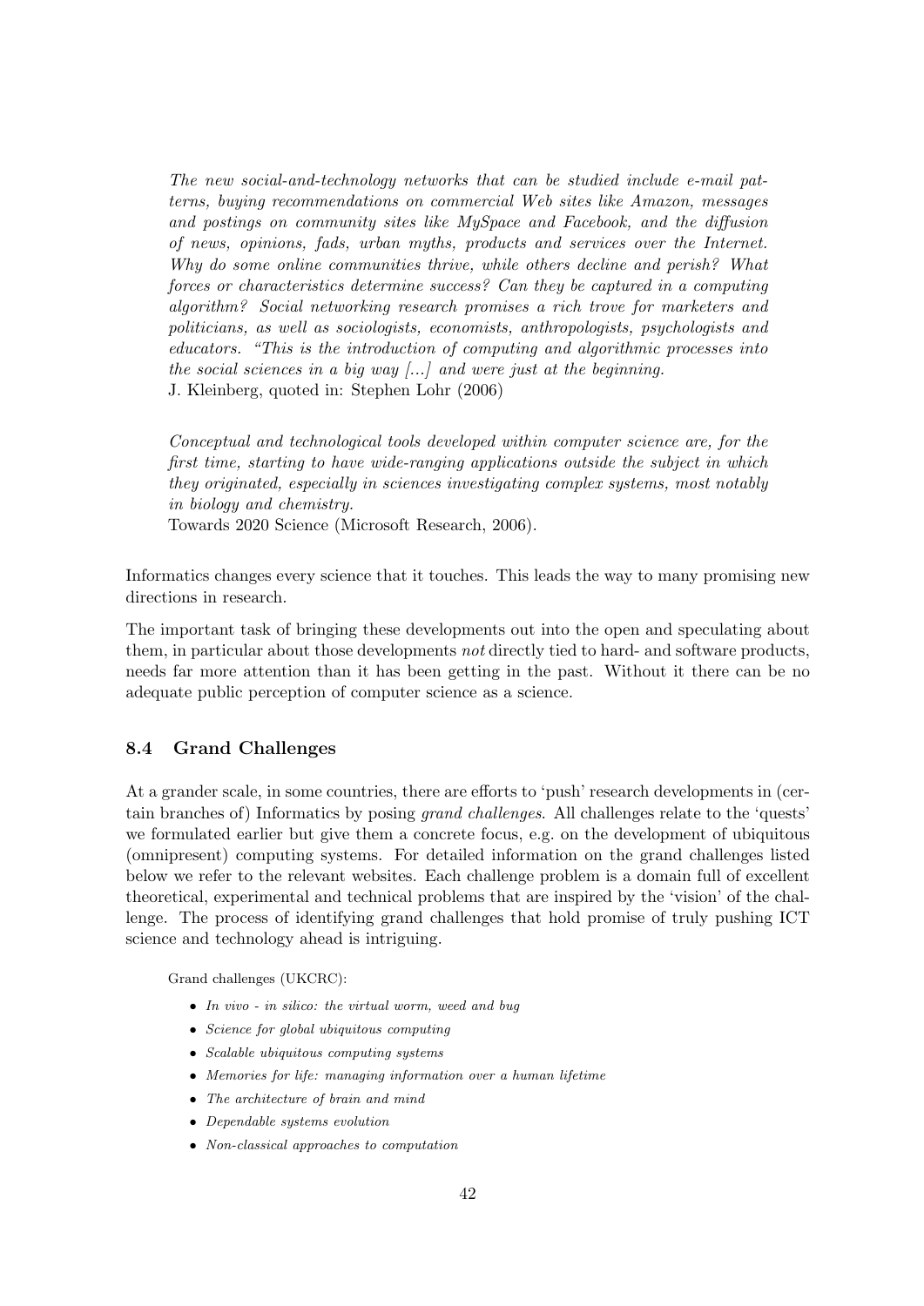*The new social-and-technology networks that can be studied include e-mail patterns, buying recommendations on commercial Web sites like Amazon, messages and postings on community sites like MySpace and Facebook, and the diffusion of news, opinions, fads, urban myths, products and services over the Internet. Why do some online communities thrive, while others decline and perish? What forces or characteristics determine success? Can they be captured in a computing algorithm? Social networking research promises a rich trove for marketers and politicians, as well as sociologists, economists, anthropologists, psychologists and educators. "This is the introduction of computing and algorithmic processes into the social sciences in a big way [...] and were just at the beginning.*
J. Kleinberg, quoted in: Stephen Lohr (2006)

*Conceptual and technological tools developed within computer science are, for the first time, starting to have wide-ranging applications outside the subject in which they originated, especially in sciences investigating complex systems, most notably in biology and chemistry.*
Towards 2020 Science (Microsoft Research, 2006).

Informatics changes every science that it touches. This leads the way to many promising new directions in research.

The important task of bringing these developments out into the open and speculating about them, in particular about those developments *not* directly tied to hard- and software products, needs far more attention than it has been getting in the past. Without it there can be no adequate public perception of computer science as a science.

### 8.4 Grand Challenges

At a grander scale, in some countries, there are efforts to 'push' research developments in (certain branches of) Informatics by posing *grand challenges*. All challenges relate to the 'quests' we formulated earlier but give them a concrete focus, e.g. on the development of ubiquitous (omnipresent) computing systems. For detailed information on the grand challenges listed below we refer to the relevant websites. Each challenge problem is a domain full of excellent theoretical, experimental and technical problems that are inspired by the 'vision' of the challenge. The process of identifying grand challenges that hold promise of truly pushing ICT science and technology ahead is intriguing.

Grand challenges (UKCRC):

- *In vivo - in silico: the virtual worm, weed and bug*
- *Science for global ubiquitous computing*
- *Scalable ubiquitous computing systems*
- *Memories for life: managing information over a human lifetime*
- *The architecture of brain and mind*
- *Dependable systems evolution*
- *Non-classical approaches to computation*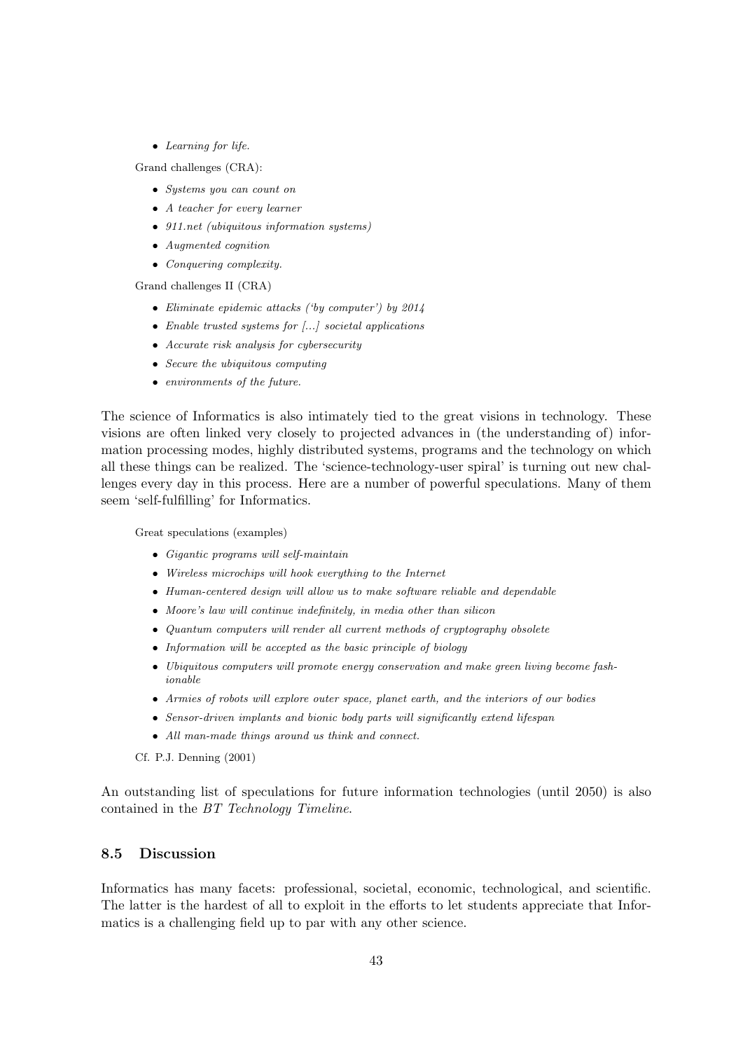- *Learning for life.*

Grand challenges (CRA):

- *Systems you can count on*
- *A teacher for every learner*
- *911.net (ubiquitous information systems)*
- *Augmented cognition*
- *Conquering complexity.*

Grand challenges II (CRA)

- *Eliminate epidemic attacks ('by computer') by 2014*
- *Enable trusted systems for [...] societal applications*
- *Accurate risk analysis for cybersecurity*
- *Secure the ubiquitous computing*
- *environments of the future.*

The science of Informatics is also intimately tied to the great visions in technology. These visions are often linked very closely to projected advances in (the understanding of) information processing modes, highly distributed systems, programs and the technology on which all these things can be realized. The 'science-technology-user spiral' is turning out new challenges every day in this process. Here are a number of powerful speculations. Many of them seem 'self-fulfilling' for Informatics.

Great speculations (examples)

- *Gigantic programs will self-maintain*
- *Wireless microchips will hook everything to the Internet*
- *Human-centered design will allow us to make software reliable and dependable*
- *Moore's law will continue indefinitely, in media other than silicon*
- *Quantum computers will render all current methods of cryptography obsolete*
- *Information will be accepted as the basic principle of biology*
- *Ubiquitous computers will promote energy conservation and make green living become fashionable*
- *Armies of robots will explore outer space, planet earth, and the interiors of our bodies*
- *Sensor-driven implants and bionic body parts will significantly extend lifespan*
- *All man-made things around us think and connect.*

Cf. P.J. Denning (2001)

An outstanding list of speculations for future information technologies (until 2050) is also contained in the *BT Technology Timeline*.

### 8.5 Discussion

Informatics has many facets: professional, societal, economic, technological, and scientific. The latter is the hardest of all to exploit in the efforts to let students appreciate that Informatics is a challenging field up to par with any other science.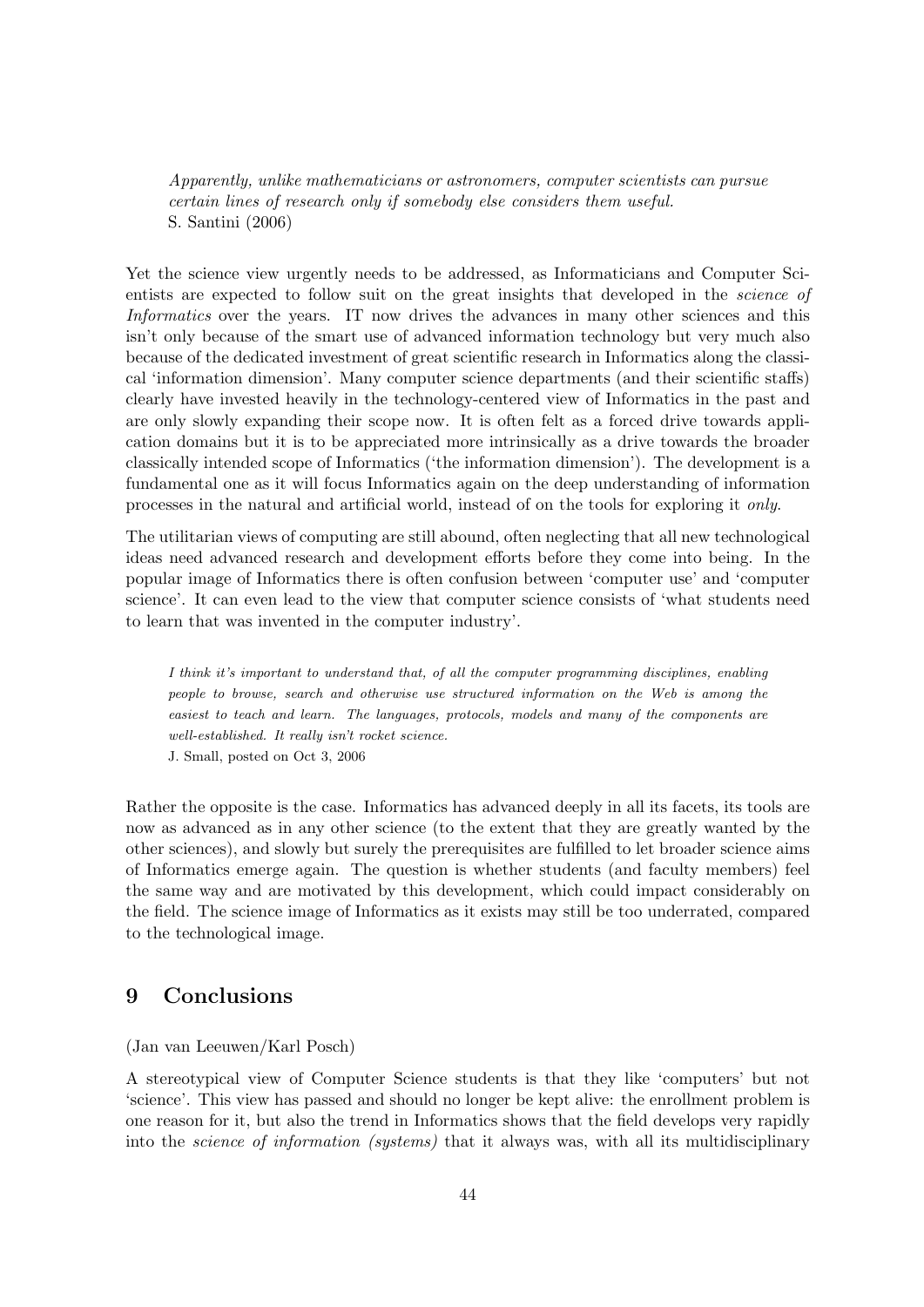> *Apparently, unlike mathematicians or astronomers, computer scientists can pursue certain lines of research only if somebody else considers them useful.*
> S. Santini (2006)

Yet the science view urgently needs to be addressed, as Informaticians and Computer Scientists are expected to follow suit on the great insights that developed in the *science of Informatics* over the years. IT now drives the advances in many other sciences and this isn't only because of the smart use of advanced information technology but very much also because of the dedicated investment of great scientific research in Informatics along the classical 'information dimension'. Many computer science departments (and their scientific staffs) clearly have invested heavily in the technology-centered view of Informatics in the past and are only slowly expanding their scope now. It is often felt as a forced drive towards application domains but it is to be appreciated more intrinsically as a drive towards the broader classically intended scope of Informatics ('the information dimension'). The development is a fundamental one as it will focus Informatics again on the deep understanding of information processes in the natural and artificial world, instead of on the tools for exploring it *only*.

The utilitarian views of computing are still abound, often neglecting that all new technological ideas need advanced research and development efforts before they come into being. In the popular image of Informatics there is often confusion between 'computer use' and 'computer science'. It can even lead to the view that computer science consists of 'what students need to learn that was invented in the computer industry'.

> *I think it's important to understand that, of all the computer programming disciplines, enabling people to browse, search and otherwise use structured information on the Web is among the easiest to teach and learn. The languages, protocols, models and many of the components are well-established. It really isn't rocket science.*
> J. Small, posted on Oct 3, 2006

Rather the opposite is the case. Informatics has advanced deeply in all its facets, its tools are now as advanced as in any other science (to the extent that they are greatly wanted by the other sciences), and slowly but surely the prerequisites are fulfilled to let broader science aims of Informatics emerge again. The question is whether students (and faculty members) feel the same way and are motivated by this development, which could impact considerably on the field. The science image of Informatics as it exists may still be too underrated, compared to the technological image.

## 9 Conclusions

(Jan van Leeuwen/Karl Posch)

A stereotypical view of Computer Science students is that they like 'computers' but not 'science'. This view has passed and should no longer be kept alive: the enrollment problem is one reason for it, but also the trend in Informatics shows that the field develops very rapidly into the *science of information (systems)* that it always was, with all its multidisciplinary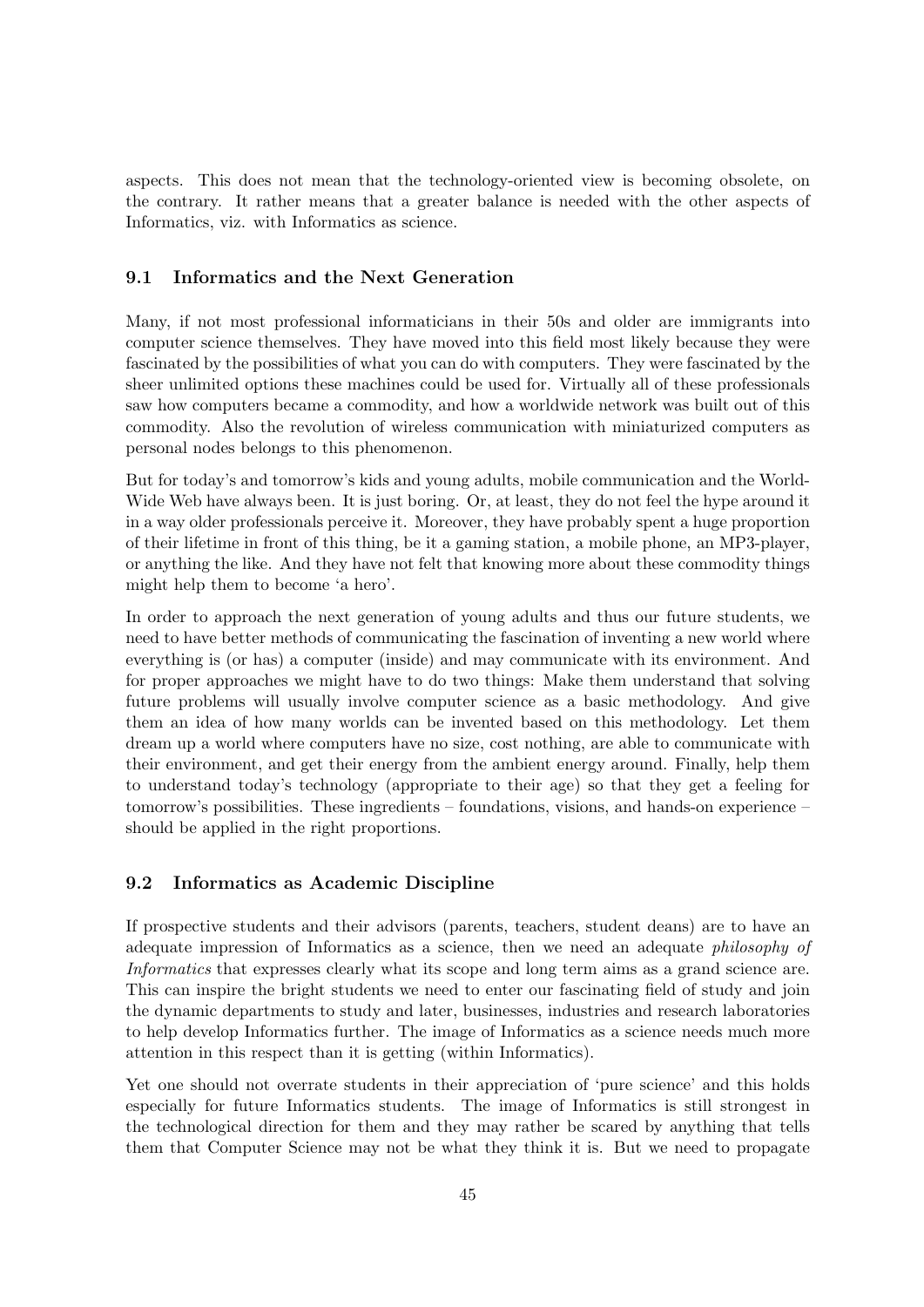aspects. This does not mean that the technology-oriented view is becoming obsolete, on the contrary. It rather means that a greater balance is needed with the other aspects of Informatics, viz. with Informatics as science.

### 9.1 Informatics and the Next Generation

Many, if not most professional informaticians in their 50s and older are immigrants into computer science themselves. They have moved into this field most likely because they were fascinated by the possibilities of what you can do with computers. They were fascinated by the sheer unlimited options these machines could be used for. Virtually all of these professionals saw how computers became a commodity, and how a worldwide network was built out of this commodity. Also the revolution of wireless communication with miniaturized computers as personal nodes belongs to this phenomenon.

But for today's and tomorrow's kids and young adults, mobile communication and the World-Wide Web have always been. It is just boring. Or, at least, they do not feel the hype around it in a way older professionals perceive it. Moreover, they have probably spent a huge proportion of their lifetime in front of this thing, be it a gaming station, a mobile phone, an MP3-player, or anything the like. And they have not felt that knowing more about these commodity things might help them to become 'a hero'.

In order to approach the next generation of young adults and thus our future students, we need to have better methods of communicating the fascination of inventing a new world where everything is (or has) a computer (inside) and may communicate with its environment. And for proper approaches we might have to do two things: Make them understand that solving future problems will usually involve computer science as a basic methodology. And give them an idea of how many worlds can be invented based on this methodology. Let them dream up a world where computers have no size, cost nothing, are able to communicate with their environment, and get their energy from the ambient energy around. Finally, help them to understand today's technology (appropriate to their age) so that they get a feeling for tomorrow's possibilities. These ingredients – foundations, visions, and hands-on experience – should be applied in the right proportions.

### 9.2 Informatics as Academic Discipline

If prospective students and their advisors (parents, teachers, student deans) are to have an adequate impression of Informatics as a science, then we need an adequate *philosophy of Informatics* that expresses clearly what its scope and long term aims as a grand science are. This can inspire the bright students we need to enter our fascinating field of study and join the dynamic departments to study and later, businesses, industries and research laboratories to help develop Informatics further. The image of Informatics as a science needs much more attention in this respect than it is getting (within Informatics).

Yet one should not overrate students in their appreciation of 'pure science' and this holds especially for future Informatics students. The image of Informatics is still strongest in the technological direction for them and they may rather be scared by anything that tells them that Computer Science may not be what they think it is. But we need to propagate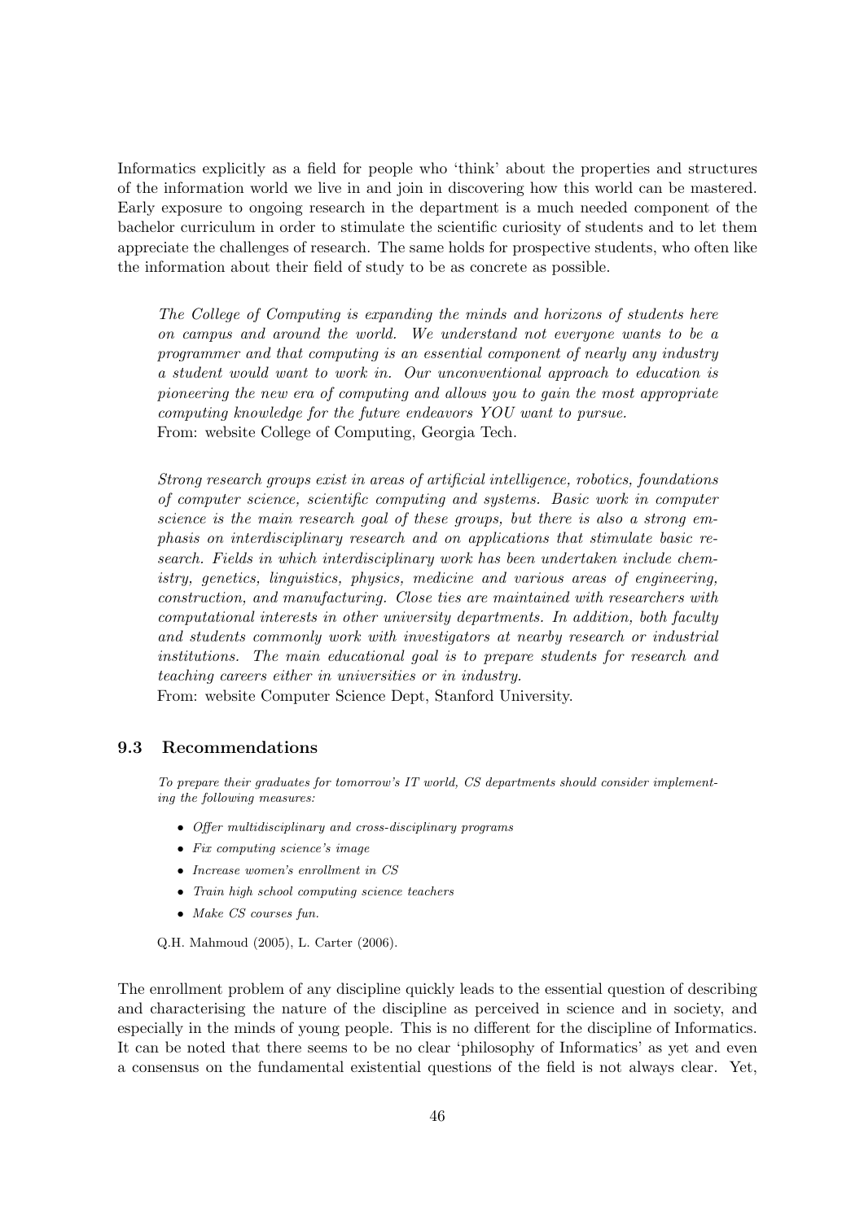Informatics explicitly as a field for people who 'think' about the properties and structures of the information world we live in and join in discovering how this world can be mastered. Early exposure to ongoing research in the department is a much needed component of the bachelor curriculum in order to stimulate the scientific curiosity of students and to let them appreciate the challenges of research. The same holds for prospective students, who often like the information about their field of study to be as concrete as possible.

> *The College of Computing is expanding the minds and horizons of students here on campus and around the world. We understand not everyone wants to be a programmer and that computing is an essential component of nearly any industry a student would want to work in. Our unconventional approach to education is pioneering the new era of computing and allows you to gain the most appropriate computing knowledge for the future endeavors YOU want to pursue.*
> From: website College of Computing, Georgia Tech.

> *Strong research groups exist in areas of artificial intelligence, robotics, foundations of computer science, scientific computing and systems. Basic work in computer science is the main research goal of these groups, but there is also a strong emphasis on interdisciplinary research and on applications that stimulate basic research. Fields in which interdisciplinary work has been undertaken include chemistry, genetics, linguistics, physics, medicine and various areas of engineering, construction, and manufacturing. Close ties are maintained with researchers with computational interests in other university departments. In addition, both faculty and students commonly work with investigators at nearby research or industrial institutions. The main educational goal is to prepare students for research and teaching careers either in universities or in industry.*
> From: website Computer Science Dept, Stanford University.

### 9.3 Recommendations

> *To prepare their graduates for tomorrow's IT world, CS departments should consider implementing the following measures:*
>
> - *Offer multidisciplinary and cross-disciplinary programs*
> - *Fix computing science's image*
> - *Increase women's enrollment in CS*
> - *Train high school computing science teachers*
> - *Make CS courses fun.*
>
> Q.H. Mahmoud (2005), L. Carter (2006).

The enrollment problem of any discipline quickly leads to the essential question of describing and characterising the nature of the discipline as perceived in science and in society, and especially in the minds of young people. This is no different for the discipline of Informatics. It can be noted that there seems to be no clear 'philosophy of Informatics' as yet and even a consensus on the fundamental existential questions of the field is not always clear. Yet,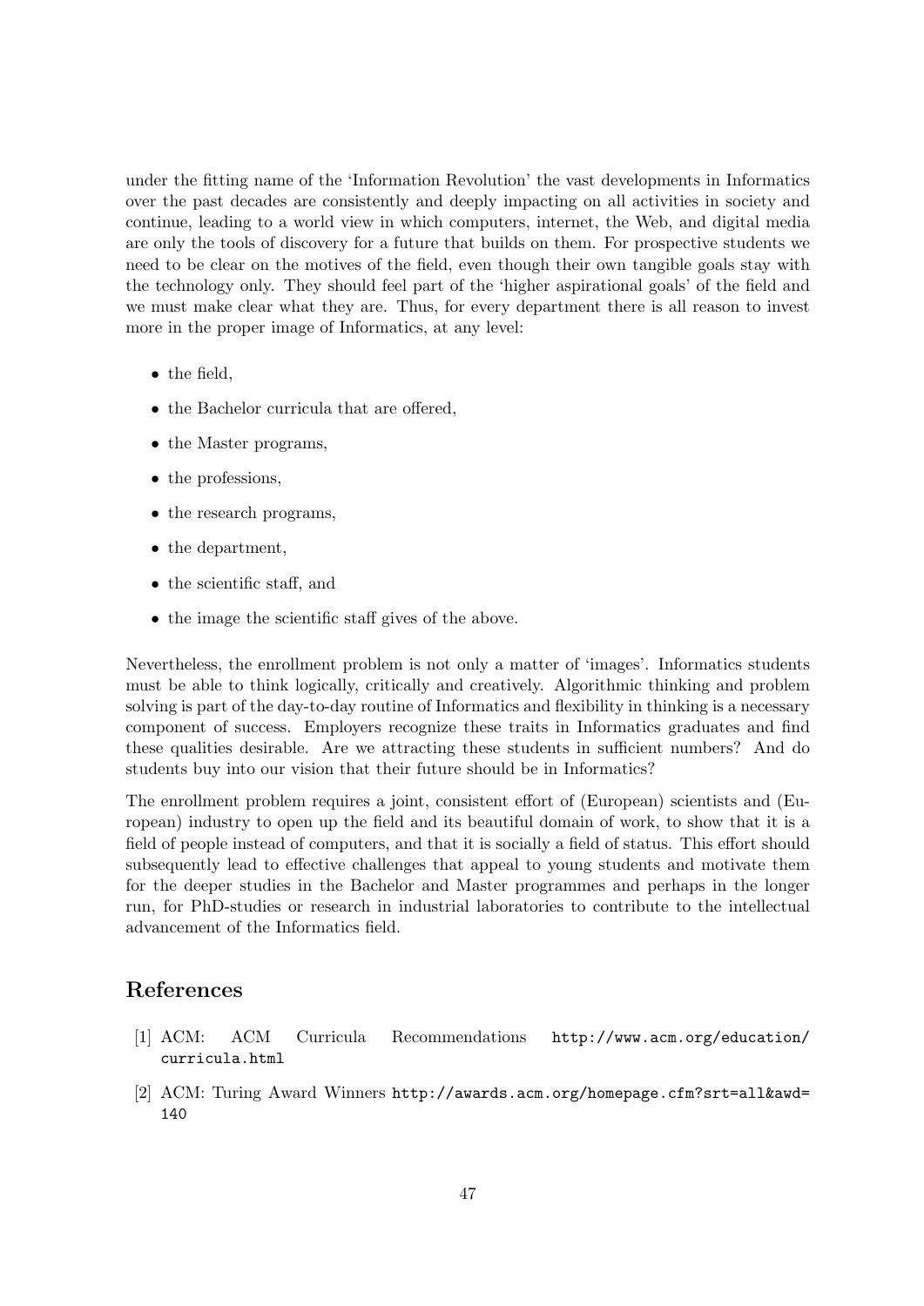under the fitting name of the 'Information Revolution' the vast developments in Informatics over the past decades are consistently and deeply impacting on all activities in society and continue, leading to a world view in which computers, internet, the Web, and digital media are only the tools of discovery for a future that builds on them. For prospective students we need to be clear on the motives of the field, even though their own tangible goals stay with the technology only. They should feel part of the 'higher aspirational goals' of the field and we must make clear what they are. Thus, for every department there is all reason to invest more in the proper image of Informatics, at any level:

- the field,
- the Bachelor curricula that are offered,
- the Master programs,
- the professions,
- the research programs,
- the department,
- the scientific staff, and
- the image the scientific staff gives of the above.

Nevertheless, the enrollment problem is not only a matter of 'images'. Informatics students must be able to think logically, critically and creatively. Algorithmic thinking and problem solving is part of the day-to-day routine of Informatics and flexibility in thinking is a necessary component of success. Employers recognize these traits in Informatics graduates and find these qualities desirable. Are we attracting these students in sufficient numbers? And do students buy into our vision that their future should be in Informatics?

The enrollment problem requires a joint, consistent effort of (European) scientists and (European) industry to open up the field and its beautiful domain of work, to show that it is a field of people instead of computers, and that it is socially a field of status. This effort should subsequently lead to effective challenges that appeal to young students and motivate them for the deeper studies in the Bachelor and Master programmes and perhaps in the longer run, for PhD-studies or research in industrial laboratories to contribute to the intellectual advancement of the Informatics field.

## References

[1] ACM: ACM Curricula Recommendations http://www.acm.org/education/curricula.html

[2] ACM: Turing Award Winners http://awards.acm.org/homepage.cfm?srt=all&awd=140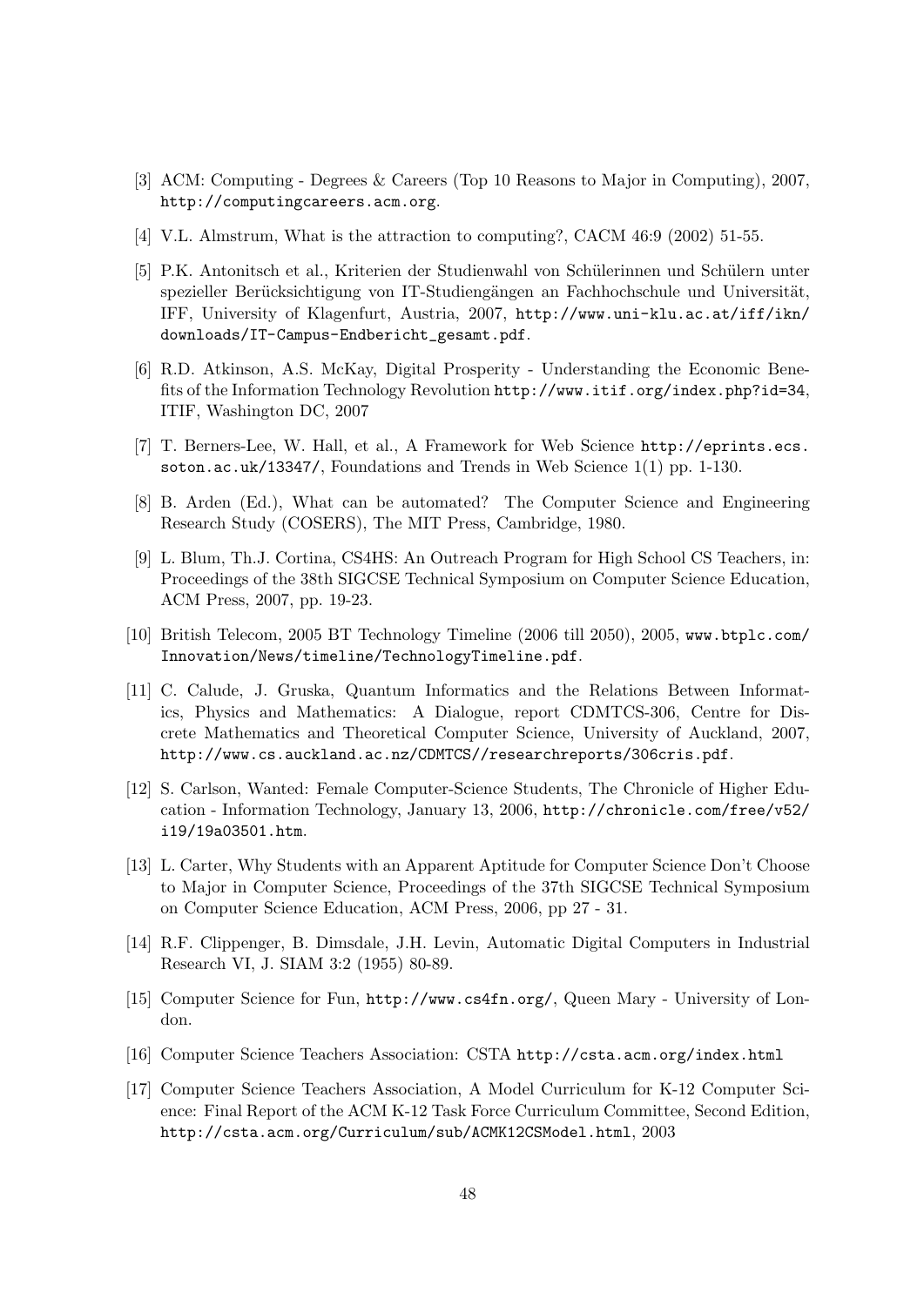[3] ACM: Computing - Degrees & Careers (Top 10 Reasons to Major in Computing), 2007, http://computingcareers.acm.org.

[4] V.L. Almstrum, What is the attraction to computing?, CACM 46:9 (2002) 51-55.

[5] P.K. Antonitsch et al., Kriterien der Studienwahl von Schülerinnen und Schülern unter spezieller Berücksichtigung von IT-Studiengängen an Fachhochschule und Universität, IFF, University of Klagenfurt, Austria, 2007, http://www.uni-klu.ac.at/iff/ikn/downloads/IT-Campus-Endbericht_gesamt.pdf.

[6] R.D. Atkinson, A.S. McKay, Digital Prosperity - Understanding the Economic Benefits of the Information Technology Revolution http://www.itif.org/index.php?id=34, ITIF, Washington DC, 2007

[7] T. Berners-Lee, W. Hall, et al., A Framework for Web Science http://eprints.ecs.soton.ac.uk/13347/, Foundations and Trends in Web Science 1(1) pp. 1-130.

[8] B. Arden (Ed.), What can be automated? The Computer Science and Engineering Research Study (COSERS), The MIT Press, Cambridge, 1980.

[9] L. Blum, Th.J. Cortina, CS4HS: An Outreach Program for High School CS Teachers, in: Proceedings of the 38th SIGCSE Technical Symposium on Computer Science Education, ACM Press, 2007, pp. 19-23.

[10] British Telecom, 2005 BT Technology Timeline (2006 till 2050), 2005, www.btplc.com/Innovation/News/timeline/TechnologyTimeline.pdf.

[11] C. Calude, J. Gruska, Quantum Informatics and the Relations Between Informatics, Physics and Mathematics: A Dialogue, report CDMTCS-306, Centre for Discrete Mathematics and Theoretical Computer Science, University of Auckland, 2007, http://www.cs.auckland.ac.nz/CDMTCS//researchreports/306cris.pdf.

[12] S. Carlson, Wanted: Female Computer-Science Students, The Chronicle of Higher Education - Information Technology, January 13, 2006, http://chronicle.com/free/v52/i19/19a03501.htm.

[13] L. Carter, Why Students with an Apparent Aptitude for Computer Science Don't Choose to Major in Computer Science, Proceedings of the 37th SIGCSE Technical Symposium on Computer Science Education, ACM Press, 2006, pp 27 - 31.

[14] R.F. Clippenger, B. Dimsdale, J.H. Levin, Automatic Digital Computers in Industrial Research VI, J. SIAM 3:2 (1955) 80-89.

[15] Computer Science for Fun, http://www.cs4fn.org/, Queen Mary - University of London.

[16] Computer Science Teachers Association: CSTA http://csta.acm.org/index.html

[17] Computer Science Teachers Association, A Model Curriculum for K-12 Computer Science: Final Report of the ACM K-12 Task Force Curriculum Committee, Second Edition, http://csta.acm.org/Curriculum/sub/ACMK12CSModel.html, 2003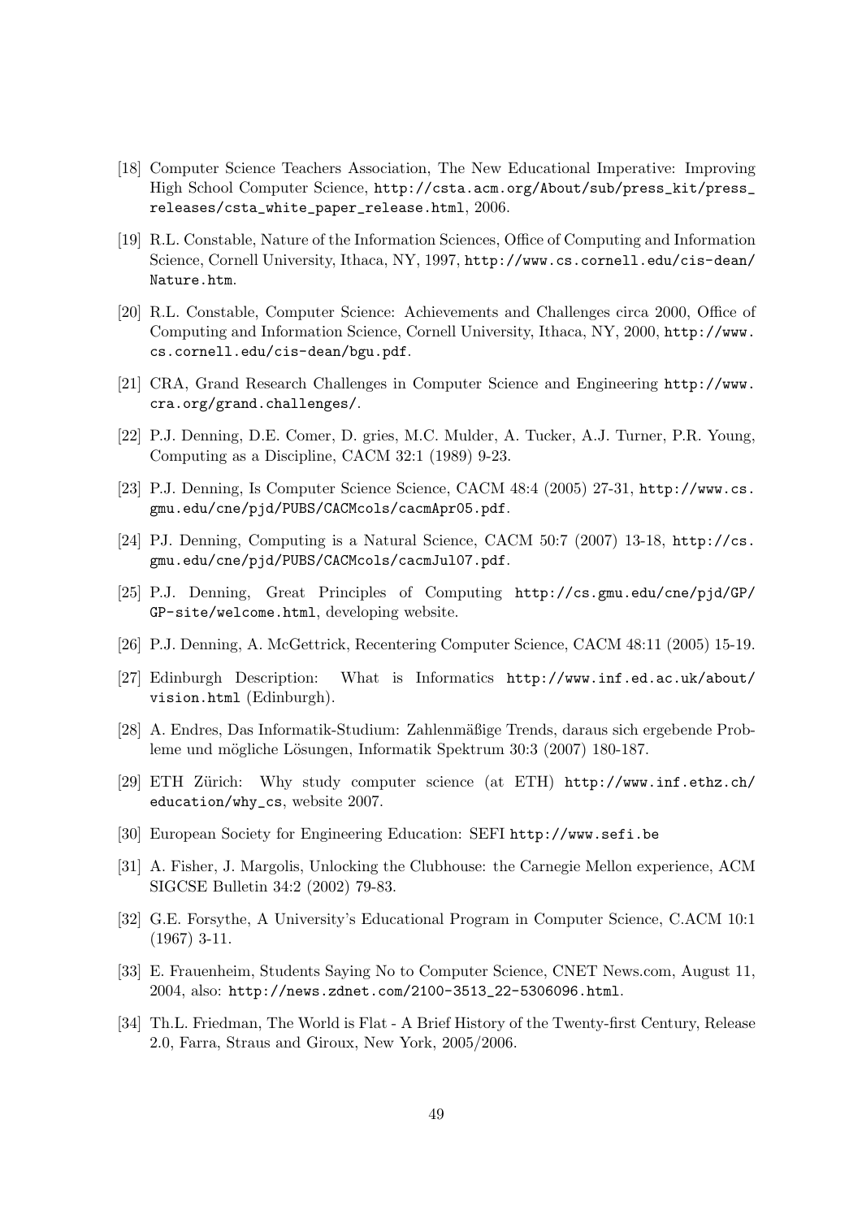[18] Computer Science Teachers Association, The New Educational Imperative: Improving High School Computer Science, http://csta.acm.org/About/sub/press_kit/press_releases/csta_white_paper_release.html, 2006.

[19] R.L. Constable, Nature of the Information Sciences, Office of Computing and Information Science, Cornell University, Ithaca, NY, 1997, http://www.cs.cornell.edu/cis-dean/Nature.htm.

[20] R.L. Constable, Computer Science: Achievements and Challenges circa 2000, Office of Computing and Information Science, Cornell University, Ithaca, NY, 2000, http://www.cs.cornell.edu/cis-dean/bgu.pdf.

[21] CRA, Grand Research Challenges in Computer Science and Engineering http://www.cra.org/grand.challenges/.

[22] P.J. Denning, D.E. Comer, D. gries, M.C. Mulder, A. Tucker, A.J. Turner, P.R. Young, Computing as a Discipline, CACM 32:1 (1989) 9-23.

[23] P.J. Denning, Is Computer Science Science, CACM 48:4 (2005) 27-31, http://www.cs.gmu.edu/cne/pjd/PUBS/CACMcols/cacmApr05.pdf.

[24] PJ. Denning, Computing is a Natural Science, CACM 50:7 (2007) 13-18, http://cs.gmu.edu/cne/pjd/PUBS/CACMcols/cacmJul07.pdf.

[25] P.J. Denning, Great Principles of Computing http://cs.gmu.edu/cne/pjd/GP/GP-site/welcome.html, developing website.

[26] P.J. Denning, A. McGettrick, Recentering Computer Science, CACM 48:11 (2005) 15-19.

[27] Edinburgh Description: What is Informatics http://www.inf.ed.ac.uk/about/vision.html (Edinburgh).

[28] A. Endres, Das Informatik-Studium: Zahlenmäßige Trends, daraus sich ergebende Probleme und mögliche Lösungen, Informatik Spektrum 30:3 (2007) 180-187.

[29] ETH Zürich: Why study computer science (at ETH) http://www.inf.ethz.ch/education/why_cs, website 2007.

[30] European Society for Engineering Education: SEFI http://www.sefi.be

[31] A. Fisher, J. Margolis, Unlocking the Clubhouse: the Carnegie Mellon experience, ACM SIGCSE Bulletin 34:2 (2002) 79-83.

[32] G.E. Forsythe, A University's Educational Program in Computer Science, C.ACM 10:1 (1967) 3-11.

[33] E. Frauenheim, Students Saying No to Computer Science, CNET News.com, August 11, 2004, also: http://news.zdnet.com/2100-3513_22-5306096.html.

[34] Th.L. Friedman, The World is Flat - A Brief History of the Twenty-first Century, Release 2.0, Farra, Straus and Giroux, New York, 2005/2006.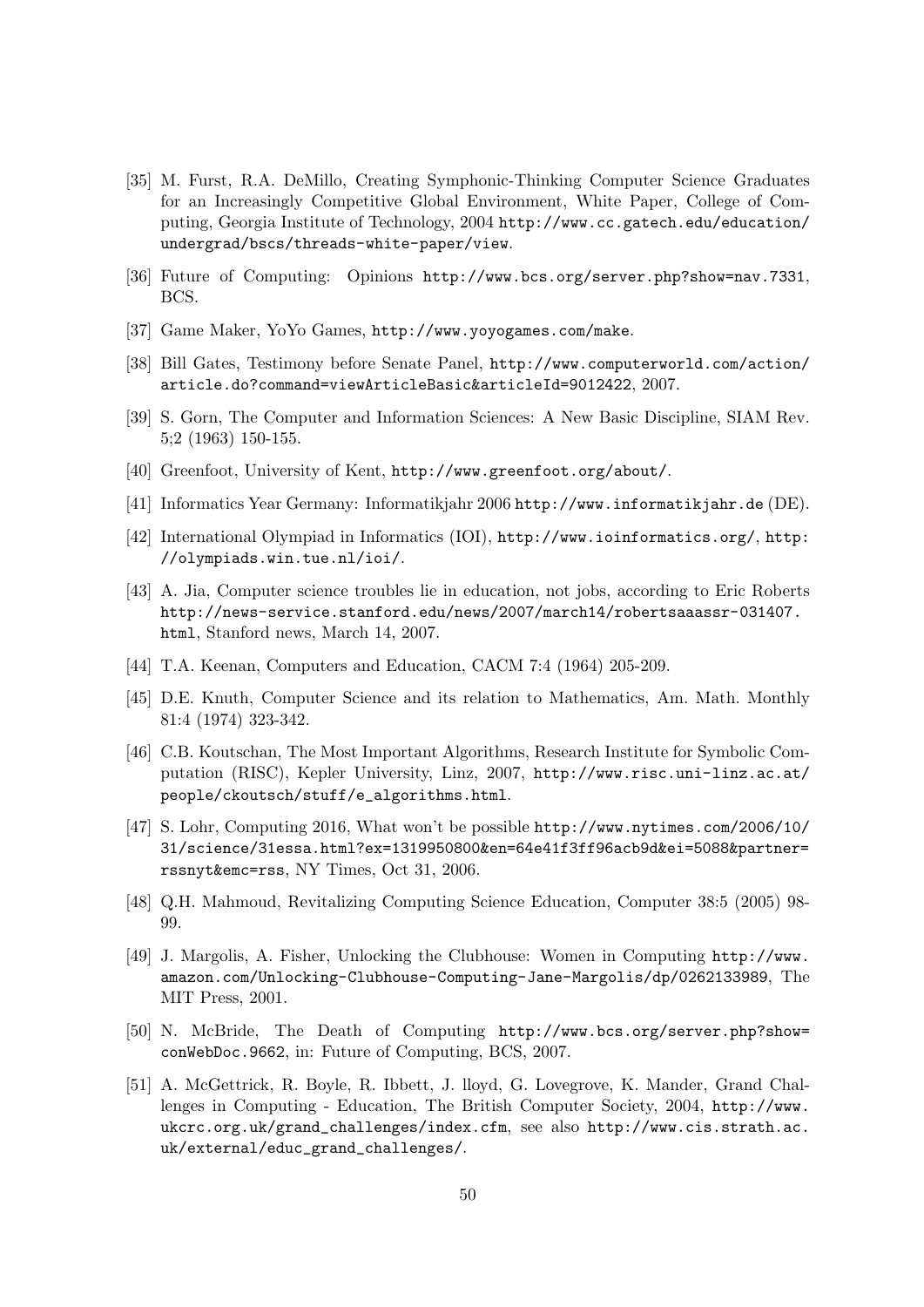[35] M. Furst, R.A. DeMillo, Creating Symphonic-Thinking Computer Science Graduates for an Increasingly Competitive Global Environment, White Paper, College of Computing, Georgia Institute of Technology, 2004 http://www.cc.gatech.edu/education/undergrad/bscs/threads-white-paper/view.

[36] Future of Computing: Opinions http://www.bcs.org/server.php?show=nav.7331, BCS.

[37] Game Maker, YoYo Games, http://www.yoyogames.com/make.

[38] Bill Gates, Testimony before Senate Panel, http://www.computerworld.com/action/article.do?command=viewArticleBasic&articleId=9012422, 2007.

[39] S. Gorn, The Computer and Information Sciences: A New Basic Discipline, SIAM Rev. 5;2 (1963) 150-155.

[40] Greenfoot, University of Kent, http://www.greenfoot.org/about/.

[41] Informatics Year Germany: Informatikjahr 2006 http://www.informatikjahr.de (DE).

[42] International Olympiad in Informatics (IOI), http://www.ioinformatics.org/, http://olympiads.win.tue.nl/ioi/.

[43] A. Jia, Computer science troubles lie in education, not jobs, according to Eric Roberts http://news-service.stanford.edu/news/2007/march14/robertsaaassr-031407.html, Stanford news, March 14, 2007.

[44] T.A. Keenan, Computers and Education, CACM 7:4 (1964) 205-209.

[45] D.E. Knuth, Computer Science and its relation to Mathematics, Am. Math. Monthly 81:4 (1974) 323-342.

[46] C.B. Koutschan, The Most Important Algorithms, Research Institute for Symbolic Computation (RISC), Kepler University, Linz, 2007, http://www.risc.uni-linz.ac.at/people/ckoutsch/stuff/e_algorithms.html.

[47] S. Lohr, Computing 2016, What won't be possible http://www.nytimes.com/2006/10/31/science/31essa.html?ex=1319950800&en=64e41f3ff96acb9d&ei=5088&partner=rssnyt&emc=rss, NY Times, Oct 31, 2006.

[48] Q.H. Mahmoud, Revitalizing Computing Science Education, Computer 38:5 (2005) 98-99.

[49] J. Margolis, A. Fisher, Unlocking the Clubhouse: Women in Computing http://www.amazon.com/Unlocking-Clubhouse-Computing-Jane-Margolis/dp/0262133989, The MIT Press, 2001.

[50] N. McBride, The Death of Computing http://www.bcs.org/server.php?show=conWebDoc.9662, in: Future of Computing, BCS, 2007.

[51] A. McGettrick, R. Boyle, R. Ibbett, J. lloyd, G. Lovegrove, K. Mander, Grand Challenges in Computing - Education, The British Computer Society, 2004, http://www.ukcrc.org.uk/grand_challenges/index.cfm, see also http://www.cis.strath.ac.uk/external/educ_grand_challenges/.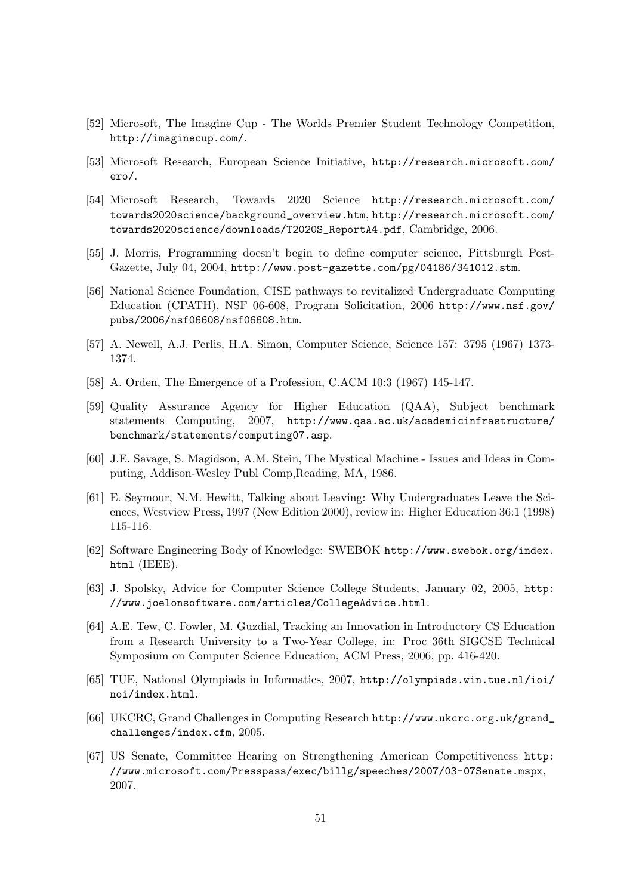[52] Microsoft, The Imagine Cup - The Worlds Premier Student Technology Competition, http://imaginecup.com/.

[53] Microsoft Research, European Science Initiative, http://research.microsoft.com/ero/.

[54] Microsoft Research, Towards 2020 Science http://research.microsoft.com/towards2020science/background_overview.htm, http://research.microsoft.com/towards2020science/downloads/T2020S_ReportA4.pdf, Cambridge, 2006.

[55] J. Morris, Programming doesn't begin to define computer science, Pittsburgh Post-Gazette, July 04, 2004, http://www.post-gazette.com/pg/04186/341012.stm.

[56] National Science Foundation, CISE pathways to revitalized Undergraduate Computing Education (CPATH), NSF 06-608, Program Solicitation, 2006 http://www.nsf.gov/pubs/2006/nsf06608/nsf06608.htm.

[57] A. Newell, A.J. Perlis, H.A. Simon, Computer Science, Science 157: 3795 (1967) 1373-1374.

[58] A. Orden, The Emergence of a Profession, C.ACM 10:3 (1967) 145-147.

[59] Quality Assurance Agency for Higher Education (QAA), Subject benchmark statements Computing, 2007, http://www.qaa.ac.uk/academicinfrastructure/benchmark/statements/computing07.asp.

[60] J.E. Savage, S. Magidson, A.M. Stein, The Mystical Machine - Issues and Ideas in Computing, Addison-Wesley Publ Comp,Reading, MA, 1986.

[61] E. Seymour, N.M. Hewitt, Talking about Leaving: Why Undergraduates Leave the Sciences, Westview Press, 1997 (New Edition 2000), review in: Higher Education 36:1 (1998) 115-116.

[62] Software Engineering Body of Knowledge: SWEBOK http://www.swebok.org/index.html (IEEE).

[63] J. Spolsky, Advice for Computer Science College Students, January 02, 2005, http://www.joelonsoftware.com/articles/CollegeAdvice.html.

[64] A.E. Tew, C. Fowler, M. Guzdial, Tracking an Innovation in Introductory CS Education from a Research University to a Two-Year College, in: Proc 36th SIGCSE Technical Symposium on Computer Science Education, ACM Press, 2006, pp. 416-420.

[65] TUE, National Olympiads in Informatics, 2007, http://olympiads.win.tue.nl/ioi/noi/index.html.

[66] UKCRC, Grand Challenges in Computing Research http://www.ukcrc.org.uk/grand_challenges/index.cfm, 2005.

[67] US Senate, Committee Hearing on Strengthening American Competitiveness http://www.microsoft.com/Presspass/exec/billg/speeches/2007/03-07Senate.mspx, 2007.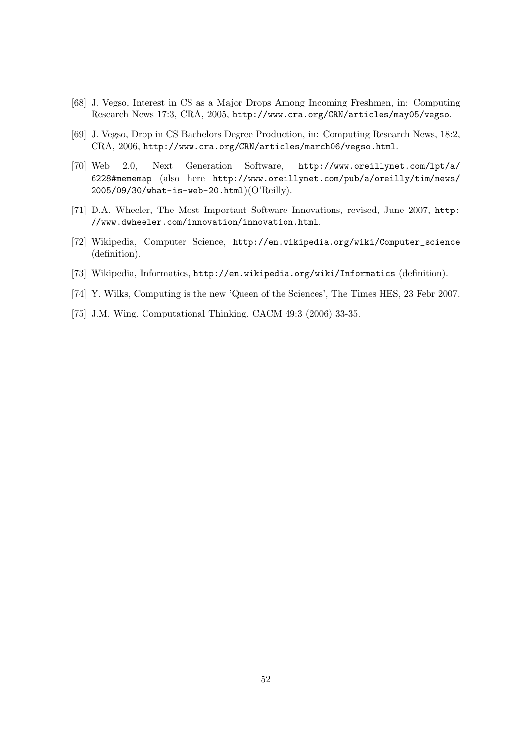[68] J. Vegso, Interest in CS as a Major Drops Among Incoming Freshmen, in: Computing Research News 17:3, CRA, 2005, http://www.cra.org/CRN/articles/may05/vegso.

[69] J. Vegso, Drop in CS Bachelors Degree Production, in: Computing Research News, 18:2, CRA, 2006, http://www.cra.org/CRN/articles/march06/vegso.html.

[70] Web 2.0, Next Generation Software, http://www.oreillynet.com/lpt/a/6228#mememap (also here http://www.oreillynet.com/pub/a/oreilly/tim/news/2005/09/30/what-is-web-20.html)(O'Reilly).

[71] D.A. Wheeler, The Most Important Software Innovations, revised, June 2007, http://www.dwheeler.com/innovation/innovation.html.

[72] Wikipedia, Computer Science, http://en.wikipedia.org/wiki/Computer_science (definition).

[73] Wikipedia, Informatics, http://en.wikipedia.org/wiki/Informatics (definition).

[74] Y. Wilks, Computing is the new 'Queen of the Sciences', The Times HES, 23 Febr 2007.

[75] J.M. Wing, Computational Thinking, CACM 49:3 (2006) 33-35.